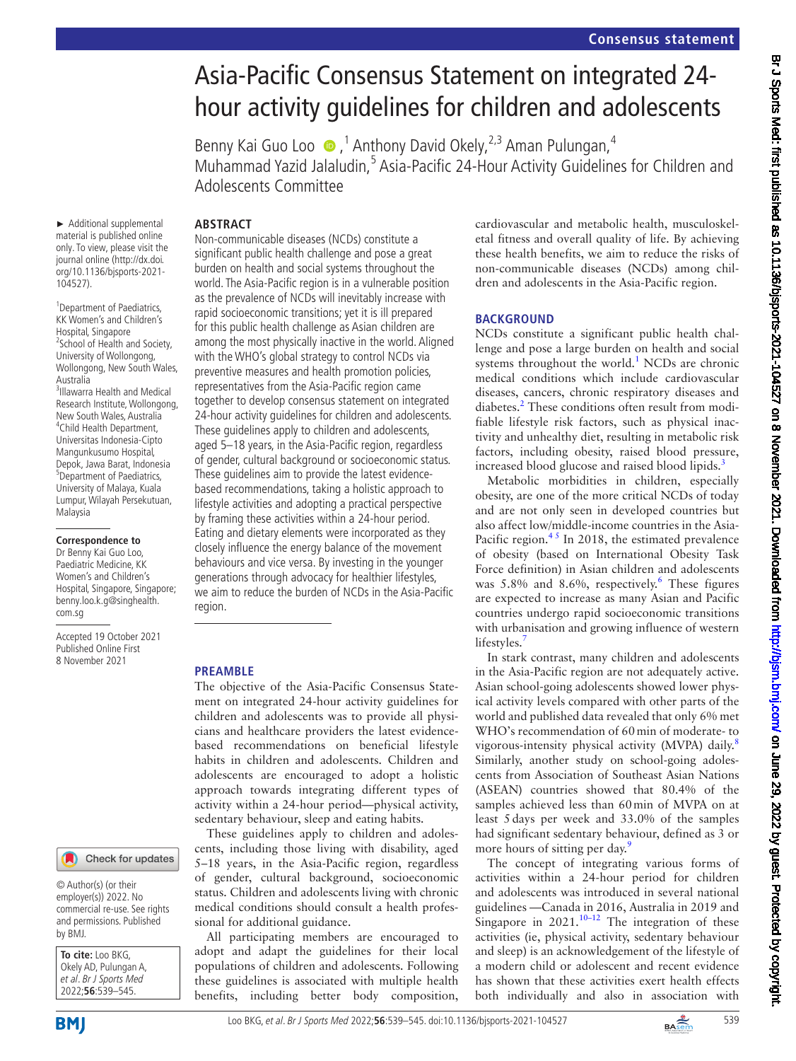# Asia-Pacific Consensus Statement on integrated 24-hour activity guidelines for children and adolescents

Benny Kai Guo Loo,[1] Anthony David Okely,[2,3] Aman Pulungan,[4] Muhammad Yazid Jalaludin,[5] Asia-Pacific 24-Hour Activity Guidelines for Children and Adolescents Committee

► Additional supplemental material is published online only. To view, please visit the journal online (http://dx.doi.org/10.1136/bjsports-2021-104527).

[1]Department of Paediatrics, KK Women's and Children's Hospital, Singapore
[2]School of Health and Society, University of Wollongong, Wollongong, New South Wales, Australia
[3]Illawarra Health and Medical Research Institute, Wollongong, New South Wales, Australia
[4]Child Health Department, Universitas Indonesia-Cipto Mangunkusumo Hospital, Depok, Jawa Barat, Indonesia
[5]Department of Paediatrics, University of Malaya, Kuala Lumpur, Wilayah Persekutuan, Malaysia

**Correspondence to**
Dr Benny Kai Guo Loo, Paediatric Medicine, KK Women's and Children's Hospital, Singapore, Singapore; benny.loo.k.g@singhealth.com.sg

Accepted 19 October 2021
Published Online First 8 November 2021

© Author(s) (or their employer(s)) 2022. No commercial re-use. See rights and permissions. Published by BMJ.

**To cite:** Loo BKG, Okely AD, Pulungan A, *et al. Br J Sports Med* 2022;**56**:539–545.

## ABSTRACT

Non-communicable diseases (NCDs) constitute a significant public health challenge and pose a great burden on health and social systems throughout the world. The Asia-Pacific region is in a vulnerable position as the prevalence of NCDs will inevitably increase with rapid socioeconomic transitions; yet it is ill prepared for this public health challenge as Asian children are among the most physically inactive in the world. Aligned with the WHO's global strategy to control NCDs via preventive measures and health promotion policies, representatives from the Asia-Pacific region came together to develop consensus statement on integrated 24-hour activity guidelines for children and adolescents. These guidelines apply to children and adolescents, aged 5–18 years, in the Asia-Pacific region, regardless of gender, cultural background or socioeconomic status. These guidelines aim to provide the latest evidence-based recommendations, taking a holistic approach to lifestyle activities and adopting a practical perspective by framing these activities within a 24-hour period. Eating and dietary elements were incorporated as they closely influence the energy balance of the movement behaviours and vice versa. By investing in the younger generations through advocacy for healthier lifestyles, we aim to reduce the burden of NCDs in the Asia-Pacific region.

## PREAMBLE

The objective of the Asia-Pacific Consensus Statement on integrated 24-hour activity guidelines for children and adolescents was to provide all physicians and healthcare providers the latest evidence-based recommendations on beneficial lifestyle habits in children and adolescents. Children and adolescents are encouraged to adopt a holistic approach towards integrating different types of activity within a 24-hour period—physical activity, sedentary behaviour, sleep and eating habits.

These guidelines apply to children and adolescents, including those living with disability, aged 5–18 years, in the Asia-Pacific region, regardless of gender, cultural background, socioeconomic status. Children and adolescents living with chronic medical conditions should consult a health professional for additional guidance.

All participating members are encouraged to adopt and adapt the guidelines for their local populations of children and adolescents. Following these guidelines is associated with multiple health benefits, including better body composition, cardiovascular and metabolic health, musculoskeletal fitness and overall quality of life. By achieving these health benefits, we aim to reduce the risks of non-communicable diseases (NCDs) among children and adolescents in the Asia-Pacific region.

## BACKGROUND

NCDs constitute a significant public health challenge and pose a large burden on health and social systems throughout the world.[1] NCDs are chronic medical conditions which include cardiovascular diseases, cancers, chronic respiratory diseases and diabetes.[2] These conditions often result from modifiable lifestyle risk factors, such as physical inactivity and unhealthy diet, resulting in metabolic risk factors, including obesity, raised blood pressure, increased blood glucose and raised blood lipids.[3]

Metabolic morbidities in children, especially obesity, are one of the more critical NCDs of today and are not only seen in developed countries but also affect low/middle-income countries in the Asia-Pacific region.[4,5] In 2018, the estimated prevalence of obesity (based on International Obesity Task Force definition) in Asian children and adolescents was 5.8% and 8.6%, respectively.[6] These figures are expected to increase as many Asian and Pacific countries undergo rapid socioeconomic transitions with urbanisation and growing influence of western lifestyles.[7]

In stark contrast, many children and adolescents in the Asia-Pacific region are not adequately active. Asian school-going adolescents showed lower physical activity levels compared with other parts of the world and published data revealed that only 6% met WHO's recommendation of 60 min of moderate- to vigorous-intensity physical activity (MVPA) daily.[8] Similarly, another study on school-going adolescents from Association of Southeast Asian Nations (ASEAN) countries showed that 80.4% of the samples achieved less than 60 min of MVPA on at least 5 days per week and 33.0% of the samples had significant sedentary behaviour, defined as 3 or more hours of sitting per day.[9]

The concept of integrating various forms of activities within a 24-hour period for children and adolescents was introduced in several national guidelines —Canada in 2016, Australia in 2019 and Singapore in 2021.[10–12] The integration of these activities (ie, physical activity, sedentary behaviour and sleep) is an acknowledgement of the lifestyle of a modern child or adolescent and recent evidence has shown that these activities exert health effects both individually and also in association with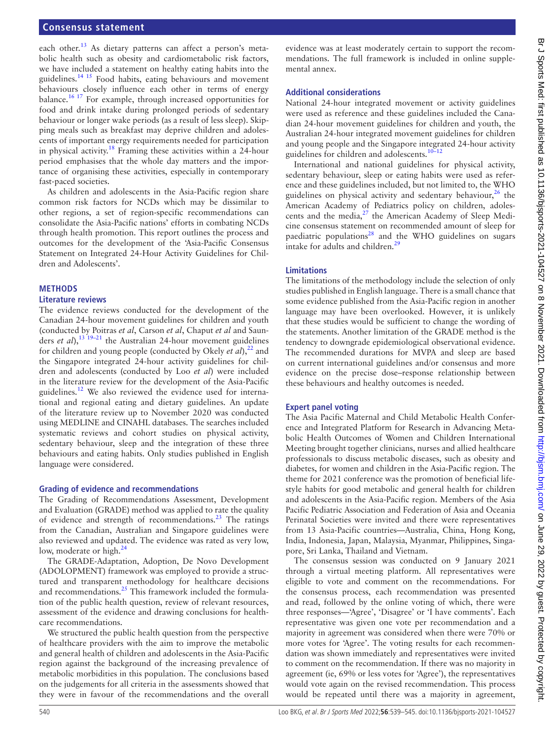each other.[13] As dietary patterns can affect a person's metabolic health such as obesity and cardiometabolic risk factors, we have included a statement on healthy eating habits into the guidelines.[14 15] Food habits, eating behaviours and movement behaviours closely influence each other in terms of energy balance.[16 17] For example, through increased opportunities for food and drink intake during prolonged periods of sedentary behaviour or longer wake periods (as a result of less sleep). Skipping meals such as breakfast may deprive children and adolescents of important energy requirements needed for participation in physical activity.[18] Framing these activities within a 24-hour period emphasises that the whole day matters and the importance of organising these activities, especially in contemporary fast-paced societies.

As children and adolescents in the Asia-Pacific region share common risk factors for NCDs which may be dissimilar to other regions, a set of region-specific recommendations can consolidate the Asia-Pacific nations' efforts in combating NCDs through health promotion. This report outlines the process and outcomes for the development of the 'Asia-Pacific Consensus Statement on Integrated 24-Hour Activity Guidelines for Children and Adolescents'.

## METHODS

### Literature reviews

The evidence reviews conducted for the development of the Canadian 24-hour movement guidelines for children and youth (conducted by Poitras *et al*, Carson *et al*, Chaput *et al* and Saunders *et al*),[13 19–21] the Australian 24-hour movement guidelines for children and young people (conducted by Okely *et al*),[22] and the Singapore integrated 24-hour activity guidelines for children and adolescents (conducted by Loo *et al*) were included in the literature review for the development of the Asia-Pacific guidelines.[12] We also reviewed the evidence used for international and regional eating and dietary guidelines. An update of the literature review up to November 2020 was conducted using MEDLINE and CINAHL databases. The searches included systematic reviews and cohort studies on physical activity, sedentary behaviour, sleep and the integration of these three behaviours and eating habits. Only studies published in English language were considered.

### Grading of evidence and recommendations

The Grading of Recommendations Assessment, Development and Evaluation (GRADE) method was applied to rate the quality of evidence and strength of recommendations.[23] The ratings from the Canadian, Australian and Singapore guidelines were also reviewed and updated. The evidence was rated as very low, low, moderate or high.[24]

The GRADE-Adaptation, Adoption, De Novo Development (ADOLOPMENT) framework was employed to provide a structured and transparent methodology for healthcare decisions and recommendations.[25] This framework included the formulation of the public health question, review of relevant resources, assessment of the evidence and drawing conclusions for healthcare recommendations.

We structured the public health question from the perspective of healthcare providers with the aim to improve the metabolic and general health of children and adolescents in the Asia-Pacific region against the background of the increasing prevalence of metabolic morbidities in this population. The conclusions based on the judgements for all criteria in the assessments showed that they were in favour of the recommendations and the overall evidence was at least moderately certain to support the recommendations. The full framework is included in online supplemental annex.

### Additional considerations

National 24-hour integrated movement or activity guidelines were used as reference and these guidelines included the Canadian 24-hour movement guidelines for children and youth, the Australian 24-hour integrated movement guidelines for children and young people and the Singapore integrated 24-hour activity guidelines for children and adolescents.[10–12]

International and national guidelines for physical activity, sedentary behaviour, sleep or eating habits were used as reference and these guidelines included, but not limited to, the WHO guidelines on physical activity and sedentary behaviour,[26] the American Academy of Pediatrics policy on children, adolescents and the media,[27] the American Academy of Sleep Medicine consensus statement on recommended amount of sleep for paediatric populations[28] and the WHO guidelines on sugars intake for adults and children.[29]

### Limitations

The limitations of the methodology include the selection of only studies published in English language. There is a small chance that some evidence published from the Asia-Pacific region in another language may have been overlooked. However, it is unlikely that these studies would be sufficient to change the wording of the statements. Another limitation of the GRADE method is the tendency to downgrade epidemiological observational evidence. The recommended durations for MVPA and sleep are based on current international guidelines and/or consensus and more evidence on the precise dose–response relationship between these behaviours and healthy outcomes is needed.

### Expert panel voting

The Asia Pacific Maternal and Child Metabolic Health Conference and Integrated Platform for Research in Advancing Metabolic Health Outcomes of Women and Children International Meeting brought together clinicians, nurses and allied healthcare professionals to discuss metabolic diseases, such as obesity and diabetes, for women and children in the Asia-Pacific region. The theme for 2021 conference was the promotion of beneficial lifestyle habits for good metabolic and general health for children and adolescents in the Asia-Pacific region. Members of the Asia Pacific Pediatric Association and Federation of Asia and Oceania Perinatal Societies were invited and there were representatives from 13 Asia-Pacific countries—Australia, China, Hong Kong, India, Indonesia, Japan, Malaysia, Myanmar, Philippines, Singapore, Sri Lanka, Thailand and Vietnam.

The consensus session was conducted on 9 January 2021 through a virtual meeting platform. All representatives were eligible to vote and comment on the recommendations. For the consensus process, each recommendation was presented and read, followed by the online voting of which, there were three responses—'Agree', 'Disagree' or 'I have comments'. Each representative was given one vote per recommendation and a majority in agreement was considered when there were 70% or more votes for 'Agree'. The voting results for each recommendation was shown immediately and representatives were invited to comment on the recommendation. If there was no majority in agreement (ie, 69% or less votes for 'Agree'), the representatives would vote again on the revised recommendation. This process would be repeated until there was a majority in agreement,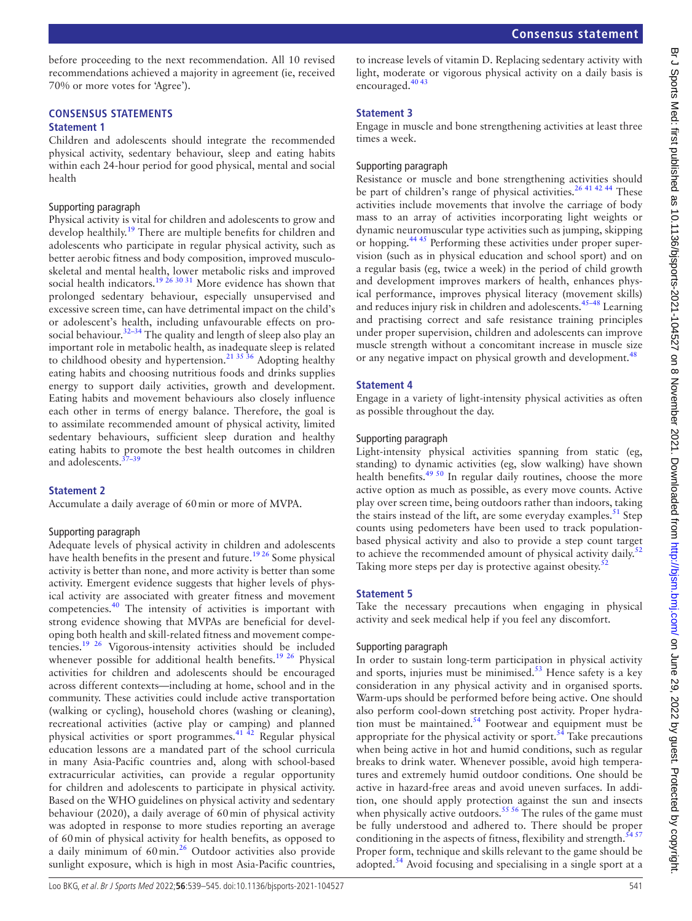before proceeding to the next recommendation. All 10 revised recommendations achieved a majority in agreement (ie, received 70% or more votes for 'Agree').

## CONSENSUS STATEMENTS

### Statement 1

Children and adolescents should integrate the recommended physical activity, sedentary behaviour, sleep and eating habits within each 24-hour period for good physical, mental and social health

#### Supporting paragraph

Physical activity is vital for children and adolescents to grow and develop healthily.[19] There are multiple benefits for children and adolescents who participate in regular physical activity, such as better aerobic fitness and body composition, improved musculoskeletal and mental health, lower metabolic risks and improved social health indicators.[19 26 30 31] More evidence has shown that prolonged sedentary behaviour, especially unsupervised and excessive screen time, can have detrimental impact on the child's or adolescent's health, including unfavourable effects on prosocial behaviour.[32–34] The quality and length of sleep also play an important role in metabolic health, as inadequate sleep is related to childhood obesity and hypertension.[21 35 36] Adopting healthy eating habits and choosing nutritious foods and drinks supplies energy to support daily activities, growth and development. Eating habits and movement behaviours also closely influence each other in terms of energy balance. Therefore, the goal is to assimilate recommended amount of physical activity, limited sedentary behaviours, sufficient sleep duration and healthy eating habits to promote the best health outcomes in children and adolescents.[37–39]

### Statement 2

Accumulate a daily average of 60 min or more of MVPA.

#### Supporting paragraph

Adequate levels of physical activity in children and adolescents have health benefits in the present and future.[19 26] Some physical activity is better than none, and more activity is better than some activity. Emergent evidence suggests that higher levels of physical activity are associated with greater fitness and movement competencies.[40] The intensity of activities is important with strong evidence showing that MVPAs are beneficial for developing both health and skill-related fitness and movement competencies.[19 26] Vigorous-intensity activities should be included whenever possible for additional health benefits.[19 26] Physical activities for children and adolescents should be encouraged across different contexts—including at home, school and in the community. These activities could include active transportation (walking or cycling), household chores (washing or cleaning), recreational activities (active play or camping) and planned physical activities or sport programmes.[41 42] Regular physical education lessons are a mandated part of the school curricula in many Asia-Pacific countries and, along with school-based extracurricular activities, can provide a regular opportunity for children and adolescents to participate in physical activity. Based on the WHO guidelines on physical activity and sedentary behaviour (2020), a daily average of 60 min of physical activity was adopted in response to more studies reporting an average of 60 min of physical activity for health benefits, as opposed to a daily minimum of 60 min.[26] Outdoor activities also provide sunlight exposure, which is high in most Asia-Pacific countries, to increase levels of vitamin D. Replacing sedentary activity with light, moderate or vigorous physical activity on a daily basis is encouraged.[40 43]

### Statement 3

Engage in muscle and bone strengthening activities at least three times a week.

#### Supporting paragraph

Resistance or muscle and bone strengthening activities should be part of children's range of physical activities.[26 41 42 44] These activities include movements that involve the carriage of body mass to an array of activities incorporating light weights or dynamic neuromuscular type activities such as jumping, skipping or hopping.[44 45] Performing these activities under proper supervision (such as in physical education and school sport) and on a regular basis (eg, twice a week) in the period of child growth and development improves markers of health, enhances physical performance, improves physical literacy (movement skills) and reduces injury risk in children and adolescents.[45–48] Learning and practising correct and safe resistance training principles under proper supervision, children and adolescents can improve muscle strength without a concomitant increase in muscle size or any negative impact on physical growth and development.[48]

### Statement 4

Engage in a variety of light-intensity physical activities as often as possible throughout the day.

#### Supporting paragraph

Light-intensity physical activities spanning from static (eg, standing) to dynamic activities (eg, slow walking) have shown health benefits.[49 50] In regular daily routines, choose the more active option as much as possible, as every move counts. Active play over screen time, being outdoors rather than indoors, taking the stairs instead of the lift, are some everyday examples.[51] Step counts using pedometers have been used to track population-based physical activity and also to provide a step count target to achieve the recommended amount of physical activity daily.[52] Taking more steps per day is protective against obesity.[52]

### Statement 5

Take the necessary precautions when engaging in physical activity and seek medical help if you feel any discomfort.

#### Supporting paragraph

In order to sustain long-term participation in physical activity and sports, injuries must be minimised.[53] Hence safety is a key consideration in any physical activity and in organised sports. Warm-ups should be performed before being active. One should also perform cool-down stretching post activity. Proper hydration must be maintained.[54] Footwear and equipment must be appropriate for the physical activity or sport.[54] Take precautions when being active in hot and humid conditions, such as regular breaks to drink water. Whenever possible, avoid high temperatures and extremely humid outdoor conditions. One should be active in hazard-free areas and avoid uneven surfaces. In addition, one should apply protection against the sun and insects when physically active outdoors.[55 56] The rules of the game must be fully understood and adhered to. There should be proper conditioning in the aspects of fitness, flexibility and strength.[54 57] Proper form, technique and skills relevant to the game should be adopted.[54] Avoid focusing and specialising in a single sport at a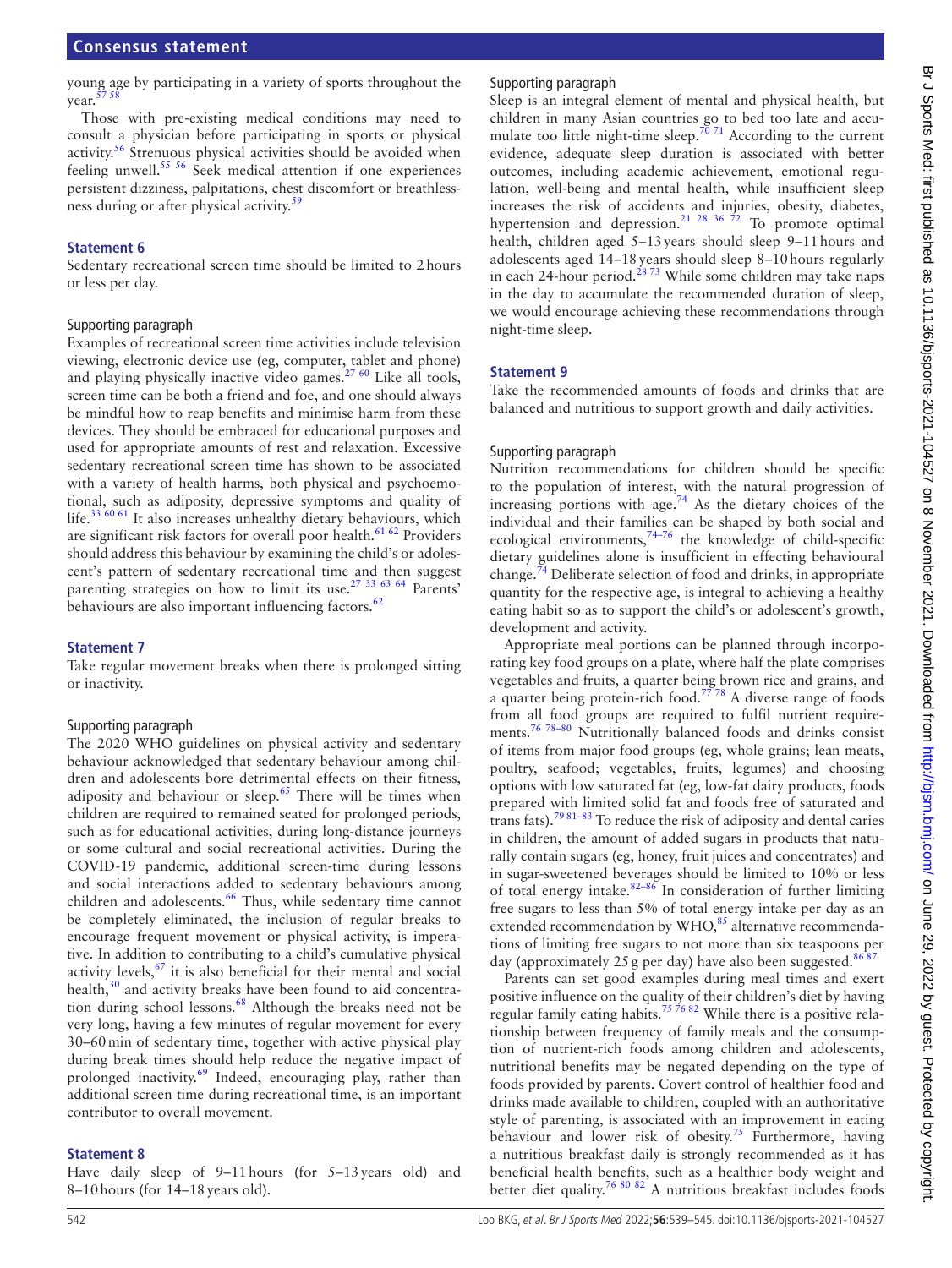young age by participating in a variety of sports throughout the year.[57 58]

Those with pre-existing medical conditions may need to consult a physician before participating in sports or physical activity.[56] Strenuous physical activities should be avoided when feeling unwell.[55 56] Seek medical attention if one experiences persistent dizziness, palpitations, chest discomfort or breathlessness during or after physical activity.[59]

### Statement 6

Sedentary recreational screen time should be limited to 2 hours or less per day.

#### Supporting paragraph

Examples of recreational screen time activities include television viewing, electronic device use (eg, computer, tablet and phone) and playing physically inactive video games.[27 60] Like all tools, screen time can be both a friend and foe, and one should always be mindful how to reap benefits and minimise harm from these devices. They should be embraced for educational purposes and used for appropriate amounts of rest and relaxation. Excessive sedentary recreational screen time has shown to be associated with a variety of health harms, both physical and psychoemotional, such as adiposity, depressive symptoms and quality of life.[33 60 61] It also increases unhealthy dietary behaviours, which are significant risk factors for overall poor health.[61 62] Providers should address this behaviour by examining the child's or adolescent's pattern of sedentary recreational time and then suggest parenting strategies on how to limit its use.[27 33 63 64] Parents' behaviours are also important influencing factors.[62]

### Statement 7

Take regular movement breaks when there is prolonged sitting or inactivity.

#### Supporting paragraph

The 2020 WHO guidelines on physical activity and sedentary behaviour acknowledged that sedentary behaviour among children and adolescents bore detrimental effects on their fitness, adiposity and behaviour or sleep.[65] There will be times when children are required to remained seated for prolonged periods, such as for educational activities, during long-distance journeys or some cultural and social recreational activities. During the COVID-19 pandemic, additional screen-time during lessons and social interactions added to sedentary behaviours among children and adolescents.[66] Thus, while sedentary time cannot be completely eliminated, the inclusion of regular breaks to encourage frequent movement or physical activity, is imperative. In addition to contributing to a child's cumulative physical activity levels,[67] it is also beneficial for their mental and social health,[30] and activity breaks have been found to aid concentration during school lessons.[68] Although the breaks need not be very long, having a few minutes of regular movement for every 30–60 min of sedentary time, together with active physical play during break times should help reduce the negative impact of prolonged inactivity.[69] Indeed, encouraging play, rather than additional screen time during recreational time, is an important contributor to overall movement.

### Statement 8

Have daily sleep of 9–11 hours (for 5–13 years old) and 8–10 hours (for 14–18 years old).

#### Supporting paragraph

Sleep is an integral element of mental and physical health, but children in many Asian countries go to bed too late and accumulate too little night-time sleep.[70 71] According to the current evidence, adequate sleep duration is associated with better outcomes, including academic achievement, emotional regulation, well-being and mental health, while insufficient sleep increases the risk of accidents and injuries, obesity, diabetes, hypertension and depression.[21 28 36 72] To promote optimal health, children aged 5–13 years should sleep 9–11 hours and adolescents aged 14–18 years should sleep 8–10 hours regularly in each 24-hour period.[28 73] While some children may take naps in the day to accumulate the recommended duration of sleep, we would encourage achieving these recommendations through night-time sleep.

### Statement 9

Take the recommended amounts of foods and drinks that are balanced and nutritious to support growth and daily activities.

#### Supporting paragraph

Nutrition recommendations for children should be specific to the population of interest, with the natural progression of increasing portions with age.[74] As the dietary choices of the individual and their families can be shaped by both social and ecological environments,[74–76] the knowledge of child-specific dietary guidelines alone is insufficient in effecting behavioural change.[74] Deliberate selection of food and drinks, in appropriate quantity for the respective age, is integral to achieving a healthy eating habit so as to support the child's or adolescent's growth, development and activity.

Appropriate meal portions can be planned through incorporating key food groups on a plate, where half the plate comprises vegetables and fruits, a quarter being brown rice and grains, and a quarter being protein-rich food.[77 78] A diverse range of foods from all food groups are required to fulfil nutrient requirements.[76 78–80] Nutritionally balanced foods and drinks consist of items from major food groups (eg, whole grains; lean meats, poultry, seafood; vegetables, fruits, legumes) and choosing options with low saturated fat (eg, low-fat dairy products, foods prepared with limited solid fat and foods free of saturated and trans fats).[79 81–83] To reduce the risk of adiposity and dental caries in children, the amount of added sugars in products that naturally contain sugars (eg, honey, fruit juices and concentrates) and in sugar-sweetened beverages should be limited to 10% or less of total energy intake.[82–86] In consideration of further limiting free sugars to less than 5% of total energy intake per day as an extended recommendation by WHO,[85] alternative recommendations of limiting free sugars to not more than six teaspoons per day (approximately 25 g per day) have also been suggested.[86 87]

Parents can set good examples during meal times and exert positive influence on the quality of their children's diet by having regular family eating habits.[75 76 82] While there is a positive relationship between frequency of family meals and the consumption of nutrient-rich foods among children and adolescents, nutritional benefits may be negated depending on the type of foods provided by parents. Covert control of healthier food and drinks made available to children, coupled with an authoritative style of parenting, is associated with an improvement in eating behaviour and lower risk of obesity.[75] Furthermore, having a nutritious breakfast daily is strongly recommended as it has beneficial health benefits, such as a healthier body weight and better diet quality.[76 80 82] A nutritious breakfast includes foods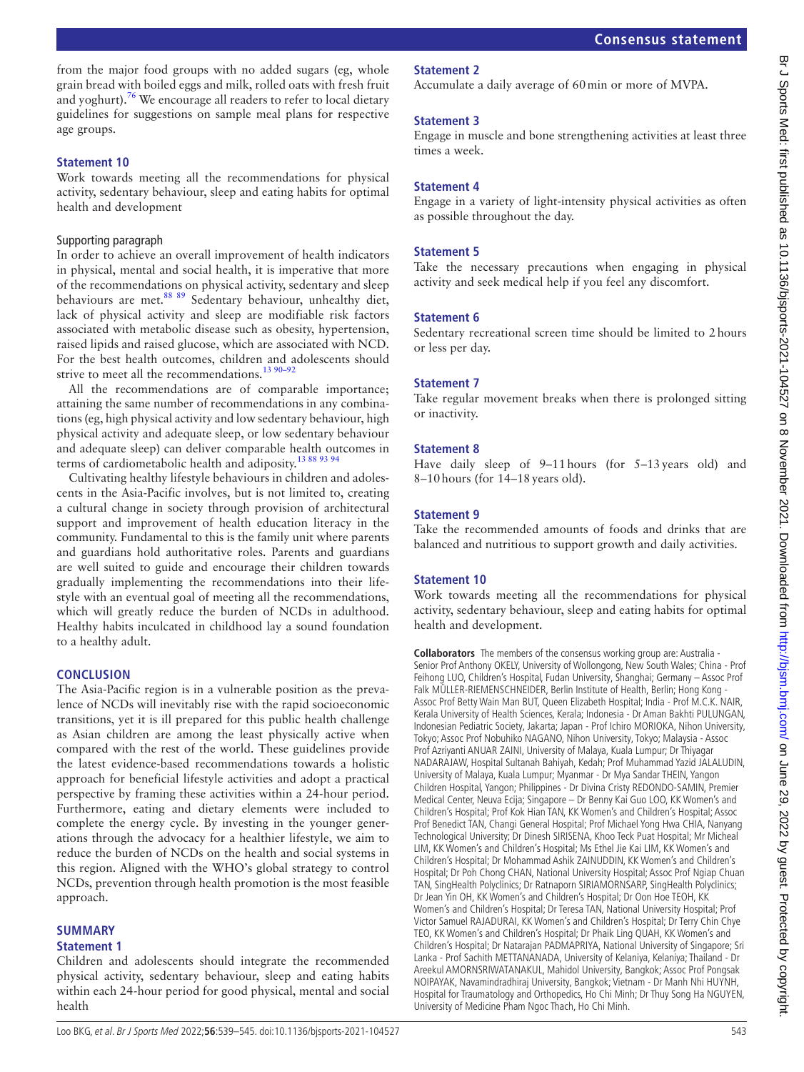from the major food groups with no added sugars (eg, whole grain bread with boiled eggs and milk, rolled oats with fresh fruit and yoghurt).[76] We encourage all readers to refer to local dietary guidelines for suggestions on sample meal plans for respective age groups.

### Statement 10

Work towards meeting all the recommendations for physical activity, sedentary behaviour, sleep and eating habits for optimal health and development

#### Supporting paragraph

In order to achieve an overall improvement of health indicators in physical, mental and social health, it is imperative that more of the recommendations on physical activity, sedentary and sleep behaviours are met.[88 89] Sedentary behaviour, unhealthy diet, lack of physical activity and sleep are modifiable risk factors associated with metabolic disease such as obesity, hypertension, raised lipids and raised glucose, which are associated with NCD. For the best health outcomes, children and adolescents should strive to meet all the recommendations.[13 90–92]

All the recommendations are of comparable importance; attaining the same number of recommendations in any combinations (eg, high physical activity and low sedentary behaviour, high physical activity and adequate sleep, or low sedentary behaviour and adequate sleep) can deliver comparable health outcomes in terms of cardiometabolic health and adiposity.[13 88 93 94]

Cultivating healthy lifestyle behaviours in children and adolescents in the Asia-Pacific involves, but is not limited to, creating a cultural change in society through provision of architectural support and improvement of health education literacy in the community. Fundamental to this is the family unit where parents and guardians hold authoritative roles. Parents and guardians are well suited to guide and encourage their children towards gradually implementing the recommendations into their lifestyle with an eventual goal of meeting all the recommendations, which will greatly reduce the burden of NCDs in adulthood. Healthy habits inculcated in childhood lay a sound foundation to a healthy adult.

## CONCLUSION

The Asia-Pacific region is in a vulnerable position as the prevalence of NCDs will inevitably rise with the rapid socioeconomic transitions, yet it is ill prepared for this public health challenge as Asian children are among the least physically active when compared with the rest of the world. These guidelines provide the latest evidence-based recommendations towards a holistic approach for beneficial lifestyle activities and adopt a practical perspective by framing these activities within a 24-hour period. Furthermore, eating and dietary elements were included to complete the energy cycle. By investing in the younger generations through the advocacy for a healthier lifestyle, we aim to reduce the burden of NCDs on the health and social systems in this region. Aligned with the WHO's global strategy to control NCDs, prevention through health promotion is the most feasible approach.

## SUMMARY

### Statement 1

Children and adolescents should integrate the recommended physical activity, sedentary behaviour, sleep and eating habits within each 24-hour period for good physical, mental and social health

### Statement 2

Accumulate a daily average of 60 min or more of MVPA.

### Statement 3

Engage in muscle and bone strengthening activities at least three times a week.

### Statement 4

Engage in a variety of light-intensity physical activities as often as possible throughout the day.

### Statement 5

Take the necessary precautions when engaging in physical activity and seek medical help if you feel any discomfort.

### Statement 6

Sedentary recreational screen time should be limited to 2 hours or less per day.

### Statement 7

Take regular movement breaks when there is prolonged sitting or inactivity.

### Statement 8

Have daily sleep of 9–11 hours (for 5–13 years old) and 8–10 hours (for 14–18 years old).

### Statement 9

Take the recommended amounts of foods and drinks that are balanced and nutritious to support growth and daily activities.

### Statement 10

Work towards meeting all the recommendations for physical activity, sedentary behaviour, sleep and eating habits for optimal health and development.

**Collaborators** The members of the consensus working group are: Australia - Senior Prof Anthony OKELY, University of Wollongong, New South Wales; China - Prof Feihong LUO, Children's Hospital, Fudan University, Shanghai; Germany – Assoc Prof Falk MÜLLER-RIEMENSCHNEIDER, Berlin Institute of Health, Berlin; Hong Kong - Assoc Prof Betty Wain Man BUT, Queen Elizabeth Hospital; India - Prof M.C.K. NAIR, Kerala University of Health Sciences, Kerala; Indonesia - Dr Aman Bakhti PULUNGAN, Indonesian Pediatric Society, Jakarta; Japan - Prof Ichiro MORIOKA, Nihon University, Tokyo; Assoc Prof Nobuhiko NAGANO, Nihon University, Tokyo; Malaysia - Assoc Prof Azriyanti ANUAR ZAINI, University of Malaya, Kuala Lumpur; Dr Thiyagar NADARAJAW, Hospital Sultanah Bahiyah, Kedah; Prof Muhammad Yazid JALALUDIN, University of Malaya, Kuala Lumpur; Myanmar - Dr Mya Sandar THEIN, Yangon Children Hospital, Yangon; Philippines - Dr Divina Cristy REDONDO-SAMIN, Premier Medical Center, Neuva Ecija; Singapore – Dr Benny Kai Guo LOO, KK Women's and Children's Hospital; Prof Kok Hian TAN, KK Women's and Children's Hospital; Assoc Prof Benedict TAN, Changi General Hospital; Prof Michael Yong Hwa CHIA, Nanyang Technological University; Dr Dinesh SIRISENA, Khoo Teck Puat Hospital; Mr Micheal LIM, KK Women's and Children's Hospital; Ms Ethel Jie Kai LIM, KK Women's and Children's Hospital; Dr Mohammad Ashik ZAINUDDIN, KK Women's and Children's Hospital; Dr Poh Chong CHAN, National University Hospital; Assoc Prof Ngiap Chuan TAN, SingHealth Polyclinics; Dr Ratnaporn SIRIAMORNSARP, SingHealth Polyclinics; Dr Jean Yin OH, KK Women's and Children's Hospital; Dr Oon Hoe TEOH, KK Women's and Children's Hospital; Dr Teresa TAN, National University Hospital; Prof Victor Samuel RAJADURAI, KK Women's and Children's Hospital; Dr Terry Chin Chye TEO, KK Women's and Children's Hospital; Dr Phaik Ling QUAH, KK Women's and Children's Hospital; Dr Natarajan PADMAPRIYA, National University of Singapore; Sri Lanka - Prof Sachith METTANANADA, University of Kelaniya, Kelaniya; Thailand - Dr Areekul AMORNSRIWATANAKUL, Mahidol University, Bangkok; Assoc Prof Pongsak NOIPAYAK, Navamindradhiraj University, Bangkok; Vietnam - Dr Manh Nhi HUYNH, Hospital for Traumatology and Orthopedics, Ho Chi Minh; Dr Thuy Song Ha NGUYEN, University of Medicine Pham Ngoc Thach, Ho Chi Minh.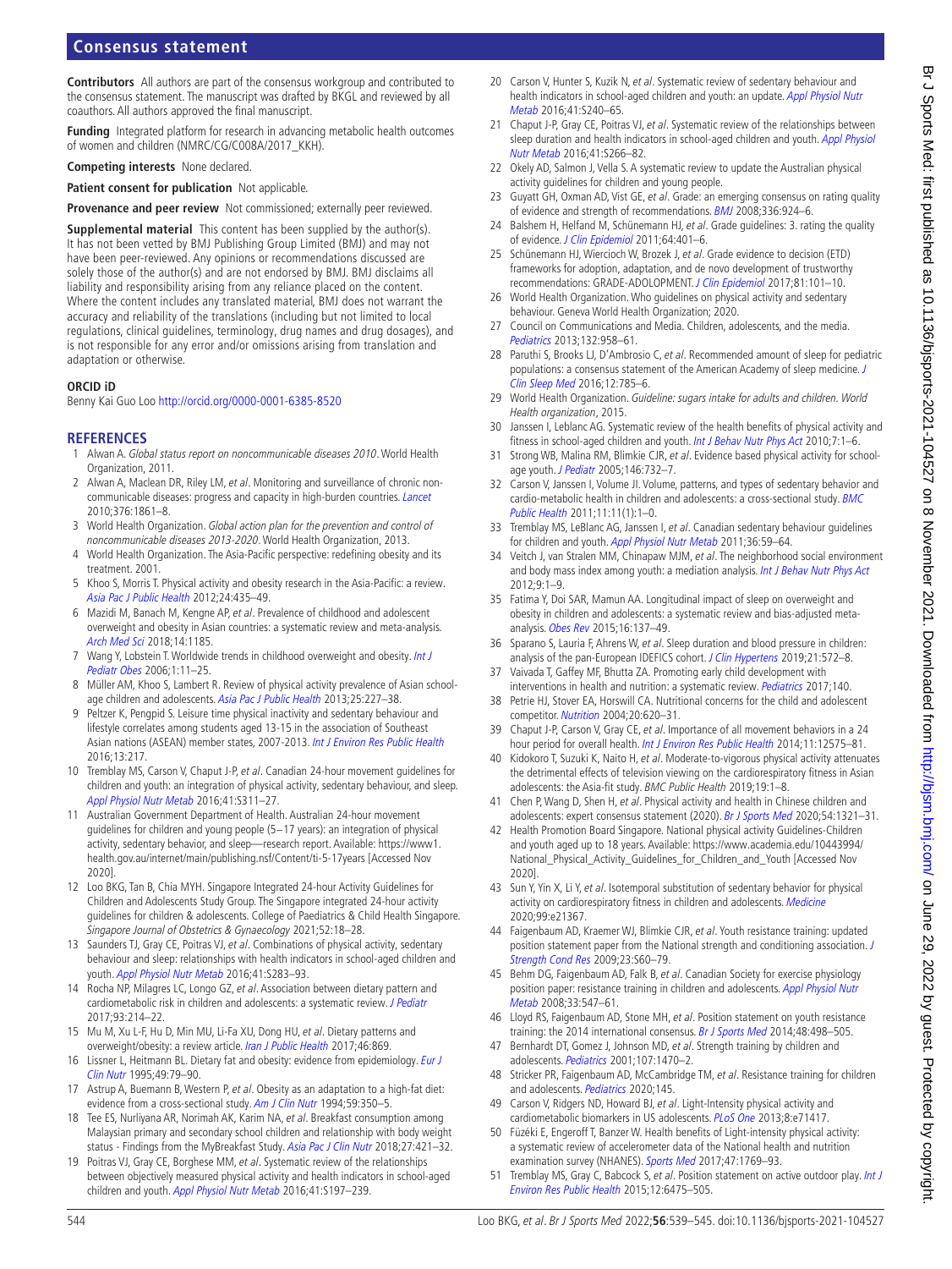**Contributors** All authors are part of the consensus workgroup and contributed to the consensus statement. The manuscript was drafted by BKGL and reviewed by all coauthors. All authors approved the final manuscript.

**Funding** Integrated platform for research in advancing metabolic health outcomes of women and children (NMRC/CG/C008A/2017_KKH).

**Competing interests** None declared.

**Patient consent for publication** Not applicable.

**Provenance and peer review** Not commissioned; externally peer reviewed.

**Supplemental material** This content has been supplied by the author(s). It has not been vetted by BMJ Publishing Group Limited (BMJ) and may not have been peer-reviewed. Any opinions or recommendations discussed are solely those of the author(s) and are not endorsed by BMJ. BMJ disclaims all liability and responsibility arising from any reliance placed on the content. Where the content includes any translated material, BMJ does not warrant the accuracy and reliability of the translations (including but not limited to local regulations, clinical guidelines, terminology, drug names and drug dosages), and is not responsible for any error and/or omissions arising from translation and adaptation or otherwise.

**ORCID iD**

Benny Kai Guo Loo http://orcid.org/0000-0001-6385-8520

## REFERENCES

1. Alwan A. *Global status report on noncommunicable diseases 2010*. World Health Organization, 2011.
2. Alwan A, Maclean DR, Riley LM, *et al*. Monitoring and surveillance of chronic non-communicable diseases: progress and capacity in high-burden countries. *Lancet* 2010;376:1861–8.
3. World Health Organization. *Global action plan for the prevention and control of noncommunicable diseases 2013-2020*. World Health Organization, 2013.
4. World Health Organization. The Asia-Pacific perspective: redefining obesity and its treatment. 2001.
5. Khoo S, Morris T. Physical activity and obesity research in the Asia-Pacific: a review. *Asia Pac J Public Health* 2012;24:435–49.
6. Mazidi M, Banach M, Kengne AP, *et al*. Prevalence of childhood and adolescent overweight and obesity in Asian countries: a systematic review and meta-analysis. *Arch Med Sci* 2018;14:1185.
7. Wang Y, Lobstein T. Worldwide trends in childhood overweight and obesity. *Int J Pediatr Obes* 2006;1:11–25.
8. Müller AM, Khoo S, Lambert R. Review of physical activity prevalence of Asian school-age children and adolescents. *Asia Pac J Public Health* 2013;25:227–38.
9. Peltzer K, Pengpid S. Leisure time physical inactivity and sedentary behaviour and lifestyle correlates among students aged 13-15 in the association of Southeast Asian nations (ASEAN) member states, 2007-2013. *Int J Environ Res Public Health* 2016;13:217.
10. Tremblay MS, Carson V, Chaput J-P, *et al*. Canadian 24-hour movement guidelines for children and youth: an integration of physical activity, sedentary behaviour, and sleep. *Appl Physiol Nutr Metab* 2016;41:S311–27.
11. Australian Government Department of Health. Australian 24-hour movement guidelines for children and young people (5−17 years): an integration of physical activity, sedentary behavior, and sleep—research report. Available: https://www1.health.gov.au/internet/main/publishing.nsf/Content/ti-5-17years [Accessed Nov 2020].
12. Loo BKG, Tan B, Chia MYH. Singapore Integrated 24-hour Activity Guidelines for Children and Adolescents Study Group. The Singapore integrated 24-hour activity guidelines for children & adolescents. College of Paediatrics & Child Health Singapore. *Singapore Journal of Obstetrics & Gynaecology* 2021;52:18–28.
13. Saunders TJ, Gray CE, Poitras VJ, *et al*. Combinations of physical activity, sedentary behaviour and sleep: relationships with health indicators in school-aged children and youth. *Appl Physiol Nutr Metab* 2016;41:S283–93.
14. Rocha NP, Milagres LC, Longo GZ, *et al*. Association between dietary pattern and cardiometabolic risk in children and adolescents: a systematic review. *J Pediatr* 2017;93:214–22.
15. Mu M, Xu L-F, Hu D, Min MU, Li-Fa XU, Dong HU, *et al*. Dietary patterns and overweight/obesity: a review article. *Iran J Public Health* 2017;46:869.
16. Lissner L, Heitmann BL. Dietary fat and obesity: evidence from epidemiology. *Eur J Clin Nutr* 1995;49:79–90.
17. Astrup A, Buemann B, Western P, *et al*. Obesity as an adaptation to a high-fat diet: evidence from a cross-sectional study. *Am J Clin Nutr* 1994;59:350–5.
18. Tee ES, Nurliyana AR, Norimah AK, Karim NA, *et al*. Breakfast consumption among Malaysian primary and secondary school children and relationship with body weight status - Findings from the MyBreakfast Study. *Asia Pac J Clin Nutr* 2018;27:421–32.
19. Poitras VJ, Gray CE, Borghese MM, *et al*. Systematic review of the relationships between objectively measured physical activity and health indicators in school-aged children and youth. *Appl Physiol Nutr Metab* 2016;41:S197–239.
20. Carson V, Hunter S, Kuzik N, *et al*. Systematic review of sedentary behaviour and health indicators in school-aged children and youth: an update. *Appl Physiol Nutr Metab* 2016;41:S240–65.
21. Chaput J-P, Gray CE, Poitras VJ, *et al*. Systematic review of the relationships between sleep duration and health indicators in school-aged children and youth. *Appl Physiol Nutr Metab* 2016;41:S266–82.
22. Okely AD, Salmon J, Vella S. A systematic review to update the Australian physical activity guidelines for children and young people.
23. Guyatt GH, Oxman AD, Vist GE, *et al*. Grade: an emerging consensus on rating quality of evidence and strength of recommendations. *BMJ* 2008;336:924–6.
24. Balshem H, Helfand M, Schünemann HJ, *et al*. Grade guidelines: 3. rating the quality of evidence. *J Clin Epidemiol* 2011;64:401–6.
25. Schünemann HJ, Wiercioch W, Brozek J, *et al*. Grade evidence to decision (ETD) frameworks for adoption, adaptation, and de novo development of trustworthy recommendations: GRADE-ADOLOPMENT. *J Clin Epidemiol* 2017;81:101–10.
26. World Health Organization. Who guidelines on physical activity and sedentary behaviour. Geneva World Health Organization; 2020.
27. Council on Communications and Media. Children, adolescents, and the media. *Pediatrics* 2013;132:958–61.
28. Paruthi S, Brooks LJ, D'Ambrosio C, *et al*. Recommended amount of sleep for pediatric populations: a consensus statement of the American Academy of sleep medicine. *J Clin Sleep Med* 2016;12:785–6.
29. World Health Organization. *Guideline: sugars intake for adults and children. World Health organization*, 2015.
30. Janssen I, Leblanc AG. Systematic review of the health benefits of physical activity and fitness in school-aged children and youth. *Int J Behav Nutr Phys Act* 2010;7:1–6.
31. Strong WB, Malina RM, Blimkie CJR, *et al*. Evidence based physical activity for school-age youth. *J Pediatr* 2005;146:732–7.
32. Carson V, Janssen I, Volume JI. Volume, patterns, and types of sedentary behavior and cardio-metabolic health in children and adolescents: a cross-sectional study. *BMC Public Health* 2011;11:11(1):1–0.
33. Tremblay MS, LeBlanc AG, Janssen I, *et al*. Canadian sedentary behaviour guidelines for children and youth. *Appl Physiol Nutr Metab* 2011;36:59–64.
34. Veitch J, van Stralen MM, Chinapaw MJM, *et al*. The neighborhood social environment and body mass index among youth: a mediation analysis. *Int J Behav Nutr Phys Act* 2012;9:1–9.
35. Fatima Y, Doi SAR, Mamun AA. Longitudinal impact of sleep on overweight and obesity in children and adolescents: a systematic review and bias-adjusted meta-analysis. *Obes Rev* 2015;16:137–49.
36. Sparano S, Lauria F, Ahrens W, *et al*. Sleep duration and blood pressure in children: analysis of the pan-European IDEFICS cohort. *J Clin Hypertens* 2019;21:572–8.
37. Vaivada T, Gaffey MF, Bhutta ZA. Promoting early child development with interventions in health and nutrition: a systematic review. *Pediatrics* 2017;140.
38. Petrie HJ, Stover EA, Horswill CA. Nutritional concerns for the child and adolescent competitor. *Nutrition* 2004;20:620–31.
39. Chaput J-P, Carson V, Gray CE, *et al*. Importance of all movement behaviors in a 24 hour period for overall health. *Int J Environ Res Public Health* 2014;11:12575–81.
40. Kidokoro T, Suzuki K, Naito H, *et al*. Moderate-to-vigorous physical activity attenuates the detrimental effects of television viewing on the cardiorespiratory fitness in Asian adolescents: the Asia-fit study. BMC Public Health 2019;19:1–8.
41. Chen P, Wang D, Shen H, *et al*. Physical activity and health in Chinese children and adolescents: expert consensus statement (2020). *Br J Sports Med* 2020;54:1321–31.
42. Health Promotion Board Singapore. National physical activity Guidelines-Children and youth aged up to 18 years. Available: https://www.academia.edu/10443994/National_Physical_Activity_Guidelines_for_Children_and_Youth [Accessed Nov 2020].
43. Sun Y, Yin X, Li Y, *et al*. Isotemporal substitution of sedentary behavior for physical activity on cardiorespiratory fitness in children and adolescents. *Medicine* 2020;99:e21367.
44. Faigenbaum AD, Kraemer WJ, Blimkie CJR, *et al*. Youth resistance training: updated position statement paper from the National strength and conditioning association. *J Strength Cond Res* 2009;23:S60–79.
45. Behm DG, Faigenbaum AD, Falk B, *et al*. Canadian Society for exercise physiology position paper: resistance training in children and adolescents. *Appl Physiol Nutr Metab* 2008;33:547–61.
46. Lloyd RS, Faigenbaum AD, Stone MH, *et al*. Position statement on youth resistance training: the 2014 international consensus. *Br J Sports Med* 2014;48:498–505.
47. Bernhardt DT, Gomez J, Johnson MD, *et al*. Strength training by children and adolescents. *Pediatrics* 2001;107:1470–2.
48. Stricker PR, Faigenbaum AD, McCambridge TM, *et al*. Resistance training for children and adolescents. *Pediatrics* 2020;145.
49. Carson V, Ridgers ND, Howard BJ, *et al*. Light-Intensity physical activity and cardiometabolic biomarkers in US adolescents. *PLoS One* 2013;8:e71417.
50. Füzéki E, Engeroff T, Banzer W. Health benefits of Light-intensity physical activity: a systematic review of accelerometer data of the National health and nutrition examination survey (NHANES). *Sports Med* 2017;47:1769–93.
51. Tremblay MS, Gray C, Babcock S, *et al*. Position statement on active outdoor play. *Int J Environ Res Public Health* 2015;12:6475–505.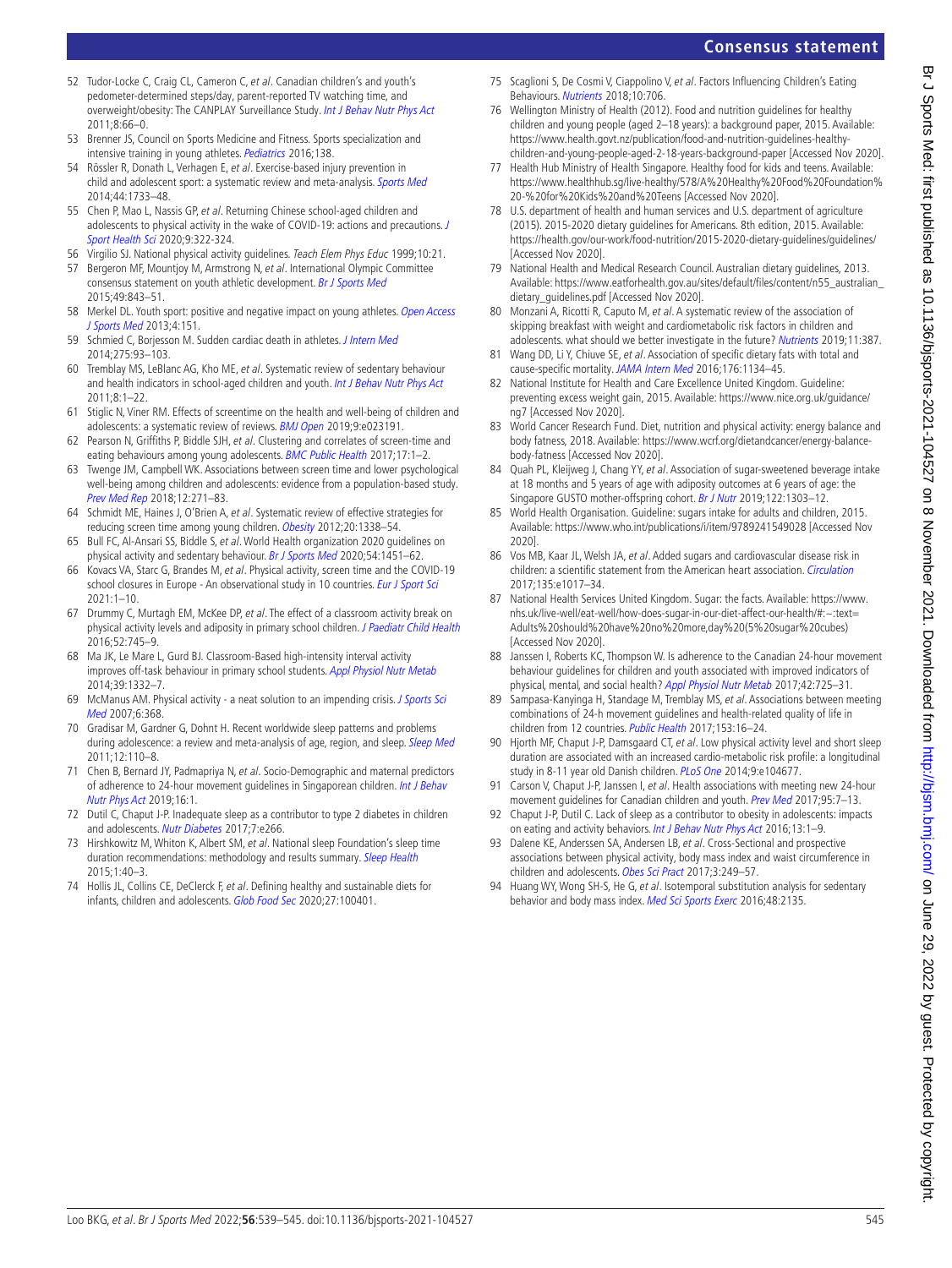52 Tudor-Locke C, Craig CL, Cameron C, *et al*. Canadian children's and youth's pedometer-determined steps/day, parent-reported TV watching time, and overweight/obesity: The CANPLAY Surveillance Study. *Int J Behav Nutr Phys Act* 2011;8:66–0.

53 Brenner JS, Council on Sports Medicine and Fitness. Sports specialization and intensive training in young athletes. *Pediatrics* 2016;138.

54 Rössler R, Donath L, Verhagen E, *et al*. Exercise-based injury prevention in child and adolescent sport: a systematic review and meta-analysis. *Sports Med* 2014;44:1733–48.

55 Chen P, Mao L, Nassis GP, *et al*. Returning Chinese school-aged children and adolescents to physical activity in the wake of COVID-19: actions and precautions. *J Sport Health Sci* 2020;9:322-324.

56 Virgilio SJ. National physical activity guidelines. *Teach Elem Phys Educ* 1999;10:21.

57 Bergeron MF, Mountjoy M, Armstrong N, *et al*. International Olympic Committee consensus statement on youth athletic development. *Br J Sports Med* 2015;49:843–51.

58 Merkel DL. Youth sport: positive and negative impact on young athletes. *Open Access J Sports Med* 2013;4:151.

59 Schmied C, Borjesson M. Sudden cardiac death in athletes. *J Intern Med* 2014;275:93–103.

60 Tremblay MS, LeBlanc AG, Kho ME, *et al*. Systematic review of sedentary behaviour and health indicators in school-aged children and youth. *Int J Behav Nutr Phys Act* 2011;8:1–22.

61 Stiglic N, Viner RM. Effects of screentime on the health and well-being of children and adolescents: a systematic review of reviews. *BMJ Open* 2019;9:e023191.

62 Pearson N, Griffiths P, Biddle SJH, *et al*. Clustering and correlates of screen-time and eating behaviours among young adolescents. *BMC Public Health* 2017;17:1–2.

63 Twenge JM, Campbell WK. Associations between screen time and lower psychological well-being among children and adolescents: evidence from a population-based study. *Prev Med Rep* 2018;12:271–83.

64 Schmidt ME, Haines J, O'Brien A, *et al*. Systematic review of effective strategies for reducing screen time among young children. *Obesity* 2012;20:1338–54.

65 Bull FC, Al-Ansari SS, Biddle S, *et al*. World Health organization 2020 guidelines on physical activity and sedentary behaviour. *Br J Sports Med* 2020;54:1451–62.

66 Kovacs VA, Starc G, Brandes M, *et al*. Physical activity, screen time and the COVID-19 school closures in Europe - An observational study in 10 countries. *Eur J Sport Sci* 2021:1–10.

67 Drummy C, Murtagh EM, McKee DP, *et al*. The effect of a classroom activity break on physical activity levels and adiposity in primary school children. *J Paediatr Child Health* 2016;52:745–9.

68 Ma JK, Le Mare L, Gurd BJ. Classroom-Based high-intensity interval activity improves off-task behaviour in primary school students. *Appl Physiol Nutr Metab* 2014;39:1332–7.

69 McManus AM. Physical activity - a neat solution to an impending crisis. *J Sports Sci Med* 2007;6:368.

70 Gradisar M, Gardner G, Dohnt H. Recent worldwide sleep patterns and problems during adolescence: a review and meta-analysis of age, region, and sleep. *Sleep Med* 2011;12:110–8.

71 Chen B, Bernard JY, Padmapriya N, *et al*. Socio-Demographic and maternal predictors of adherence to 24-hour movement guidelines in Singaporean children. *Int J Behav Nutr Phys Act* 2019;16:1.

72 Dutil C, Chaput J-P. Inadequate sleep as a contributor to type 2 diabetes in children and adolescents. *Nutr Diabetes* 2017;7:e266.

73 Hirshkowitz M, Whiton K, Albert SM, *et al*. National sleep Foundation's sleep time duration recommendations: methodology and results summary. *Sleep Health* 2015;1:40–3.

74 Hollis JL, Collins CE, DeClerck F, *et al*. Defining healthy and sustainable diets for infants, children and adolescents. *Glob Food Sec* 2020;27:100401.

75 Scaglioni S, De Cosmi V, Ciappolino V, *et al*. Factors Influencing Children's Eating Behaviours. *Nutrients* 2018;10:706.

76 Wellington Ministry of Health (2012). Food and nutrition guidelines for healthy children and young people (aged 2–18 years): a background paper, 2015. Available: https://www.health.govt.nz/publication/food-and-nutrition-guidelines-healthy-children-and-young-people-aged-2-18-years-background-paper [Accessed Nov 2020].

77 Health Hub Ministry of Health Singapore. Healthy food for kids and teens. Available: https://www.healthhub.sg/live-healthy/578/A%20Healthy%20Food%20Foundation%20-%20for%20Kids%20and%20Teens [Accessed Nov 2020].

78 U.S. department of health and human services and U.S. department of agriculture (2015). 2015-2020 dietary guidelines for Americans. 8th edition, 2015. Available: https://health.gov/our-work/food-nutrition/2015-2020-dietary-guidelines/guidelines/ [Accessed Nov 2020].

79 National Health and Medical Research Council. Australian dietary guidelines, 2013. Available: https://www.eatforhealth.gov.au/sites/default/files/content/n55_australian_dietary_guidelines.pdf [Accessed Nov 2020].

80 Monzani A, Ricotti R, Caputo M, *et al*. A systematic review of the association of skipping breakfast with weight and cardiometabolic risk factors in children and adolescents. what should we better investigate in the future? *Nutrients* 2019;11:387.

81 Wang DD, Li Y, Chiuve SE, *et al*. Association of specific dietary fats with total and cause-specific mortality. *JAMA Intern Med* 2016;176:1134–45.

82 National Institute for Health and Care Excellence United Kingdom. Guideline: preventing excess weight gain, 2015. Available: https://www.nice.org.uk/guidance/ng7 [Accessed Nov 2020].

83 World Cancer Research Fund. Diet, nutrition and physical activity: energy balance and body fatness, 2018. Available: https://www.wcrf.org/dietandcancer/energy-balance-body-fatness [Accessed Nov 2020].

84 Quah PL, Kleijweg J, Chang YY, *et al*. Association of sugar-sweetened beverage intake at 18 months and 5 years of age with adiposity outcomes at 6 years of age: the Singapore GUSTO mother-offspring cohort. *Br J Nutr* 2019;122:1303–12.

85 World Health Organisation. Guideline: sugars intake for adults and children, 2015. Available: https://www.who.int/publications/i/item/9789241549028 [Accessed Nov 2020].

86 Vos MB, Kaar JL, Welsh JA, *et al*. Added sugars and cardiovascular disease risk in children: a scientific statement from the American heart association. *Circulation* 2017;135:e1017–34.

87 National Health Services United Kingdom. Sugar: the facts. Available: https://www.nhs.uk/live-well/eat-well/how-does-sugar-in-our-diet-affect-our-health/#:~:text=Adults%20should%20have%20no%20more,day%20(5%20sugar%20cubes) [Accessed Nov 2020].

88 Janssen I, Roberts KC, Thompson W. Is adherence to the Canadian 24-hour movement behaviour guidelines for children and youth associated with improved indicators of physical, mental, and social health? *Appl Physiol Nutr Metab* 2017;42:725–31.

89 Sampasa-Kanyinga H, Standage M, Tremblay MS, *et al*. Associations between meeting combinations of 24-h movement guidelines and health-related quality of life in children from 12 countries. *Public Health* 2017;153:16–24.

90 Hjorth MF, Chaput J-P, Damsgaard CT, *et al*. Low physical activity level and short sleep duration are associated with an increased cardio-metabolic risk profile: a longitudinal study in 8-11 year old Danish children. *PLoS One* 2014;9:e104677.

91 Carson V, Chaput J-P, Janssen I, *et al*. Health associations with meeting new 24-hour movement guidelines for Canadian children and youth. *Prev Med* 2017;95:7–13.

92 Chaput J-P, Dutil C. Lack of sleep as a contributor to obesity in adolescents: impacts on eating and activity behaviors. *Int J Behav Nutr Phys Act* 2016;13:1–9.

93 Dalene KE, Anderssen SA, Andersen LB, *et al*. Cross-Sectional and prospective associations between physical activity, body mass index and waist circumference in children and adolescents. *Obes Sci Pract* 2017;3:249–57.

94 Huang WY, Wong SH-S, He G, *et al*. Isotemporal substitution analysis for sedentary behavior and body mass index. *Med Sci Sports Exerc* 2016;48:2135.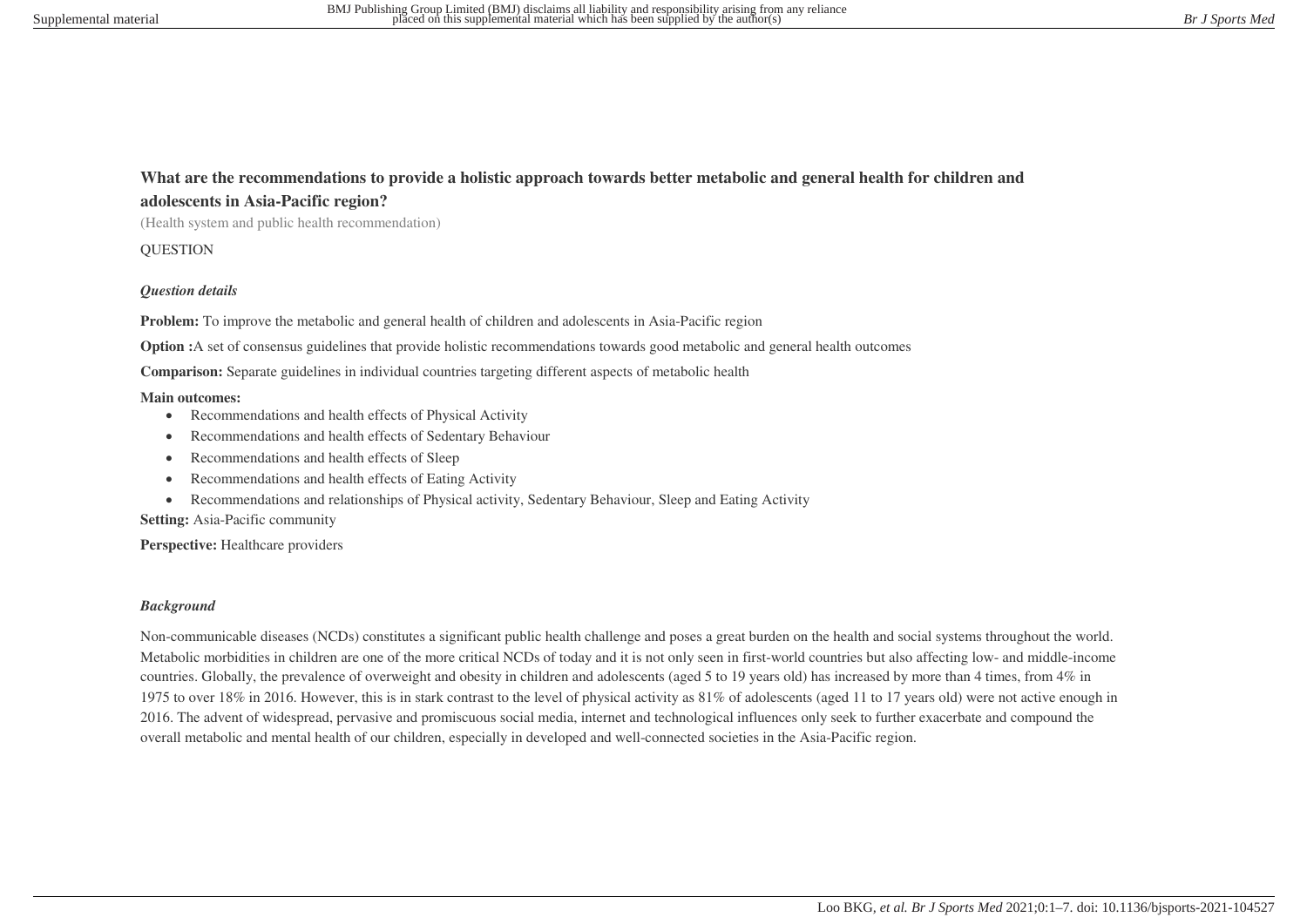## What are the recommendations to provide a holistic approach towards better metabolic and general health for children and adolescents in Asia-Pacific region?

(Health system and public health recommendation)

QUESTION

### *Question details*

**Problem:** To improve the metabolic and general health of children and adolescents in Asia-Pacific region

**Option :**A set of consensus guidelines that provide holistic recommendations towards good metabolic and general health outcomes

**Comparison:** Separate guidelines in individual countries targeting different aspects of metabolic health

**Main outcomes:**

- Recommendations and health effects of Physical Activity
- Recommendations and health effects of Sedentary Behaviour
- Recommendations and health effects of Sleep
- Recommendations and health effects of Eating Activity
- Recommendations and relationships of Physical activity, Sedentary Behaviour, Sleep and Eating Activity

**Setting:** Asia-Pacific community

**Perspective:** Healthcare providers

### *Background*

Non-communicable diseases (NCDs) constitutes a significant public health challenge and poses a great burden on the health and social systems throughout the world. Metabolic morbidities in children are one of the more critical NCDs of today and it is not only seen in first-world countries but also affecting low- and middle-income countries. Globally, the prevalence of overweight and obesity in children and adolescents (aged 5 to 19 years old) has increased by more than 4 times, from 4% in 1975 to over 18% in 2016. However, this is in stark contrast to the level of physical activity as 81% of adolescents (aged 11 to 17 years old) were not active enough in 2016. The advent of widespread, pervasive and promiscuous social media, internet and technological influences only seek to further exacerbate and compound the overall metabolic and mental health of our children, especially in developed and well-connected societies in the Asia-Pacific region.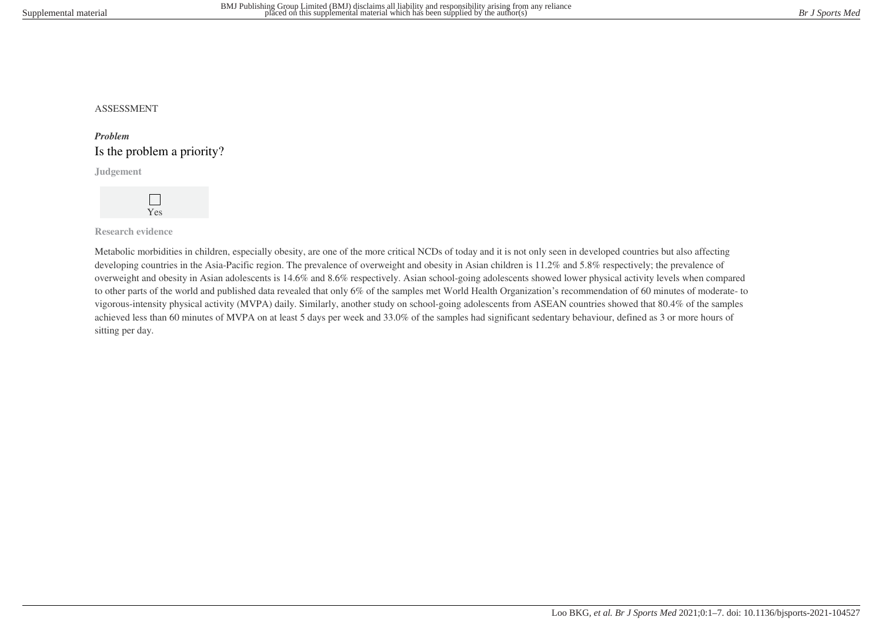ASSESSMENT

***Problem***

## Is the problem a priority?

**Judgement**

☐ Yes

**Research evidence**

Metabolic morbidities in children, especially obesity, are one of the more critical NCDs of today and it is not only seen in developed countries but also affecting developing countries in the Asia-Pacific region. The prevalence of overweight and obesity in Asian children is 11.2% and 5.8% respectively; the prevalence of overweight and obesity in Asian adolescents is 14.6% and 8.6% respectively. Asian school-going adolescents showed lower physical activity levels when compared to other parts of the world and published data revealed that only 6% of the samples met World Health Organization's recommendation of 60 minutes of moderate- to vigorous-intensity physical activity (MVPA) daily. Similarly, another study on school-going adolescents from ASEAN countries showed that 80.4% of the samples achieved less than 60 minutes of MVPA on at least 5 days per week and 33.0% of the samples had significant sedentary behaviour, defined as 3 or more hours of sitting per day.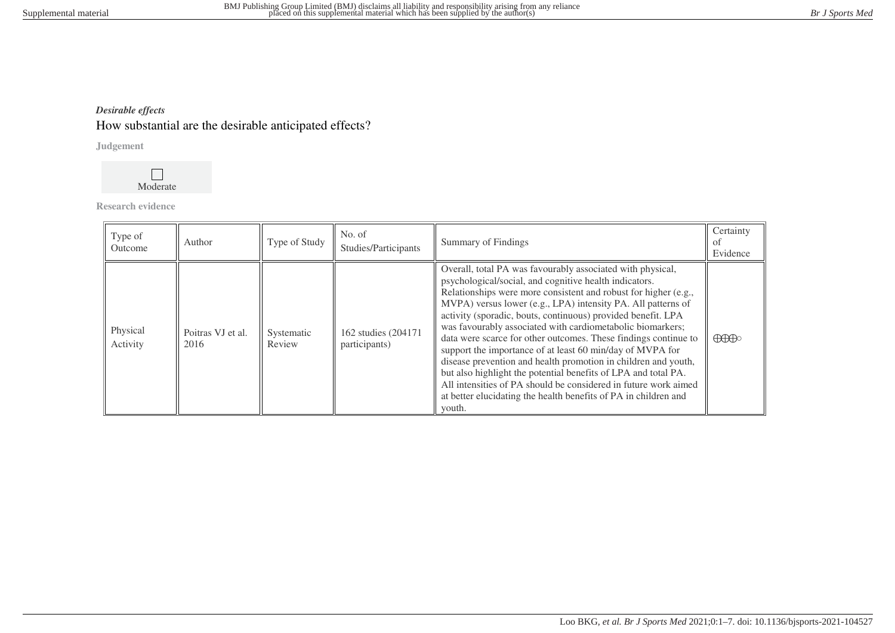*Desirable effects*

## How substantial are the desirable anticipated effects?

**Judgement**

☐ Moderate

**Research evidence**

| Type of Outcome | Author | Type of Study | No. of Studies/Participants | Summary of Findings | Certainty of Evidence |
|---|---|---|---|---|---|
| Physical Activity | Poitras VJ et al. 2016 | Systematic Review | 162 studies (204171 participants) | Overall, total PA was favourably associated with physical, psychological/social, and cognitive health indicators. Relationships were more consistent and robust for higher (e.g., MVPA) versus lower (e.g., LPA) intensity PA. All patterns of activity (sporadic, bouts, continuous) provided benefit. LPA was favourably associated with cardiometabolic biomarkers; data were scarce for other outcomes. These findings continue to support the importance of at least 60 min/day of MVPA for disease prevention and health promotion in children and youth, but also highlight the potential benefits of LPA and total PA. All intensities of PA should be considered in future work aimed at better elucidating the health benefits of PA in children and youth. | ⊕⊕⊕◯ |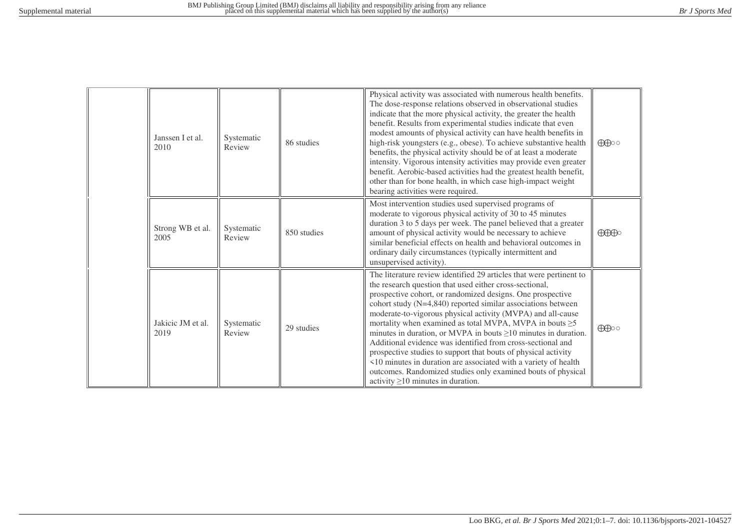| | | | | | |
|---|---|---|---|---|---|
| | Janssen I et al. 2010 | Systematic Review | 86 studies | Physical activity was associated with numerous health benefits. The dose-response relations observed in observational studies indicate that the more physical activity, the greater the health benefit. Results from experimental studies indicate that even modest amounts of physical activity can have health benefits in high-risk youngsters (e.g., obese). To achieve substantive health benefits, the physical activity should be of at least a moderate intensity. Vigorous intensity activities may provide even greater benefit. Aerobic-based activities had the greatest health benefit, other than for bone health, in which case high-impact weight bearing activities were required. | ⊕⊕○○ |
| | Strong WB et al. 2005 | Systematic Review | 850 studies | Most intervention studies used supervised programs of moderate to vigorous physical activity of 30 to 45 minutes duration 3 to 5 days per week. The panel believed that a greater amount of physical activity would be necessary to achieve similar beneficial effects on health and behavioral outcomes in ordinary daily circumstances (typically intermittent and unsupervised activity). | ⊕⊕⊕○ |
| | Jakicic JM et al. 2019 | Systematic Review | 29 studies | The literature review identified 29 articles that were pertinent to the research question that used either cross-sectional, prospective cohort, or randomized designs. One prospective cohort study (N=4,840) reported similar associations between moderate-to-vigorous physical activity (MVPA) and all-cause mortality when examined as total MVPA, MVPA in bouts ≥5 minutes in duration, or MVPA in bouts ≥10 minutes in duration. Additional evidence was identified from cross-sectional and prospective studies to support that bouts of physical activity <10 minutes in duration are associated with a variety of health outcomes. Randomized studies only examined bouts of physical activity ≥10 minutes in duration. | ⊕⊕○○ |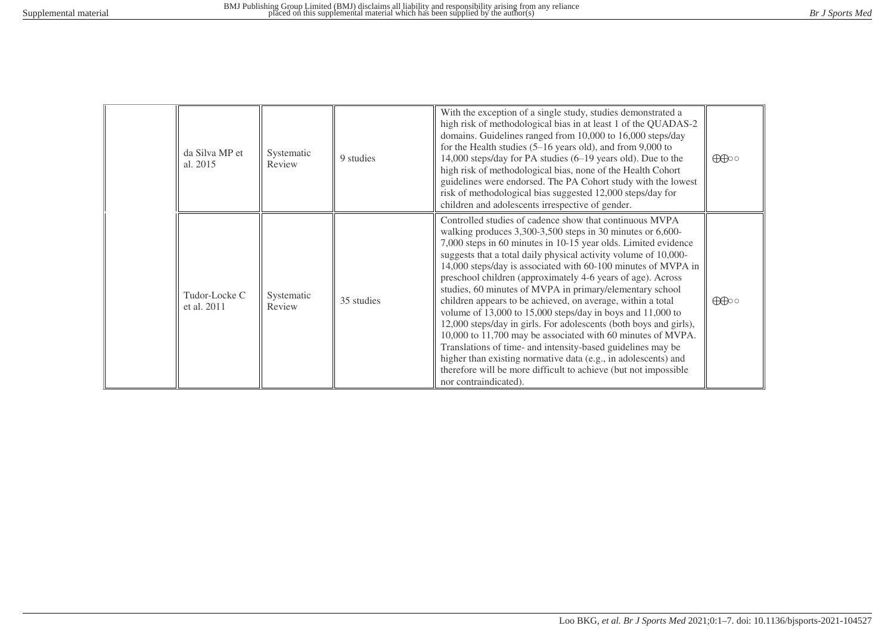| | | | | | |
|---|---|---|---|---|---|
| | da Silva MP et al. 2015 | Systematic Review | 9 studies | With the exception of a single study, studies demonstrated a high risk of methodological bias in at least 1 of the QUADAS-2 domains. Guidelines ranged from 10,000 to 16,000 steps/day for the Health studies (5–16 years old), and from 9,000 to 14,000 steps/day for PA studies (6–19 years old). Due to the high risk of methodological bias, none of the Health Cohort guidelines were endorsed. The PA Cohort study with the lowest risk of methodological bias suggested 12,000 steps/day for children and adolescents irrespective of gender. | ⊕⊕○○ |
| | Tudor-Locke C et al. 2011 | Systematic Review | 35 studies | Controlled studies of cadence show that continuous MVPA walking produces 3,300-3,500 steps in 30 minutes or 6,600-7,000 steps in 60 minutes in 10-15 year olds. Limited evidence suggests that a total daily physical activity volume of 10,000-14,000 steps/day is associated with 60-100 minutes of MVPA in preschool children (approximately 4-6 years of age). Across studies, 60 minutes of MVPA in primary/elementary school children appears to be achieved, on average, within a total volume of 13,000 to 15,000 steps/day in boys and 11,000 to 12,000 steps/day in girls. For adolescents (both boys and girls), 10,000 to 11,700 may be associated with 60 minutes of MVPA. Translations of time- and intensity-based guidelines may be higher than existing normative data (e.g., in adolescents) and therefore will be more difficult to achieve (but not impossible nor contraindicated). | ⊕⊕○○ |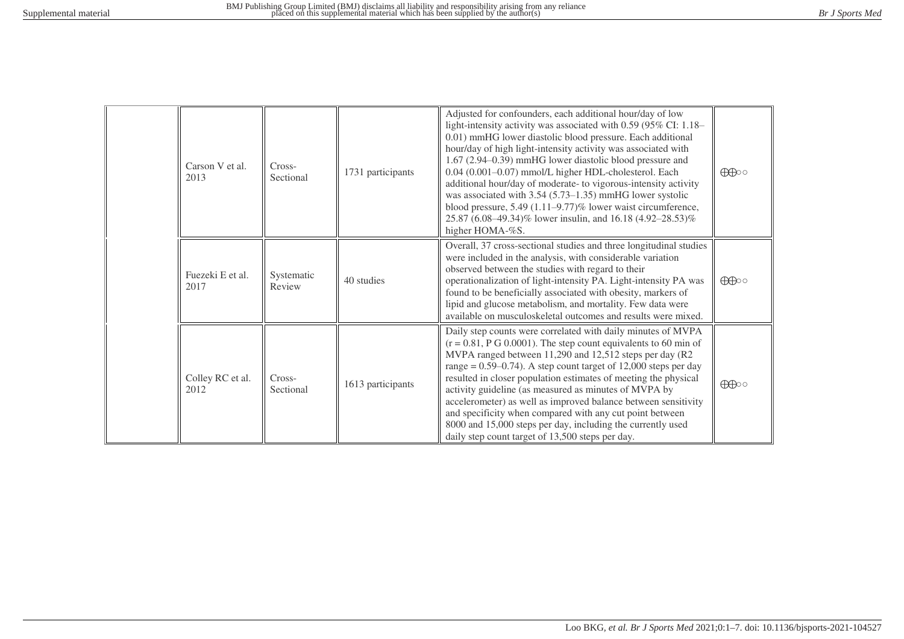| | | | | | |
|---|---|---|---|---|---|
| | Carson V et al. 2013 | Cross-Sectional | 1731 participants | Adjusted for confounders, each additional hour/day of low light-intensity activity was associated with 0.59 (95% CI: 1.18–0.01) mmHG lower diastolic blood pressure. Each additional hour/day of high light-intensity activity was associated with 1.67 (2.94–0.39) mmHG lower diastolic blood pressure and 0.04 (0.001–0.07) mmol/L higher HDL-cholesterol. Each additional hour/day of moderate- to vigorous-intensity activity was associated with 3.54 (5.73–1.35) mmHG lower systolic blood pressure, 5.49 (1.11–9.77)% lower waist circumference, 25.87 (6.08–49.34)% lower insulin, and 16.18 (4.92–28.53)% higher HOMA-%S. | ⊕⊕○○ |
| | Fuezeki E et al. 2017 | Systematic Review | 40 studies | Overall, 37 cross-sectional studies and three longitudinal studies were included in the analysis, with considerable variation observed between the studies with regard to their operationalization of light-intensity PA. Light-intensity PA was found to be beneficially associated with obesity, markers of lipid and glucose metabolism, and mortality. Few data were available on musculoskeletal outcomes and results were mixed. | ⊕⊕○○ |
| | Colley RC et al. 2012 | Cross-Sectional | 1613 participants | Daily step counts were correlated with daily minutes of MVPA (r = 0.81, P G 0.0001). The step count equivalents to 60 min of MVPA ranged between 11,290 and 12,512 steps per day (R2 range = 0.59–0.74). A step count target of 12,000 steps per day resulted in closer population estimates of meeting the physical activity guideline (as measured as minutes of MVPA by accelerometer) as well as improved balance between sensitivity and specificity when compared with any cut point between 8000 and 15,000 steps per day, including the currently used daily step count target of 13,500 steps per day. | ⊕⊕○○ |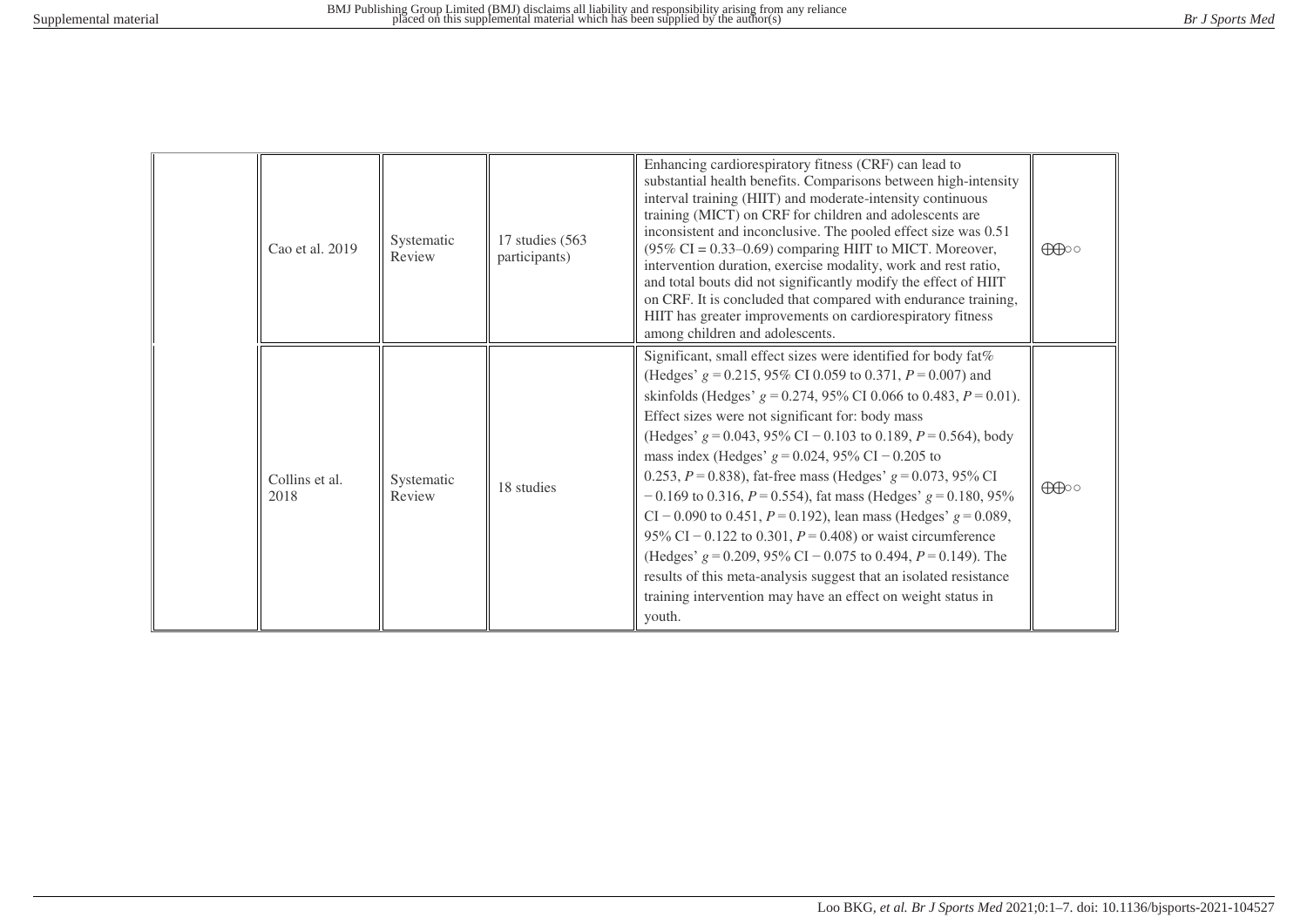| | | | | | |
|---|---|---|---|---|---|
| | Cao et al. 2019 | Systematic Review | 17 studies (563 participants) | Enhancing cardiorespiratory fitness (CRF) can lead to substantial health benefits. Comparisons between high-intensity interval training (HIIT) and moderate-intensity continuous training (MICT) on CRF for children and adolescents are inconsistent and inconclusive. The pooled effect size was 0.51 (95% CI = 0.33–0.69) comparing HIIT to MICT. Moreover, intervention duration, exercise modality, work and rest ratio, and total bouts did not significantly modify the effect of HIIT on CRF. It is concluded that compared with endurance training, HIIT has greater improvements on cardiorespiratory fitness among children and adolescents. | ⊕⊕○○ |
| | Collins et al. 2018 | Systematic Review | 18 studies | Significant, small effect sizes were identified for body fat% (Hedges' $g = 0.215$, 95% CI 0.059 to 0.371, $P = 0.007$) and skinfolds (Hedges' $g = 0.274$, 95% CI 0.066 to 0.483, $P = 0.01$). Effect sizes were not significant for: body mass (Hedges' $g = 0.043$, 95% CI − 0.103 to 0.189, $P = 0.564$), body mass index (Hedges' $g = 0.024$, 95% CI − 0.205 to 0.253, $P = 0.838$), fat-free mass (Hedges' $g = 0.073$, 95% CI − 0.169 to 0.316, $P = 0.554$), fat mass (Hedges' $g = 0.180$, 95% CI − 0.090 to 0.451, $P = 0.192$), lean mass (Hedges' $g = 0.089$, 95% CI − 0.122 to 0.301, $P = 0.408$) or waist circumference (Hedges' $g = 0.209$, 95% CI − 0.075 to 0.494, $P = 0.149$). The results of this meta-analysis suggest that an isolated resistance training intervention may have an effect on weight status in youth. | ⊕⊕○○ |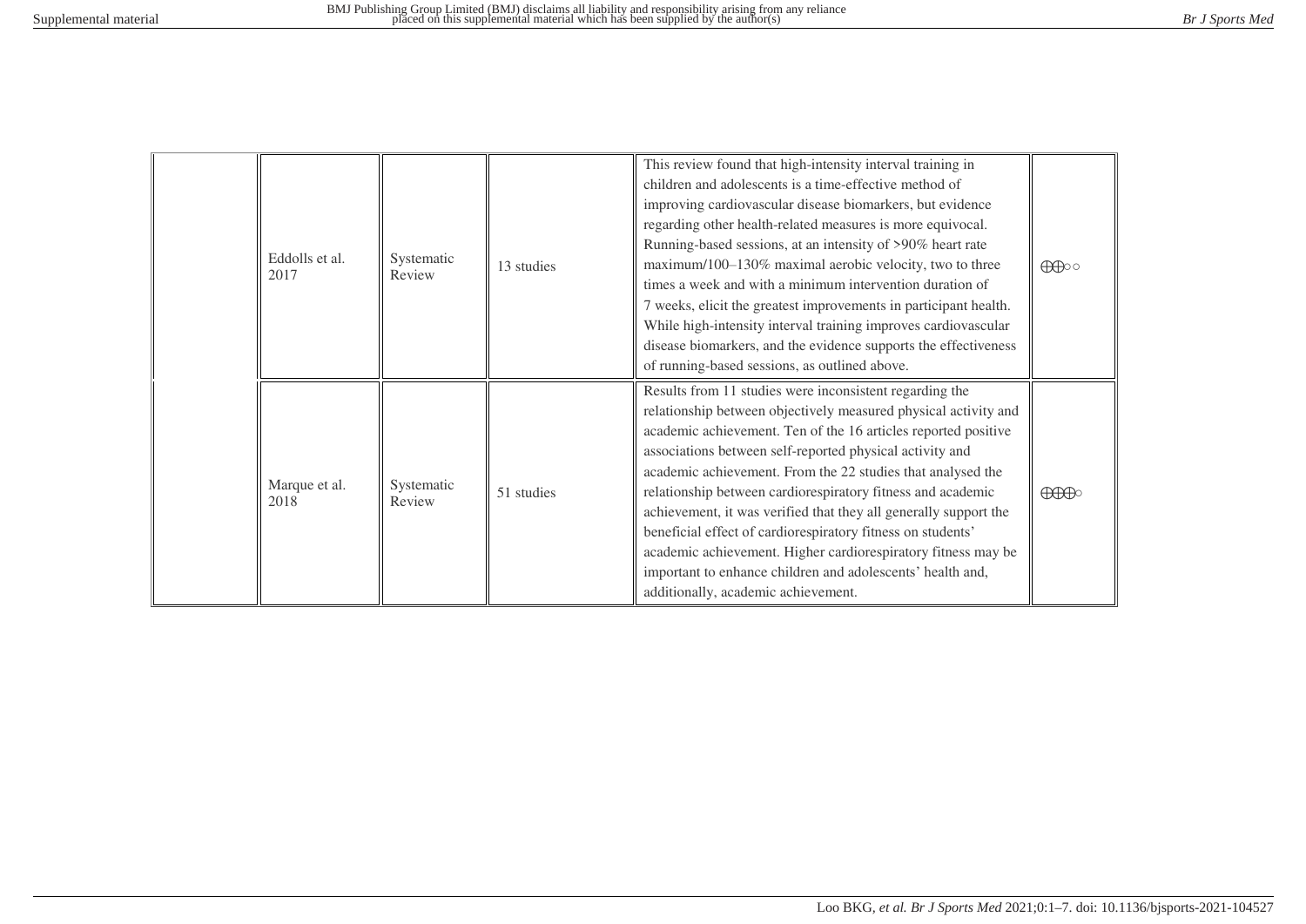| | | | | | |
|---|---|---|---|---|---|
| | Eddolls et al. 2017 | Systematic Review | 13 studies | This review found that high-intensity interval training in children and adolescents is a time-effective method of improving cardiovascular disease biomarkers, but evidence regarding other health-related measures is more equivocal. Running-based sessions, at an intensity of >90% heart rate maximum/100–130% maximal aerobic velocity, two to three times a week and with a minimum intervention duration of 7 weeks, elicit the greatest improvements in participant health. While high-intensity interval training improves cardiovascular disease biomarkers, and the evidence supports the effectiveness of running-based sessions, as outlined above. | ⊕⊕○○ |
| | Marque et al. 2018 | Systematic Review | 51 studies | Results from 11 studies were inconsistent regarding the relationship between objectively measured physical activity and academic achievement. Ten of the 16 articles reported positive associations between self-reported physical activity and academic achievement. From the 22 studies that analysed the relationship between cardiorespiratory fitness and academic achievement, it was verified that they all generally support the beneficial effect of cardiorespiratory fitness on students' academic achievement. Higher cardiorespiratory fitness may be important to enhance children and adolescents' health and, additionally, academic achievement. | ⊕⊕⊕○ |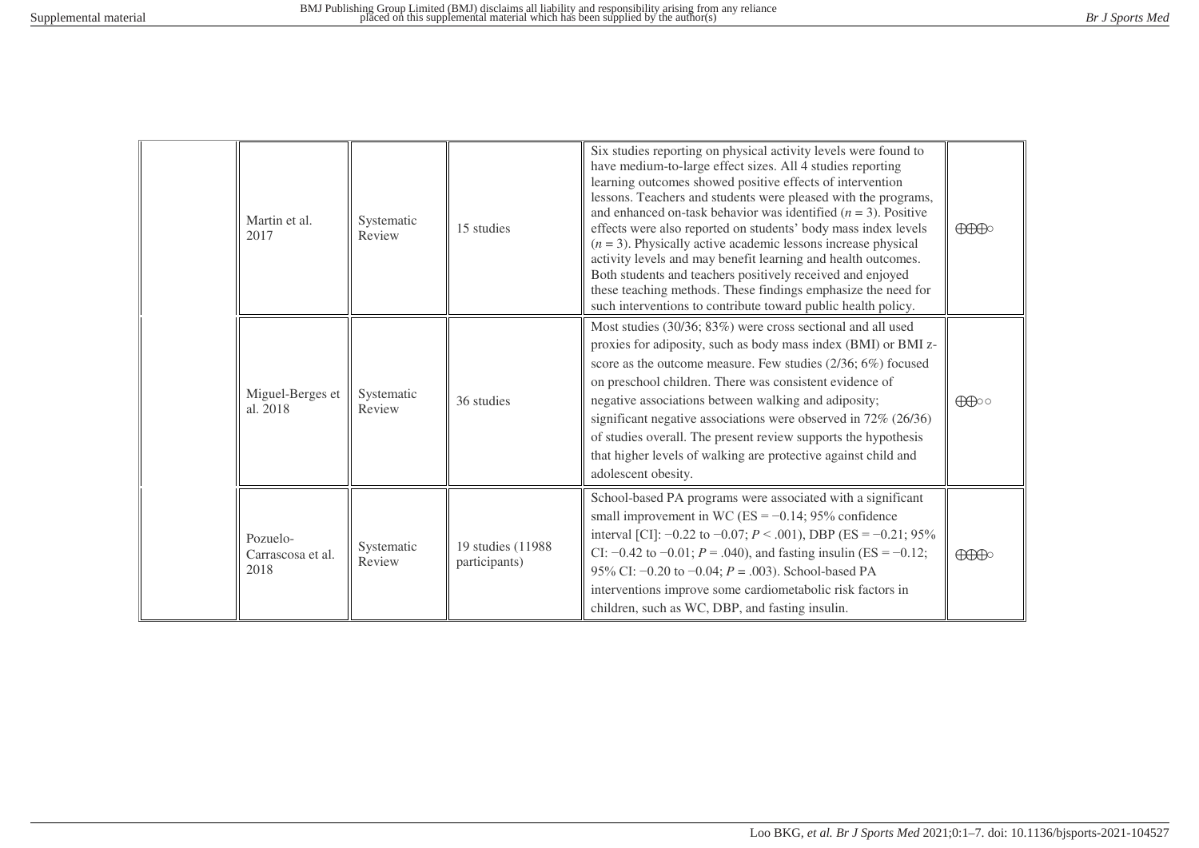| | | | | | |
|---|---|---|---|---|---|
| | Martin et al. 2017 | Systematic Review | 15 studies | Six studies reporting on physical activity levels were found to have medium-to-large effect sizes. All 4 studies reporting learning outcomes showed positive effects of intervention lessons. Teachers and students were pleased with the programs, and enhanced on-task behavior was identified ($n = 3$). Positive effects were also reported on students' body mass index levels ($n = 3$). Physically active academic lessons increase physical activity levels and may benefit learning and health outcomes. Both students and teachers positively received and enjoyed these teaching methods. These findings emphasize the need for such interventions to contribute toward public health policy. | ⊕⊕⊕○ |
| | Miguel-Berges et al. 2018 | Systematic Review | 36 studies | Most studies (30/36; 83%) were cross sectional and all used proxies for adiposity, such as body mass index (BMI) or BMI z-score as the outcome measure. Few studies (2/36; 6%) focused on preschool children. There was consistent evidence of negative associations between walking and adiposity; significant negative associations were observed in 72% (26/36) of studies overall. The present review supports the hypothesis that higher levels of walking are protective against child and adolescent obesity. | ⊕⊕○○ |
| | Pozuelo-Carrascosa et al. 2018 | Systematic Review | 19 studies (11988 participants) | School-based PA programs were associated with a significant small improvement in WC (ES = −0.14; 95% confidence interval [CI]: −0.22 to −0.07; $P < .001$), DBP (ES = −0.21; 95% CI: −0.42 to −0.01; $P = .040$), and fasting insulin (ES = −0.12; 95% CI: −0.20 to −0.04; $P = .003$). School-based PA interventions improve some cardiometabolic risk factors in children, such as WC, DBP, and fasting insulin. | ⊕⊕⊕○ |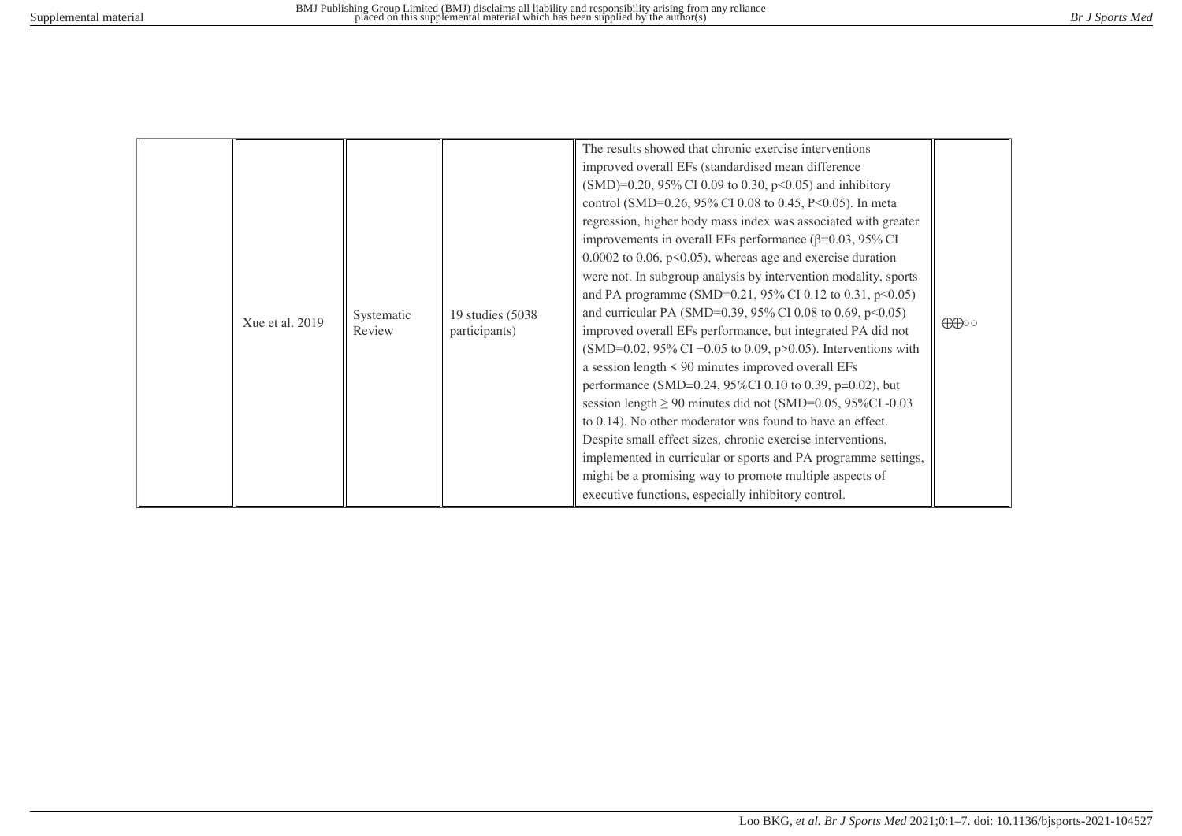|  |  |  |  |  |  |
|---|---|---|---|---|---|
|  | Xue et al. 2019 | Systematic Review | 19 studies (5038 participants) | The results showed that chronic exercise interventions improved overall EFs (standardised mean difference (SMD)=0.20, 95% CI 0.09 to 0.30, $p<0.05$) and inhibitory control (SMD=0.26, 95% CI 0.08 to 0.45, $P<0.05$). In meta regression, higher body mass index was associated with greater improvements in overall EFs performance ($\beta$=0.03, 95% CI 0.0002 to 0.06, $p<0.05$), whereas age and exercise duration were not. In subgroup analysis by intervention modality, sports and PA programme (SMD=0.21, 95% CI 0.12 to 0.31, $p<0.05$) and curricular PA (SMD=0.39, 95% CI 0.08 to 0.69, $p<0.05$) improved overall EFs performance, but integrated PA did not (SMD=0.02, 95% CI −0.05 to 0.09, $p>0.05$). Interventions with a session length < 90 minutes improved overall EFs performance (SMD=0.24, 95%CI 0.10 to 0.39, p=0.02), but session length ≥ 90 minutes did not (SMD=0.05, 95%CI -0.03 to 0.14). No other moderator was found to have an effect. Despite small effect sizes, chronic exercise interventions, implemented in curricular or sports and PA programme settings, might be a promising way to promote multiple aspects of executive functions, especially inhibitory control. | ⊕⊕○○ |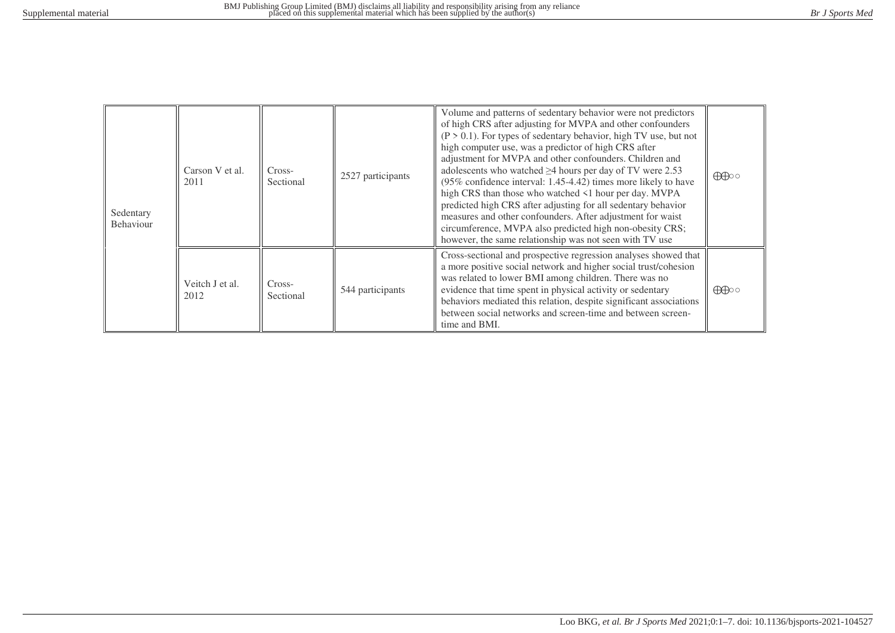| | | | | | |
|---|---|---|---|---|---|
| Sedentary Behaviour | Carson V et al. 2011 | Cross-Sectional | 2527 participants | Volume and patterns of sedentary behavior were not predictors of high CRS after adjusting for MVPA and other confounders ($P > 0.1$). For types of sedentary behavior, high TV use, but not high computer use, was a predictor of high CRS after adjustment for MVPA and other confounders. Children and adolescents who watched ≥4 hours per day of TV were 2.53 (95% confidence interval: 1.45-4.42) times more likely to have high CRS than those who watched <1 hour per day. MVPA predicted high CRS after adjusting for all sedentary behavior measures and other confounders. After adjustment for waist circumference, MVPA also predicted high non-obesity CRS; however, the same relationship was not seen with TV use | ⊕⊕○○ |
| | Veitch J et al. 2012 | Cross-Sectional | 544 participants | Cross-sectional and prospective regression analyses showed that a more positive social network and higher social trust/cohesion was related to lower BMI among children. There was no evidence that time spent in physical activity or sedentary behaviors mediated this relation, despite significant associations between social networks and screen-time and between screen-time and BMI. | ⊕⊕○○ |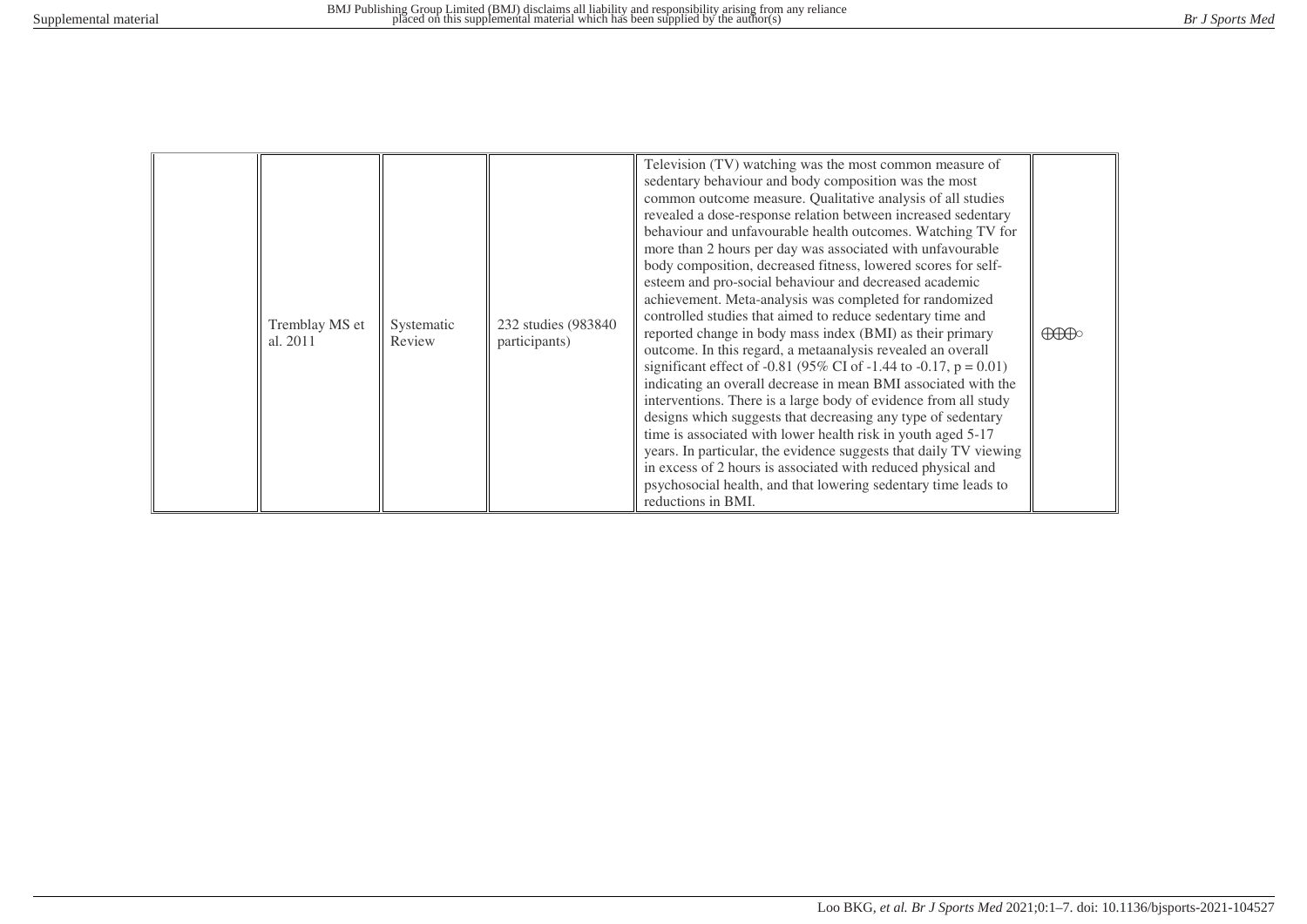| | | | | | |
|---|---|---|---|---|---|
| | Tremblay MS et al. 2011 | Systematic Review | 232 studies (983840 participants) | Television (TV) watching was the most common measure of sedentary behaviour and body composition was the most common outcome measure. Qualitative analysis of all studies revealed a dose-response relation between increased sedentary behaviour and unfavourable health outcomes. Watching TV for more than 2 hours per day was associated with unfavourable body composition, decreased fitness, lowered scores for self-esteem and pro-social behaviour and decreased academic achievement. Meta-analysis was completed for randomized controlled studies that aimed to reduce sedentary time and reported change in body mass index (BMI) as their primary outcome. In this regard, a metaanalysis revealed an overall significant effect of -0.81 (95% CI of -1.44 to -0.17, p = 0.01) indicating an overall decrease in mean BMI associated with the interventions. There is a large body of evidence from all study designs which suggests that decreasing any type of sedentary time is associated with lower health risk in youth aged 5-17 years. In particular, the evidence suggests that daily TV viewing in excess of 2 hours is associated with reduced physical and psychosocial health, and that lowering sedentary time leads to reductions in BMI. | ⊕⊕⊕○ |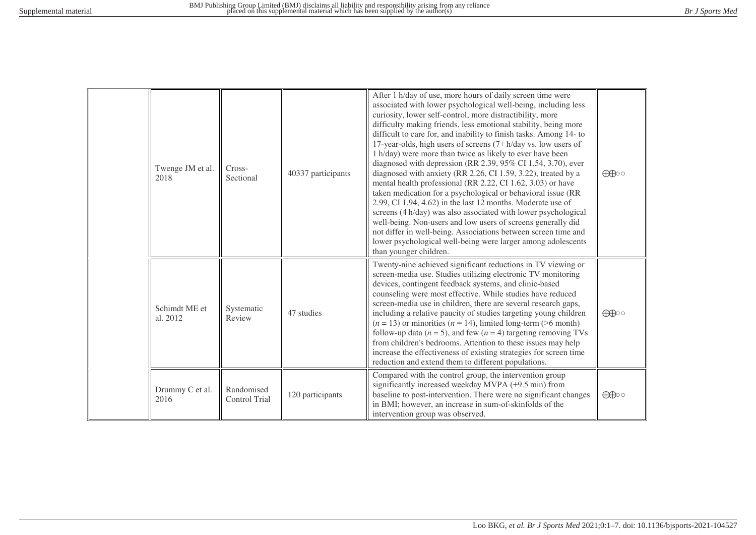| | | | | | |
|---|---|---|---|---|---|
| | Twenge JM et al. 2018 | Cross-Sectional | 40337 participants | After 1 h/day of use, more hours of daily screen time were associated with lower psychological well-being, including less curiosity, lower self-control, more distractibility, more difficulty making friends, less emotional stability, being more difficult to care for, and inability to finish tasks. Among 14- to 17-year-olds, high users of screens (7+ h/day vs. low users of 1 h/day) were more than twice as likely to ever have been diagnosed with depression (RR 2.39, 95% CI 1.54, 3.70), ever diagnosed with anxiety (RR 2.26, CI 1.59, 3.22), treated by a mental health professional (RR 2.22, CI 1.62, 3.03) or have taken medication for a psychological or behavioral issue (RR 2.99, CI 1.94, 4.62) in the last 12 months. Moderate use of screens (4 h/day) was also associated with lower psychological well-being. Non-users and low users of screens generally did not differ in well-being. Associations between screen time and lower psychological well-being were larger among adolescents than younger children. | ⊕⊕○○ |
| | Schimdt ME et al. 2012 | Systematic Review | 47 studies | Twenty-nine achieved significant reductions in TV viewing or screen-media use. Studies utilizing electronic TV monitoring devices, contingent feedback systems, and clinic-based counseling were most effective. While studies have reduced screen-media use in children, there are several research gaps, including a relative paucity of studies targeting young children (*n* = 13) or minorities (*n* = 14), limited long-term (>6 month) follow-up data (*n* = 5), and few (*n* = 4) targeting removing TVs from children's bedrooms. Attention to these issues may help increase the effectiveness of existing strategies for screen time reduction and extend them to different populations. | ⊕⊕○○ |
| | Drummy C et al. 2016 | Randomised Control Trial | 120 participants | Compared with the control group, the intervention group significantly increased weekday MVPA (+9.5 min) from baseline to post-intervention. There were no significant changes in BMI; however, an increase in sum-of-skinfolds of the intervention group was observed. | ⊕⊕○○ |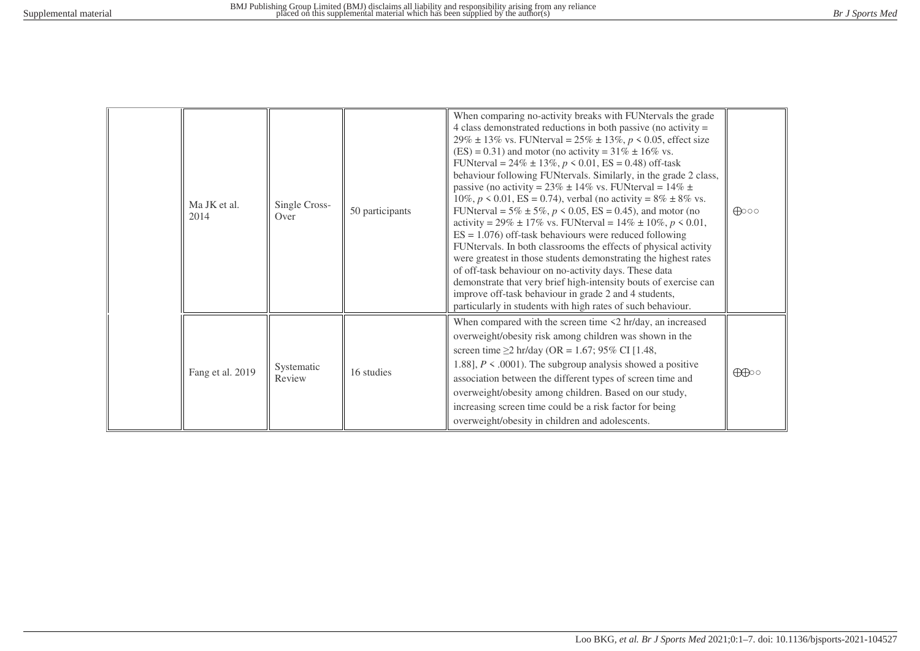| | | | | | |
|---|---|---|---|---|---|
| | Ma JK et al. 2014 | Single Cross-Over | 50 participants | When comparing no-activity breaks with FUNtervals the grade 4 class demonstrated reductions in both passive (no activity = 29% ± 13% vs. FUNterval = 25% ± 13%, $p < 0.05$, effect size (ES) = 0.31) and motor (no activity = 31% ± 16% vs. FUNterval = 24% ± 13%, $p < 0.01$, ES = 0.48) off-task behaviour following FUNtervals. Similarly, in the grade 2 class, passive (no activity = 23% ± 14% vs. FUNterval = 14% ± 10%, $p < 0.01$, ES = 0.74), verbal (no activity = 8% ± 8% vs. FUNterval = 5% ± 5%, $p < 0.05$, ES = 0.45), and motor (no activity = 29% ± 17% vs. FUNterval = 14% ± 10%, $p < 0.01$, ES = 1.076) off-task behaviours were reduced following FUNtervals. In both classrooms the effects of physical activity were greatest in those students demonstrating the highest rates of off-task behaviour on no-activity days. These data demonstrate that very brief high-intensity bouts of exercise can improve off-task behaviour in grade 2 and 4 students, particularly in students with high rates of such behaviour. | ⨁○○○ |
| | Fang et al. 2019 | Systematic Review | 16 studies | When compared with the screen time <2 hr/day, an increased overweight/obesity risk among children was shown in the screen time ≥2 hr/day (OR = 1.67; 95% CI [1.48, 1.88], $P < .0001$). The subgroup analysis showed a positive association between the different types of screen time and overweight/obesity among children. Based on our study, increasing screen time could be a risk factor for being overweight/obesity in children and adolescents. | ⨁⨁○○ |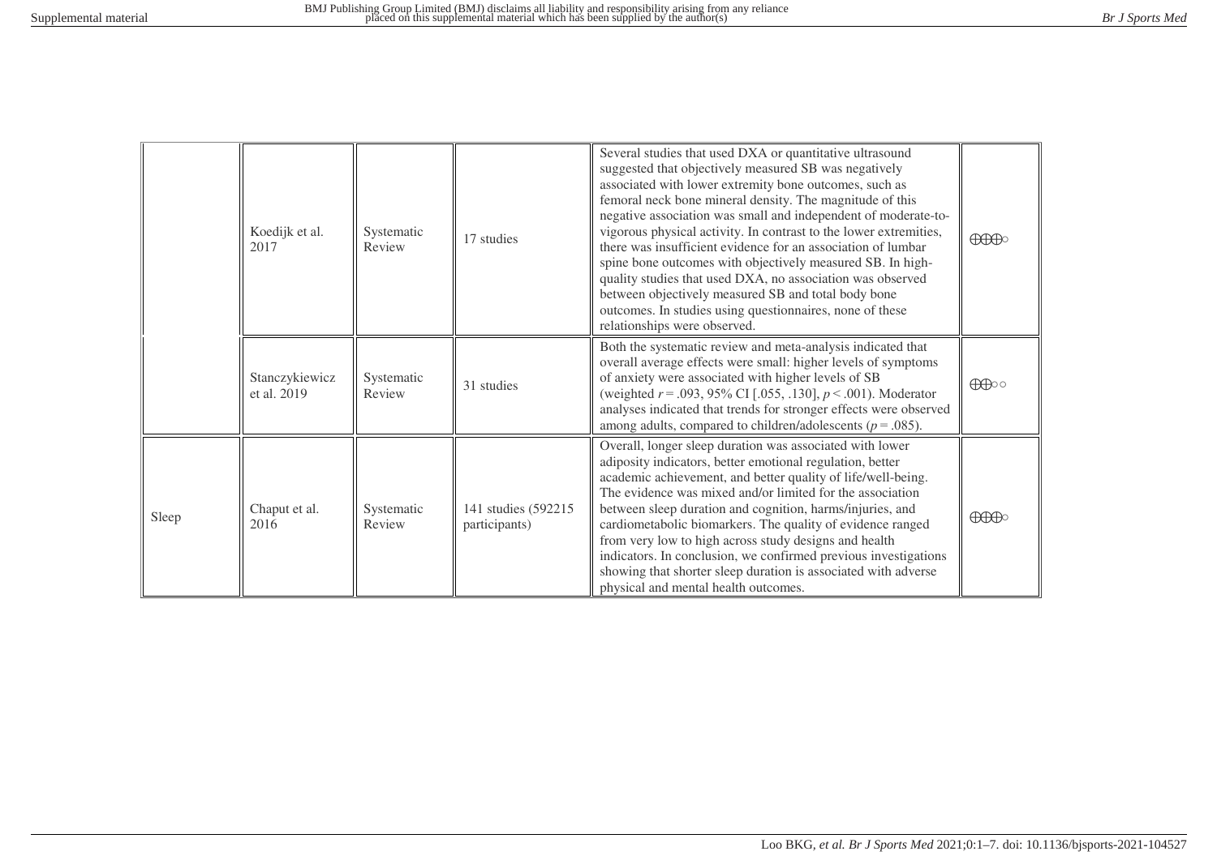| | | | | | |
|---|---|---|---|---|---|
| | Koedijk et al. 2017 | Systematic Review | 17 studies | Several studies that used DXA or quantitative ultrasound suggested that objectively measured SB was negatively associated with lower extremity bone outcomes, such as femoral neck bone mineral density. The magnitude of this negative association was small and independent of moderate-to-vigorous physical activity. In contrast to the lower extremities, there was insufficient evidence for an association of lumbar spine bone outcomes with objectively measured SB. In high-quality studies that used DXA, no association was observed between objectively measured SB and total body bone outcomes. In studies using questionnaires, none of these relationships were observed. | ⊕⊕⊕○ |
| | Stanczykiewicz et al. 2019 | Systematic Review | 31 studies | Both the systematic review and meta-analysis indicated that overall average effects were small: higher levels of symptoms of anxiety were associated with higher levels of SB (weighted $r = .093$, 95% CI [.055, .130], $p < .001$). Moderator analyses indicated that trends for stronger effects were observed among adults, compared to children/adolescents ($p = .085$). | ⊕⊕○○ |
| Sleep | Chaput et al. 2016 | Systematic Review | 141 studies (592215 participants) | Overall, longer sleep duration was associated with lower adiposity indicators, better emotional regulation, better academic achievement, and better quality of life/well-being. The evidence was mixed and/or limited for the association between sleep duration and cognition, harms/injuries, and cardiometabolic biomarkers. The quality of evidence ranged from very low to high across study designs and health indicators. In conclusion, we confirmed previous investigations showing that shorter sleep duration is associated with adverse physical and mental health outcomes. | ⊕⊕⊕○ |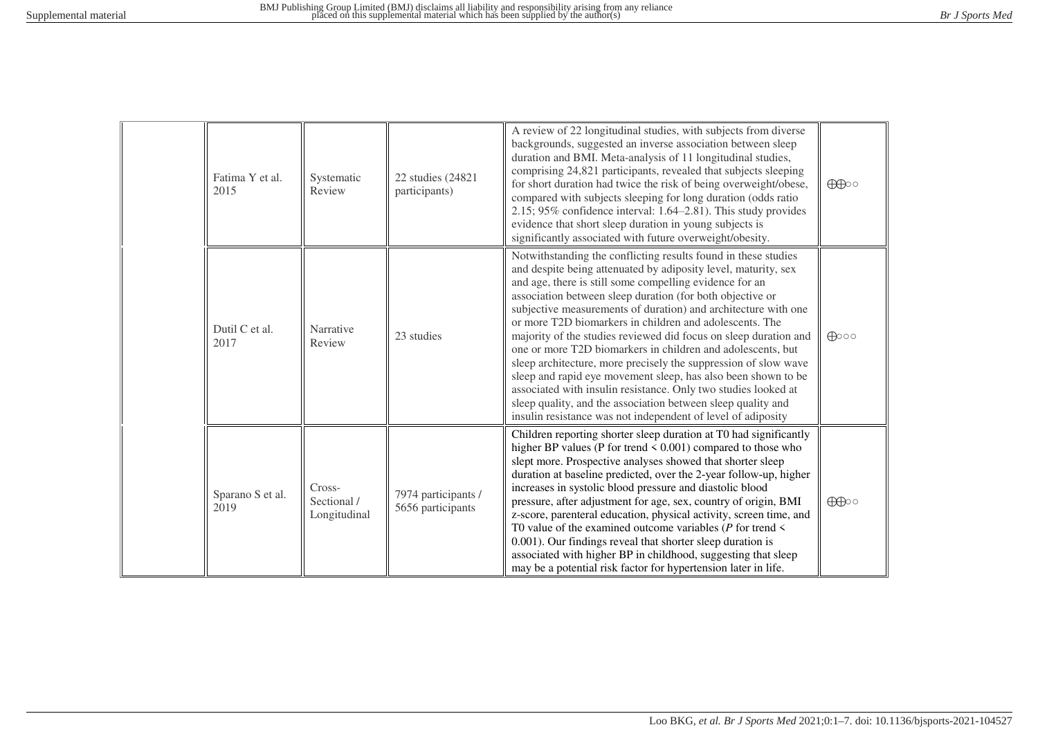|  |  |  |  |  |  |
| --- | --- | --- | --- | --- | --- |
|  | Fatima Y et al. 2015 | Systematic Review | 22 studies (24821 participants) | A review of 22 longitudinal studies, with subjects from diverse backgrounds, suggested an inverse association between sleep duration and BMI. Meta-analysis of 11 longitudinal studies, comprising 24,821 participants, revealed that subjects sleeping for short duration had twice the risk of being overweight/obese, compared with subjects sleeping for long duration (odds ratio 2.15; 95% confidence interval: 1.64–2.81). This study provides evidence that short sleep duration in young subjects is significantly associated with future overweight/obesity. | ⊕⊕○○ |
|  | Dutil C et al. 2017 | Narrative Review | 23 studies | Notwithstanding the conflicting results found in these studies and despite being attenuated by adiposity level, maturity, sex and age, there is still some compelling evidence for an association between sleep duration (for both objective or subjective measurements of duration) and architecture with one or more T2D biomarkers in children and adolescents. The majority of the studies reviewed did focus on sleep duration and one or more T2D biomarkers in children and adolescents, but sleep architecture, more precisely the suppression of slow wave sleep and rapid eye movement sleep, has also been shown to be associated with insulin resistance. Only two studies looked at sleep quality, and the association between sleep quality and insulin resistance was not independent of level of adiposity | ⊕○○○ |
|  | Sparano S et al. 2019 | Cross-Sectional / Longitudinal | 7974 participants / 5656 participants | Children reporting shorter sleep duration at T0 had significantly higher BP values (P for trend < 0.001) compared to those who slept more. Prospective analyses showed that shorter sleep duration at baseline predicted, over the 2-year follow-up, higher increases in systolic blood pressure and diastolic blood pressure, after adjustment for age, sex, country of origin, BMI z-score, parenteral education, physical activity, screen time, and T0 value of the examined outcome variables (*P* for trend < 0.001). Our findings reveal that shorter sleep duration is associated with higher BP in childhood, suggesting that sleep may be a potential risk factor for hypertension later in life. | ⊕⊕○○ |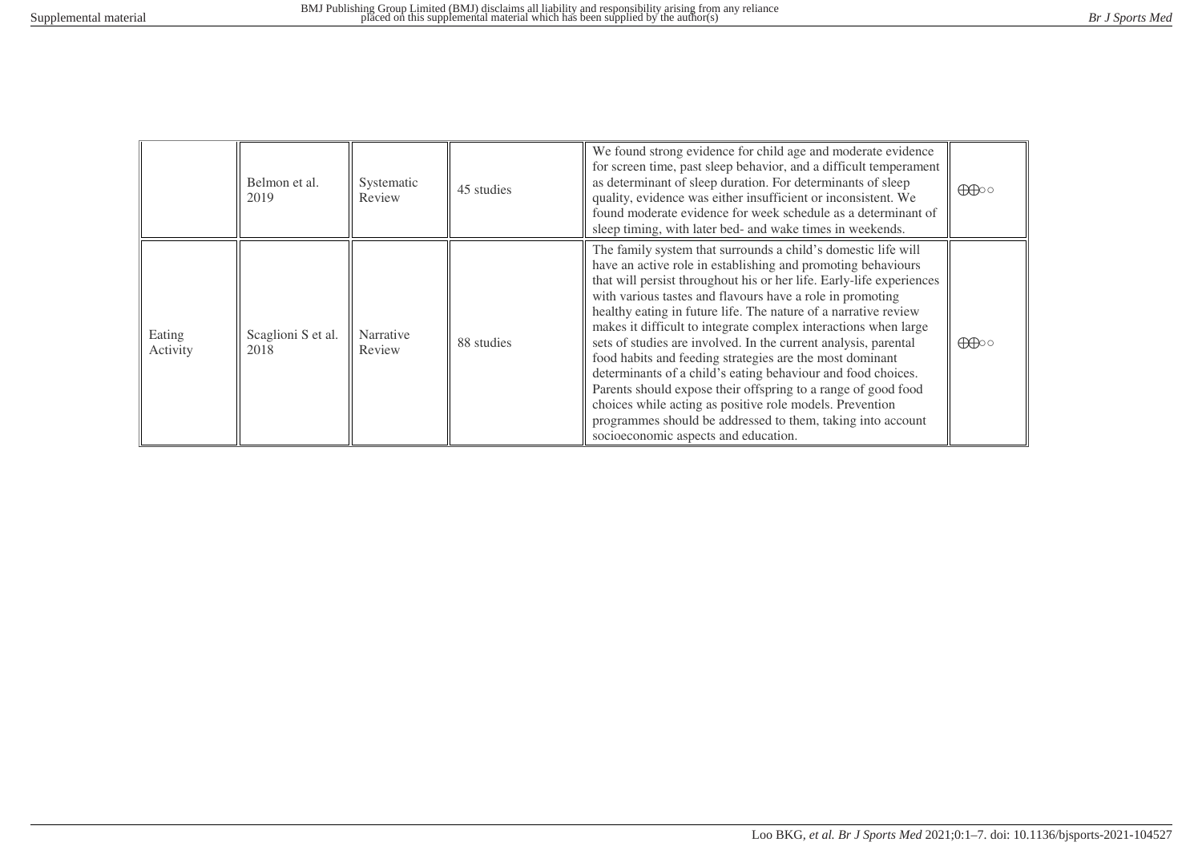| | | | | | |
|---|---|---|---|---|---|
| | Belmon et al. 2019 | Systematic Review | 45 studies | We found strong evidence for child age and moderate evidence for screen time, past sleep behavior, and a difficult temperament as determinant of sleep duration. For determinants of sleep quality, evidence was either insufficient or inconsistent. We found moderate evidence for week schedule as a determinant of sleep timing, with later bed- and wake times in weekends. | ⊕⊕○○ |
| Eating Activity | Scaglioni S et al. 2018 | Narrative Review | 88 studies | The family system that surrounds a child's domestic life will have an active role in establishing and promoting behaviours that will persist throughout his or her life. Early-life experiences with various tastes and flavours have a role in promoting healthy eating in future life. The nature of a narrative review makes it difficult to integrate complex interactions when large sets of studies are involved. In the current analysis, parental food habits and feeding strategies are the most dominant determinants of a child's eating behaviour and food choices. Parents should expose their offspring to a range of good food choices while acting as positive role models. Prevention programmes should be addressed to them, taking into account socioeconomic aspects and education. | ⊕⊕○○ |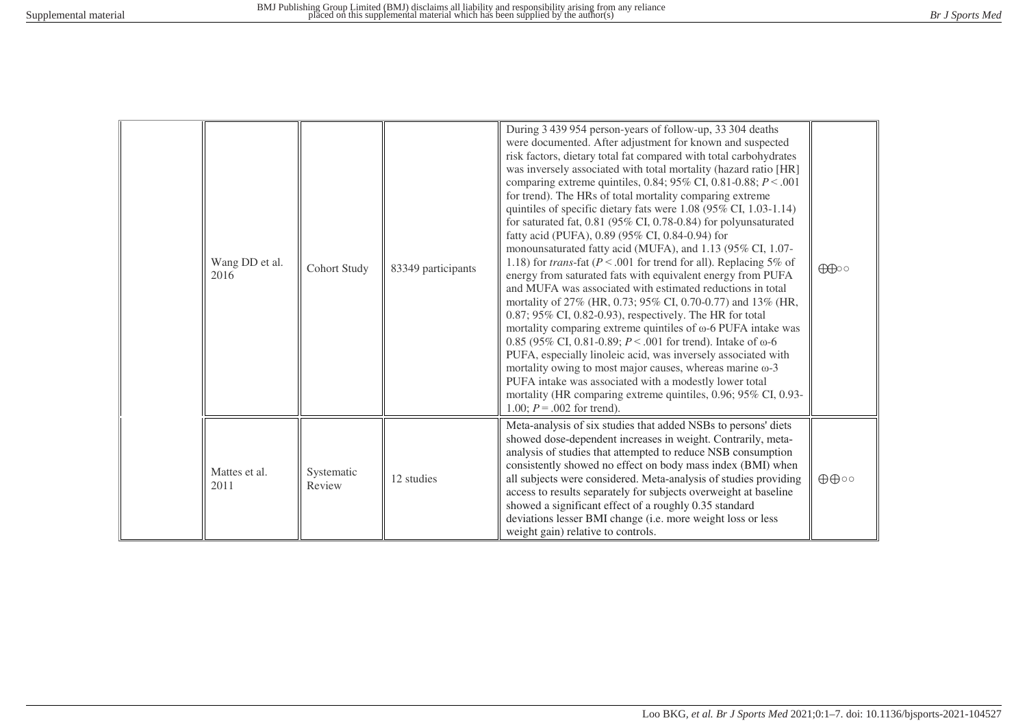|  |  |  |  |  |  |
|---|---|---|---|---|---|
|  | Wang DD et al. 2016 | Cohort Study | 83349 participants | During 3 439 954 person-years of follow-up, 33 304 deaths were documented. After adjustment for known and suspected risk factors, dietary total fat compared with total carbohydrates was inversely associated with total mortality (hazard ratio [HR] comparing extreme quintiles, 0.84; 95% CI, 0.81-0.88; *P* < .001 for trend). The HRs of total mortality comparing extreme quintiles of specific dietary fats were 1.08 (95% CI, 1.03-1.14) for saturated fat, 0.81 (95% CI, 0.78-0.84) for polyunsaturated fatty acid (PUFA), 0.89 (95% CI, 0.84-0.94) for monounsaturated fatty acid (MUFA), and 1.13 (95% CI, 1.07-1.18) for *trans*-fat (*P* < .001 for trend for all). Replacing 5% of energy from saturated fats with equivalent energy from PUFA and MUFA was associated with estimated reductions in total mortality of 27% (HR, 0.73; 95% CI, 0.70-0.77) and 13% (HR, 0.87; 95% CI, 0.82-0.93), respectively. The HR for total mortality comparing extreme quintiles of ω-6 PUFA intake was 0.85 (95% CI, 0.81-0.89; *P* < .001 for trend). Intake of ω-6 PUFA, especially linoleic acid, was inversely associated with mortality owing to most major causes, whereas marine ω-3 PUFA intake was associated with a modestly lower total mortality (HR comparing extreme quintiles, 0.96; 95% CI, 0.93-1.00; *P* = .002 for trend). | ⊕⊕○○ |
|  | Mattes et al. 2011 | Systematic Review | 12 studies | Meta-analysis of six studies that added NSBs to persons' diets showed dose-dependent increases in weight. Contrarily, meta-analysis of studies that attempted to reduce NSB consumption consistently showed no effect on body mass index (BMI) when all subjects were considered. Meta-analysis of studies providing access to results separately for subjects overweight at baseline showed a significant effect of a roughly 0.35 standard deviations lesser BMI change (i.e. more weight loss or less weight gain) relative to controls. | ⊕⊕○○ |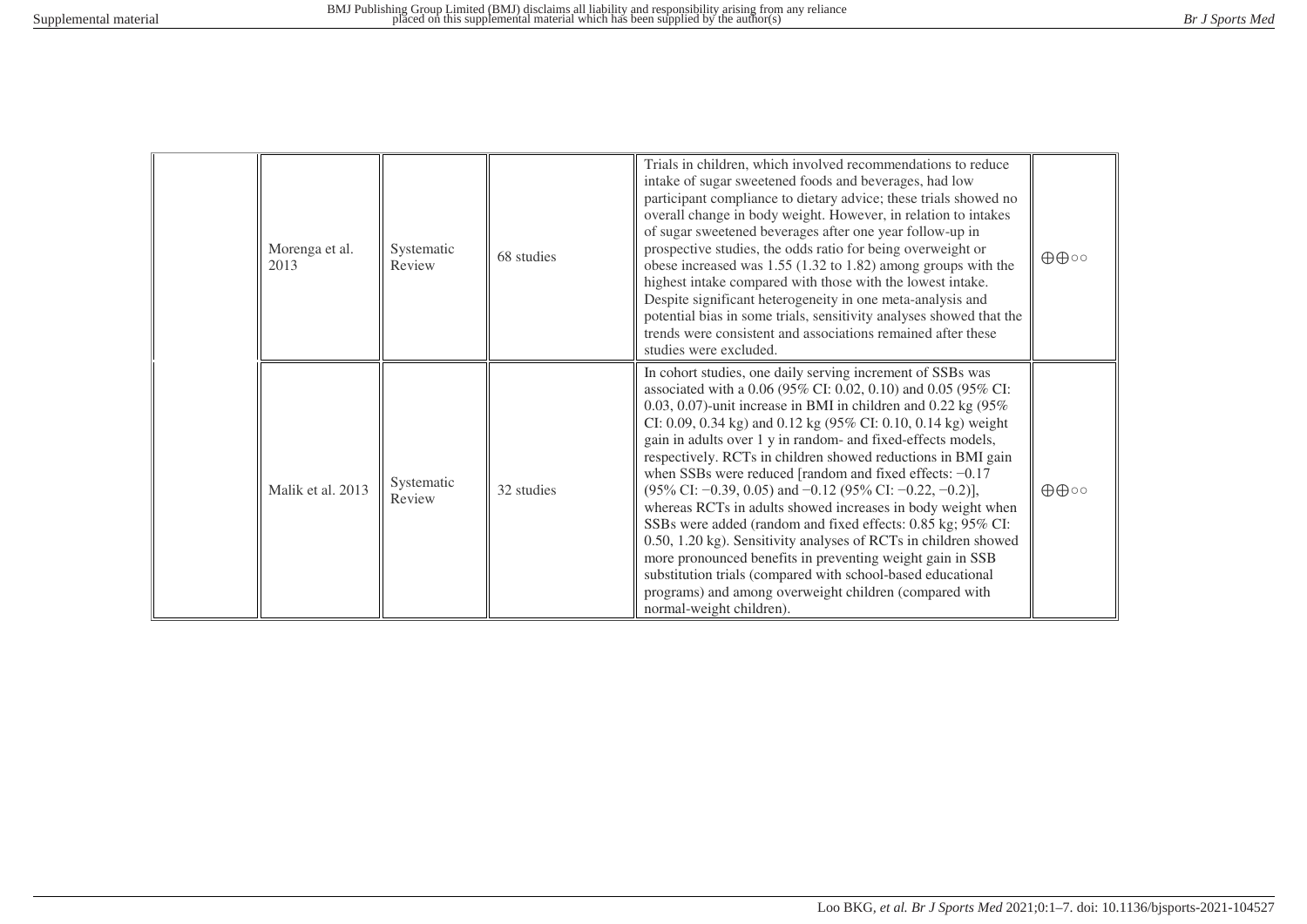| | | | | |
|---|---|---|---|---|
| | Morenga et al. 2013 | Systematic Review | 68 studies | Trials in children, which involved recommendations to reduce intake of sugar sweetened foods and beverages, had low participant compliance to dietary advice; these trials showed no overall change in body weight. However, in relation to intakes of sugar sweetened beverages after one year follow-up in prospective studies, the odds ratio for being overweight or obese increased was 1.55 (1.32 to 1.82) among groups with the highest intake compared with those with the lowest intake. Despite significant heterogeneity in one meta-analysis and potential bias in some trials, sensitivity analyses showed that the trends were consistent and associations remained after these studies were excluded. | ⊕⊕○○ |
| | Malik et al. 2013 | Systematic Review | 32 studies | In cohort studies, one daily serving increment of SSBs was associated with a 0.06 (95% CI: 0.02, 0.10) and 0.05 (95% CI: 0.03, 0.07)-unit increase in BMI in children and 0.22 kg (95% CI: 0.09, 0.34 kg) and 0.12 kg (95% CI: 0.10, 0.14 kg) weight gain in adults over 1 y in random- and fixed-effects models, respectively. RCTs in children showed reductions in BMI gain when SSBs were reduced [random and fixed effects: −0.17 (95% CI: −0.39, 0.05) and −0.12 (95% CI: −0.22, −0.2)], whereas RCTs in adults showed increases in body weight when SSBs were added (random and fixed effects: 0.85 kg; 95% CI: 0.50, 1.20 kg). Sensitivity analyses of RCTs in children showed more pronounced benefits in preventing weight gain in SSB substitution trials (compared with school-based educational programs) and among overweight children (compared with normal-weight children). | ⊕⊕○○ |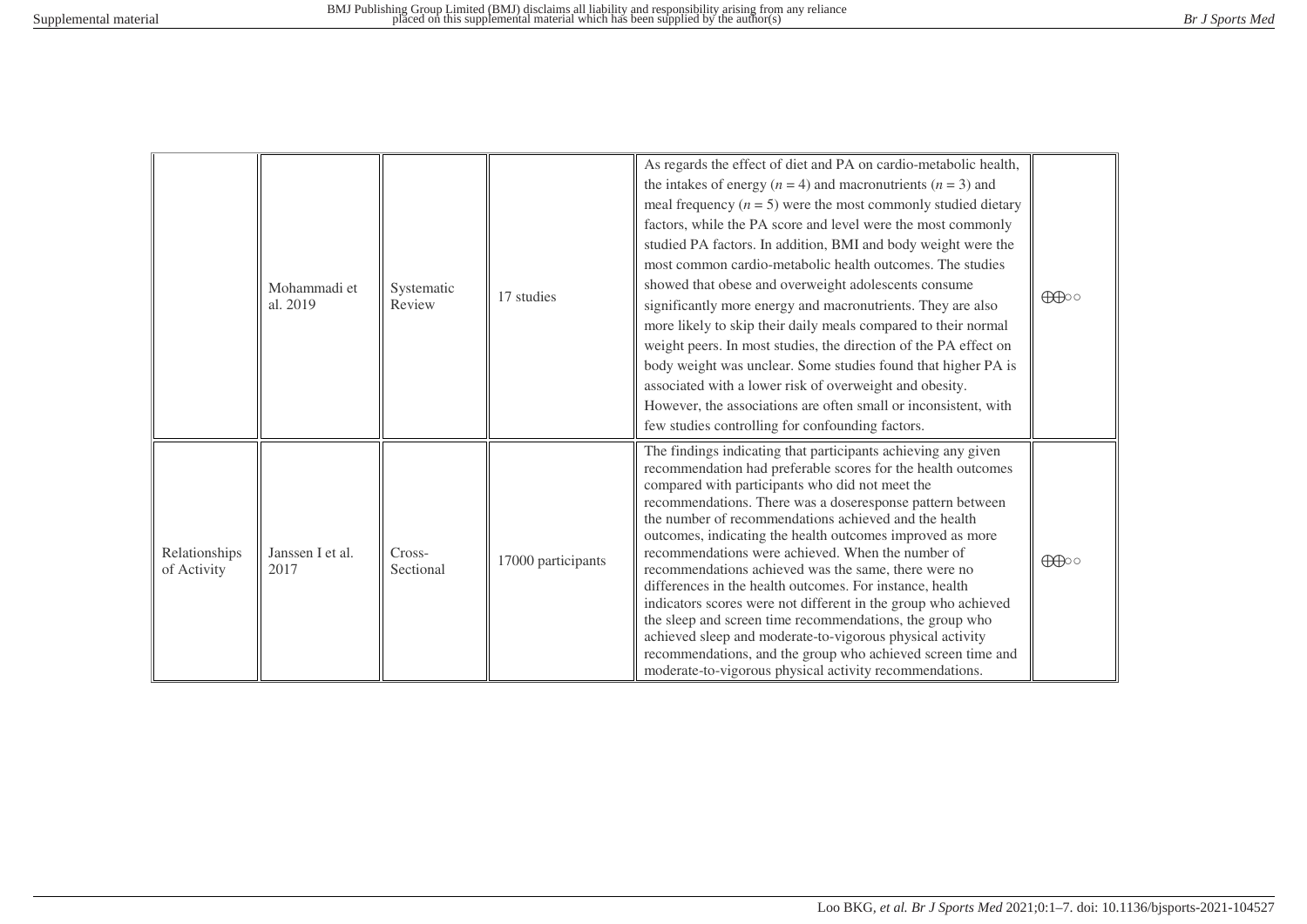| | | | | | |
|---|---|---|---|---|---|
| | Mohammadi et al. 2019 | Systematic Review | 17 studies | As regards the effect of diet and PA on cardio-metabolic health, the intakes of energy ($n$ = 4) and macronutrients ($n$ = 3) and meal frequency ($n$ = 5) were the most commonly studied dietary factors, while the PA score and level were the most commonly studied PA factors. In addition, BMI and body weight were the most common cardio-metabolic health outcomes. The studies showed that obese and overweight adolescents consume significantly more energy and macronutrients. They are also more likely to skip their daily meals compared to their normal weight peers. In most studies, the direction of the PA effect on body weight was unclear. Some studies found that higher PA is associated with a lower risk of overweight and obesity. However, the associations are often small or inconsistent, with few studies controlling for confounding factors. | ⊕⊕○○ |
| Relationships of Activity | Janssen I et al. 2017 | Cross-Sectional | 17000 participants | The findings indicating that participants achieving any given recommendation had preferable scores for the health outcomes compared with participants who did not meet the recommendations. There was a doseresponse pattern between the number of recommendations achieved and the health outcomes, indicating the health outcomes improved as more recommendations were achieved. When the number of recommendations achieved was the same, there were no differences in the health outcomes. For instance, health indicators scores were not different in the group who achieved the sleep and screen time recommendations, the group who achieved sleep and moderate-to-vigorous physical activity recommendations, and the group who achieved screen time and moderate-to-vigorous physical activity recommendations. | ⊕⊕○○ |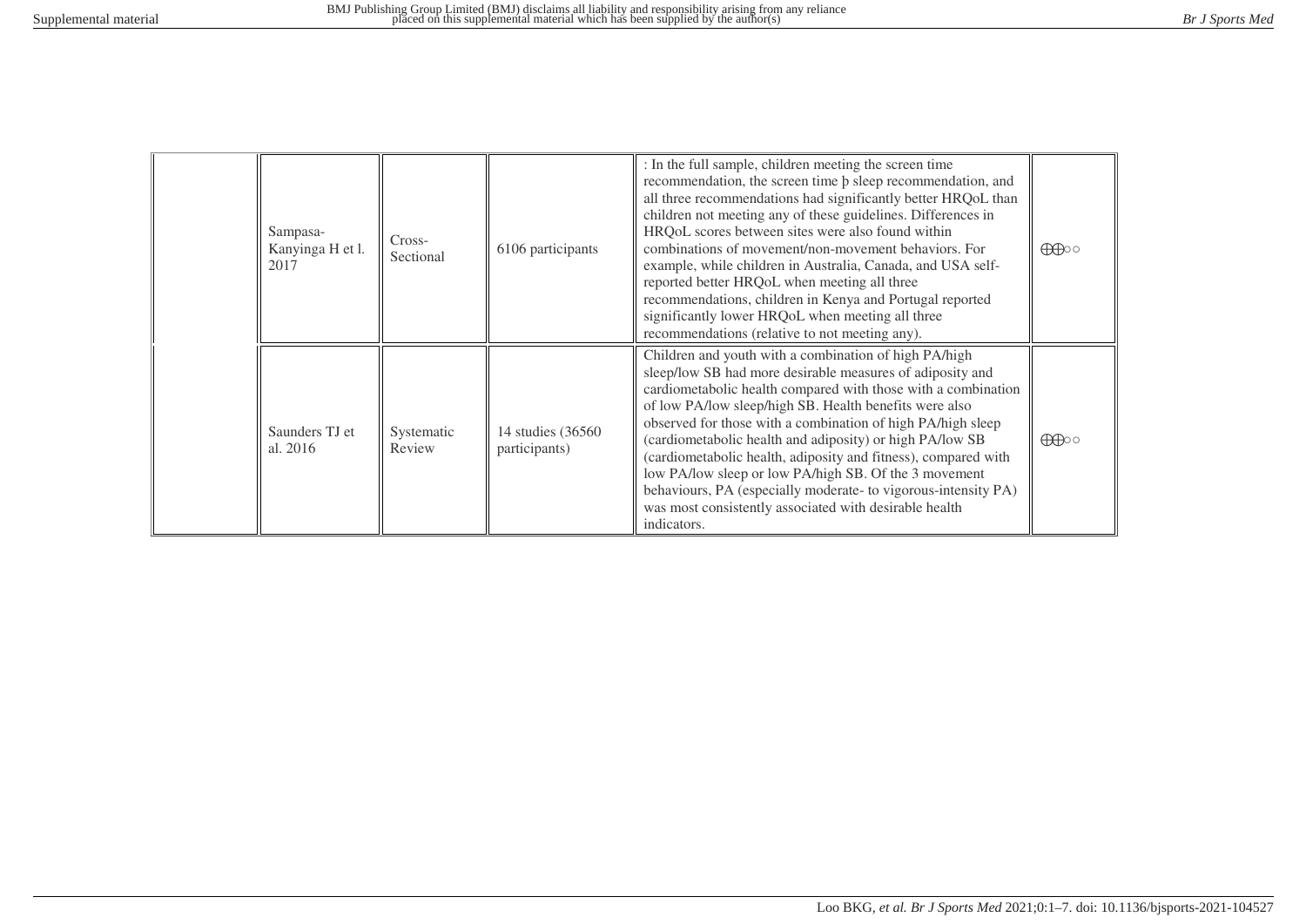| | | | | | |
|---|---|---|---|---|---|
| | Sampasa-Kanyinga H et l. 2017 | Cross-Sectional | 6106 participants | : In the full sample, children meeting the screen time recommendation, the screen time þ sleep recommendation, and all three recommendations had significantly better HRQoL than children not meeting any of these guidelines. Differences in HRQoL scores between sites were also found within combinations of movement/non-movement behaviors. For example, while children in Australia, Canada, and USA self-reported better HRQoL when meeting all three recommendations, children in Kenya and Portugal reported significantly lower HRQoL when meeting all three recommendations (relative to not meeting any). | ⊕⊕○○ |
| | Saunders TJ et al. 2016 | Systematic Review | 14 studies (36560 participants) | Children and youth with a combination of high PA/high sleep/low SB had more desirable measures of adiposity and cardiometabolic health compared with those with a combination of low PA/low sleep/high SB. Health benefits were also observed for those with a combination of high PA/high sleep (cardiometabolic health and adiposity) or high PA/low SB (cardiometabolic health, adiposity and fitness), compared with low PA/low sleep or low PA/high SB. Of the 3 movement behaviours, PA (especially moderate- to vigorous-intensity PA) was most consistently associated with desirable health indicators. | ⊕⊕○○ |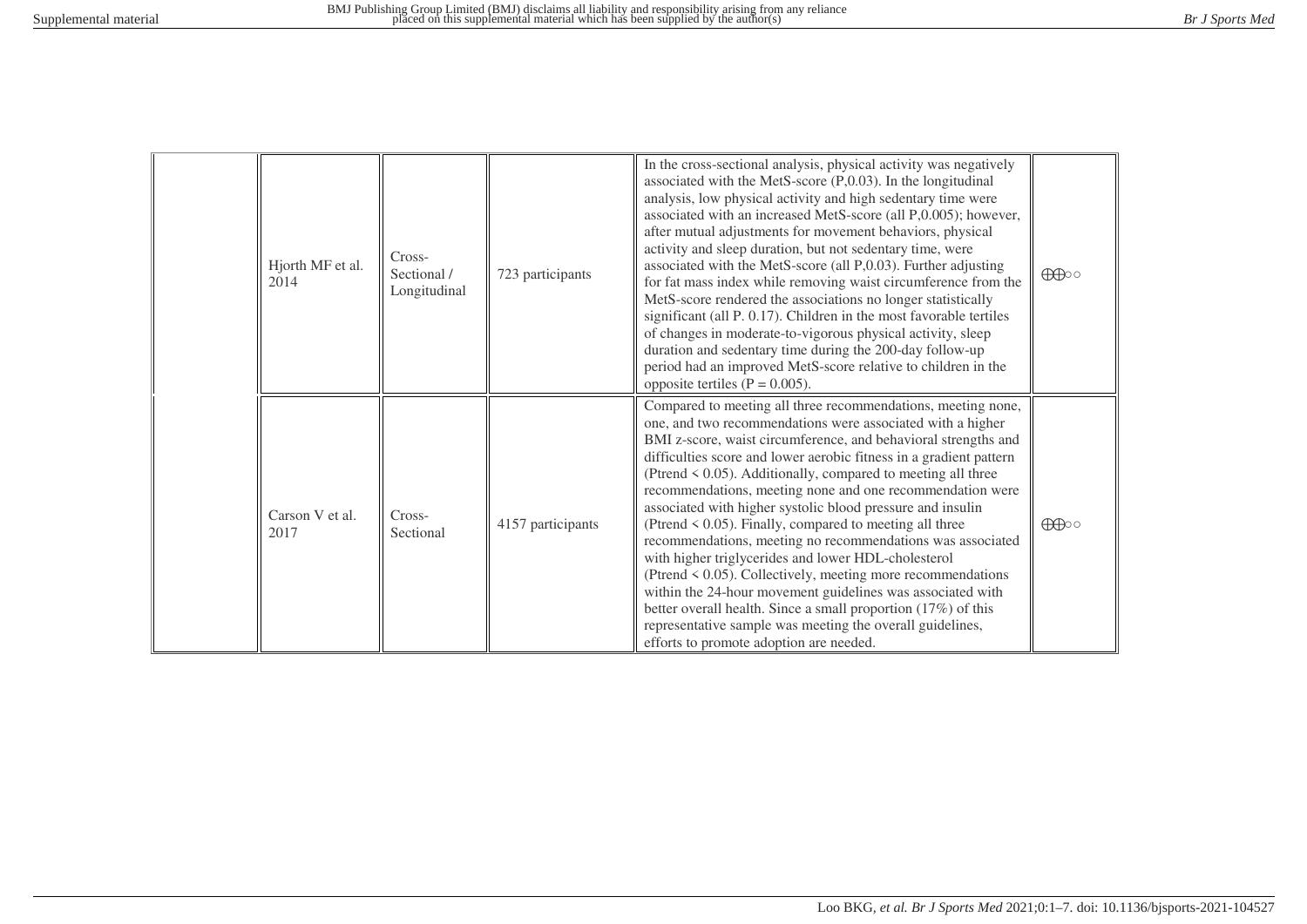|  |  |  |  |  |  |
|---|---|---|---|---|---|
|  | Hjorth MF et al. 2014 | Cross-Sectional / Longitudinal | 723 participants | In the cross-sectional analysis, physical activity was negatively associated with the MetS-score (P,0.03). In the longitudinal analysis, low physical activity and high sedentary time were associated with an increased MetS-score (all P,0.005); however, after mutual adjustments for movement behaviors, physical activity and sleep duration, but not sedentary time, were associated with the MetS-score (all P,0.03). Further adjusting for fat mass index while removing waist circumference from the MetS-score rendered the associations no longer statistically significant (all P. 0.17). Children in the most favorable tertiles of changes in moderate-to-vigorous physical activity, sleep duration and sedentary time during the 200-day follow-up period had an improved MetS-score relative to children in the opposite tertiles (P = 0.005). | ⊕⊕○○ |
|  | Carson V et al. 2017 | Cross-Sectional | 4157 participants | Compared to meeting all three recommendations, meeting none, one, and two recommendations were associated with a higher BMI z-score, waist circumference, and behavioral strengths and difficulties score and lower aerobic fitness in a gradient pattern (Ptrend < 0.05). Additionally, compared to meeting all three recommendations, meeting none and one recommendation were associated with higher systolic blood pressure and insulin (Ptrend < 0.05). Finally, compared to meeting all three recommendations, meeting no recommendations was associated with higher triglycerides and lower HDL-cholesterol (Ptrend < 0.05). Collectively, meeting more recommendations within the 24-hour movement guidelines was associated with better overall health. Since a small proportion (17%) of this representative sample was meeting the overall guidelines, efforts to promote adoption are needed. | ⊕⊕○○ |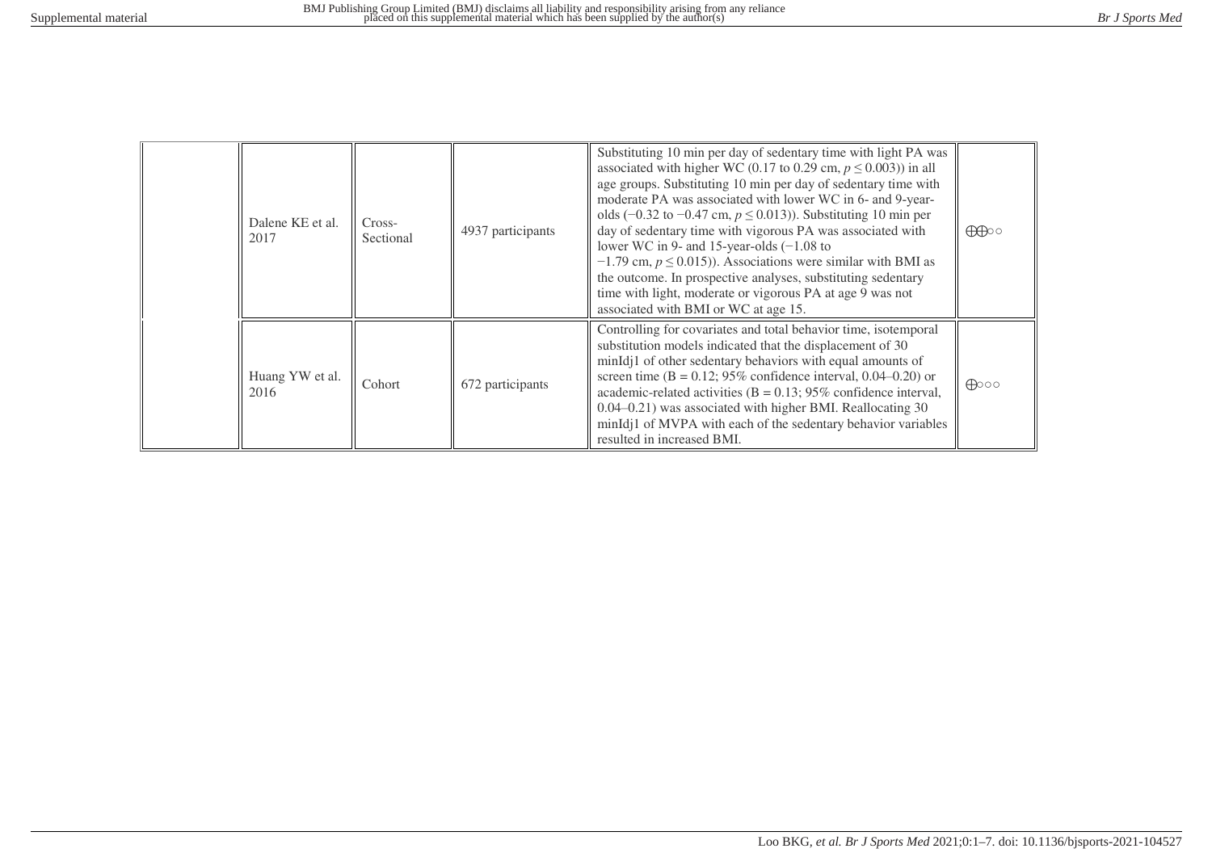|  |  |  |  |  |  |
|---|---|---|---|---|---|
|  | Dalene KE et al. 2017 | Cross-Sectional | 4937 participants | Substituting 10 min per day of sedentary time with light PA was associated with higher WC (0.17 to 0.29 cm, $p \leq 0.003$)) in all age groups. Substituting 10 min per day of sedentary time with moderate PA was associated with lower WC in 6- and 9-year-olds (−0.32 to −0.47 cm, $p \leq 0.013$)). Substituting 10 min per day of sedentary time with vigorous PA was associated with lower WC in 9- and 15-year-olds (−1.08 to −1.79 cm, $p \leq 0.015$)). Associations were similar with BMI as the outcome. In prospective analyses, substituting sedentary time with light, moderate or vigorous PA at age 9 was not associated with BMI or WC at age 15. | ⨁⨁○○ |
|  | Huang YW et al. 2016 | Cohort | 672 participants | Controlling for covariates and total behavior time, isotemporal substitution models indicated that the displacement of 30 minIdj1 of other sedentary behaviors with equal amounts of screen time (B = 0.12; 95% confidence interval, 0.04–0.20) or academic-related activities (B = 0.13; 95% confidence interval, 0.04–0.21) was associated with higher BMI. Reallocating 30 minIdj1 of MVPA with each of the sedentary behavior variables resulted in increased BMI. | ⨁○○○ |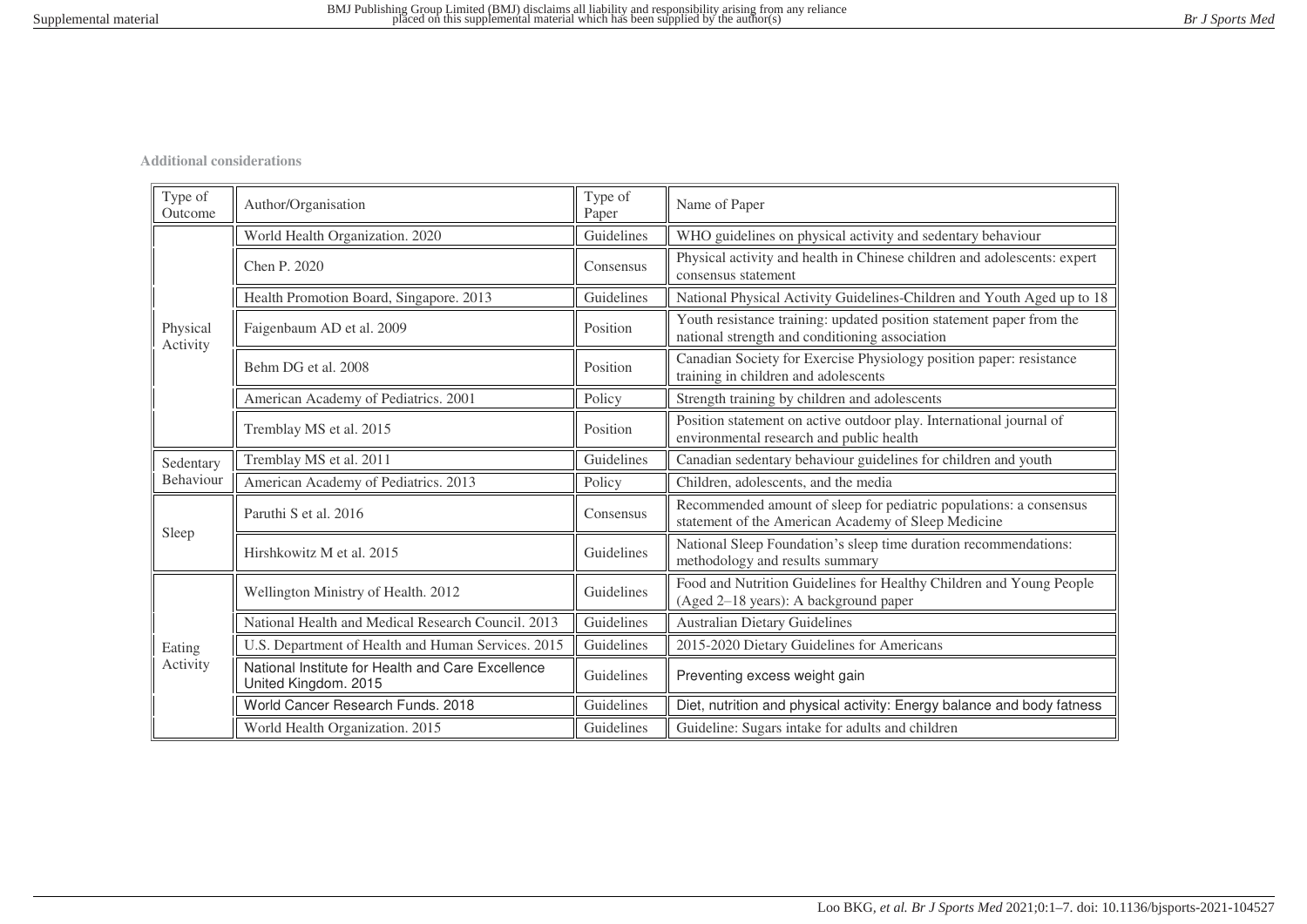**Additional considerations**

| Type of Outcome | Author/Organisation | Type of Paper | Name of Paper |
|---|---|---|---|
| Physical Activity | World Health Organization. 2020 | Guidelines | WHO guidelines on physical activity and sedentary behaviour |
| | Chen P. 2020 | Consensus | Physical activity and health in Chinese children and adolescents: expert consensus statement |
| | Health Promotion Board, Singapore. 2013 | Guidelines | National Physical Activity Guidelines-Children and Youth Aged up to 18 |
| | Faigenbaum AD et al. 2009 | Position | Youth resistance training: updated position statement paper from the national strength and conditioning association |
| | Behm DG et al. 2008 | Position | Canadian Society for Exercise Physiology position paper: resistance training in children and adolescents |
| | American Academy of Pediatrics. 2001 | Policy | Strength training by children and adolescents |
| | Tremblay MS et al. 2015 | Position | Position statement on active outdoor play. International journal of environmental research and public health |
| Sedentary Behaviour | Tremblay MS et al. 2011 | Guidelines | Canadian sedentary behaviour guidelines for children and youth |
| | American Academy of Pediatrics. 2013 | Policy | Children, adolescents, and the media |
| Sleep | Paruthi S et al. 2016 | Consensus | Recommended amount of sleep for pediatric populations: a consensus statement of the American Academy of Sleep Medicine |
| | Hirshkowitz M et al. 2015 | Guidelines | National Sleep Foundation's sleep time duration recommendations: methodology and results summary |
| Eating Activity | Wellington Ministry of Health. 2012 | Guidelines | Food and Nutrition Guidelines for Healthy Children and Young People (Aged 2–18 years): A background paper |
| | National Health and Medical Research Council. 2013 | Guidelines | Australian Dietary Guidelines |
| | U.S. Department of Health and Human Services. 2015 | Guidelines | 2015-2020 Dietary Guidelines for Americans |
| | National Institute for Health and Care Excellence United Kingdom. 2015 | Guidelines | Preventing excess weight gain |
| | World Cancer Research Funds. 2018 | Guidelines | Diet, nutrition and physical activity: Energy balance and body fatness |
| | World Health Organization. 2015 | Guidelines | Guideline: Sugars intake for adults and children |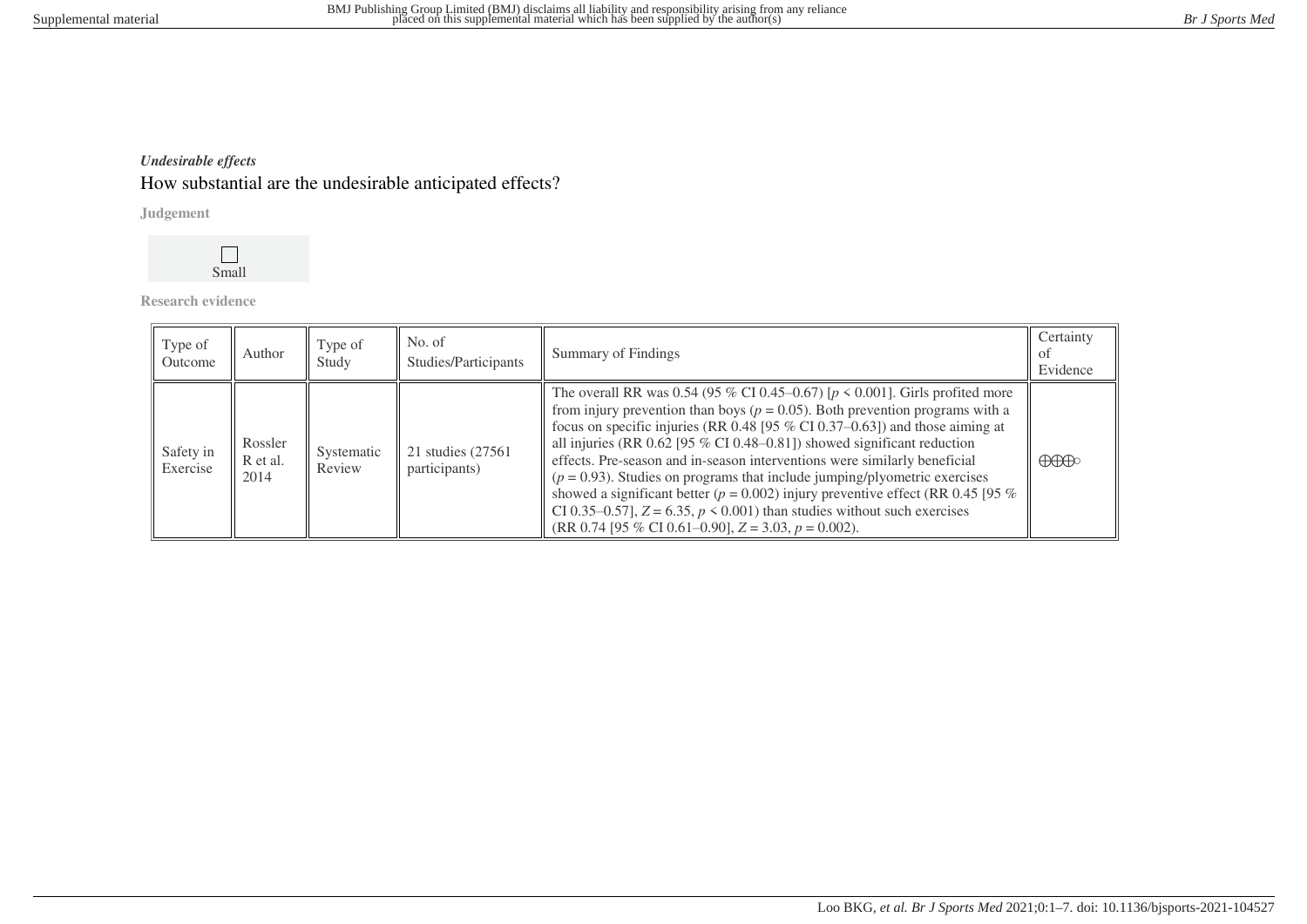*Undesirable effects*

## How substantial are the undesirable anticipated effects?

**Judgement**

☐ Small

**Research evidence**

| Type of Outcome | Author | Type of Study | No. of Studies/Participants | Summary of Findings | Certainty of Evidence |
|---|---|---|---|---|---|
| Safety in Exercise | Rossler R et al. 2014 | Systematic Review | 21 studies (27561 participants) | The overall RR was 0.54 (95 % CI 0.45–0.67) [$p < 0.001$]. Girls profited more from injury prevention than boys ($p = 0.05$). Both prevention programs with a focus on specific injuries (RR 0.48 [95 % CI 0.37–0.63]) and those aiming at all injuries (RR 0.62 [95 % CI 0.48–0.81]) showed significant reduction effects. Pre-season and in-season interventions were similarly beneficial ($p = 0.93$). Studies on programs that include jumping/plyometric exercises showed a significant better ($p = 0.002$) injury preventive effect (RR 0.45 [95 % CI 0.35–0.57], $Z = 6.35$, $p < 0.001$) than studies without such exercises (RR 0.74 [95 % CI 0.61–0.90], $Z = 3.03$, $p = 0.002$). | ⊕⊕⊕◯ |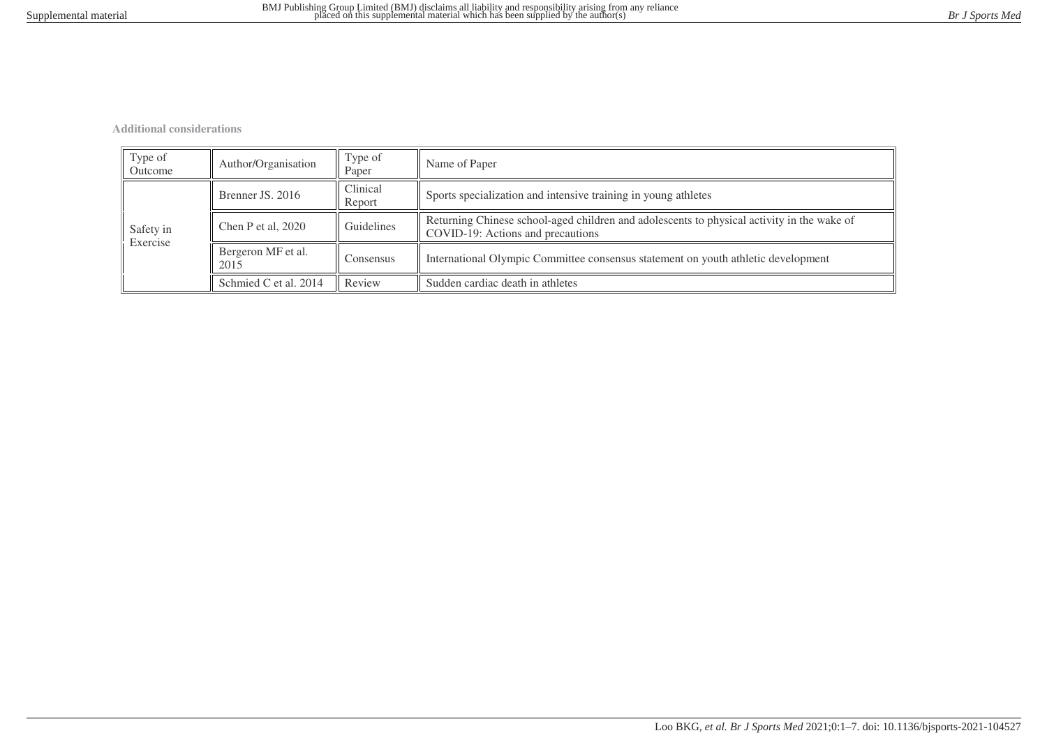**Additional considerations**

| Type of Outcome | Author/Organisation | Type of Paper | Name of Paper |
|---|---|---|---|
| Safety in Exercise | Brenner JS. 2016 | Clinical Report | Sports specialization and intensive training in young athletes |
| | Chen P et al, 2020 | Guidelines | Returning Chinese school-aged children and adolescents to physical activity in the wake of COVID-19: Actions and precautions |
| | Bergeron MF et al. 2015 | Consensus | International Olympic Committee consensus statement on youth athletic development |
| | Schmied C et al. 2014 | Review | Sudden cardiac death in athletes |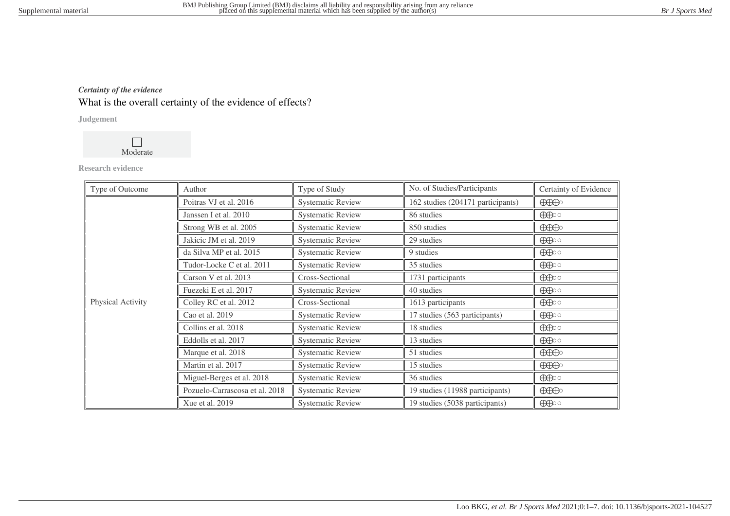***Certainty of the evidence***

What is the overall certainty of the evidence of effects?

**Judgement**

☐ Moderate

**Research evidence**

| Type of Outcome | Author | Type of Study | No. of Studies/Participants | Certainty of Evidence |
|---|---|---|---|---|
| Physical Activity | Poitras VJ et al. 2016 | Systematic Review | 162 studies (204171 participants) | ⊕⊕⊕○ |
| | Janssen I et al. 2010 | Systematic Review | 86 studies | ⊕⊕○○ |
| | Strong WB et al. 2005 | Systematic Review | 850 studies | ⊕⊕⊕○ |
| | Jakicic JM et al. 2019 | Systematic Review | 29 studies | ⊕⊕○○ |
| | da Silva MP et al. 2015 | Systematic Review | 9 studies | ⊕⊕○○ |
| | Tudor-Locke C et al. 2011 | Systematic Review | 35 studies | ⊕⊕○○ |
| | Carson V et al. 2013 | Cross-Sectional | 1731 participants | ⊕⊕○○ |
| | Fuezeki E et al. 2017 | Systematic Review | 40 studies | ⊕⊕○○ |
| | Colley RC et al. 2012 | Cross-Sectional | 1613 participants | ⊕⊕○○ |
| | Cao et al. 2019 | Systematic Review | 17 studies (563 participants) | ⊕⊕○○ |
| | Collins et al. 2018 | Systematic Review | 18 studies | ⊕⊕○○ |
| | Eddolls et al. 2017 | Systematic Review | 13 studies | ⊕⊕○○ |
| | Marque et al. 2018 | Systematic Review | 51 studies | ⊕⊕⊕○ |
| | Martin et al. 2017 | Systematic Review | 15 studies | ⊕⊕⊕○ |
| | Miguel-Berges et al. 2018 | Systematic Review | 36 studies | ⊕⊕○○ |
| | Pozuelo-Carrascosa et al. 2018 | Systematic Review | 19 studies (11988 participants) | ⊕⊕⊕○ |
| | Xue et al. 2019 | Systematic Review | 19 studies (5038 participants) | ⊕⊕○○ |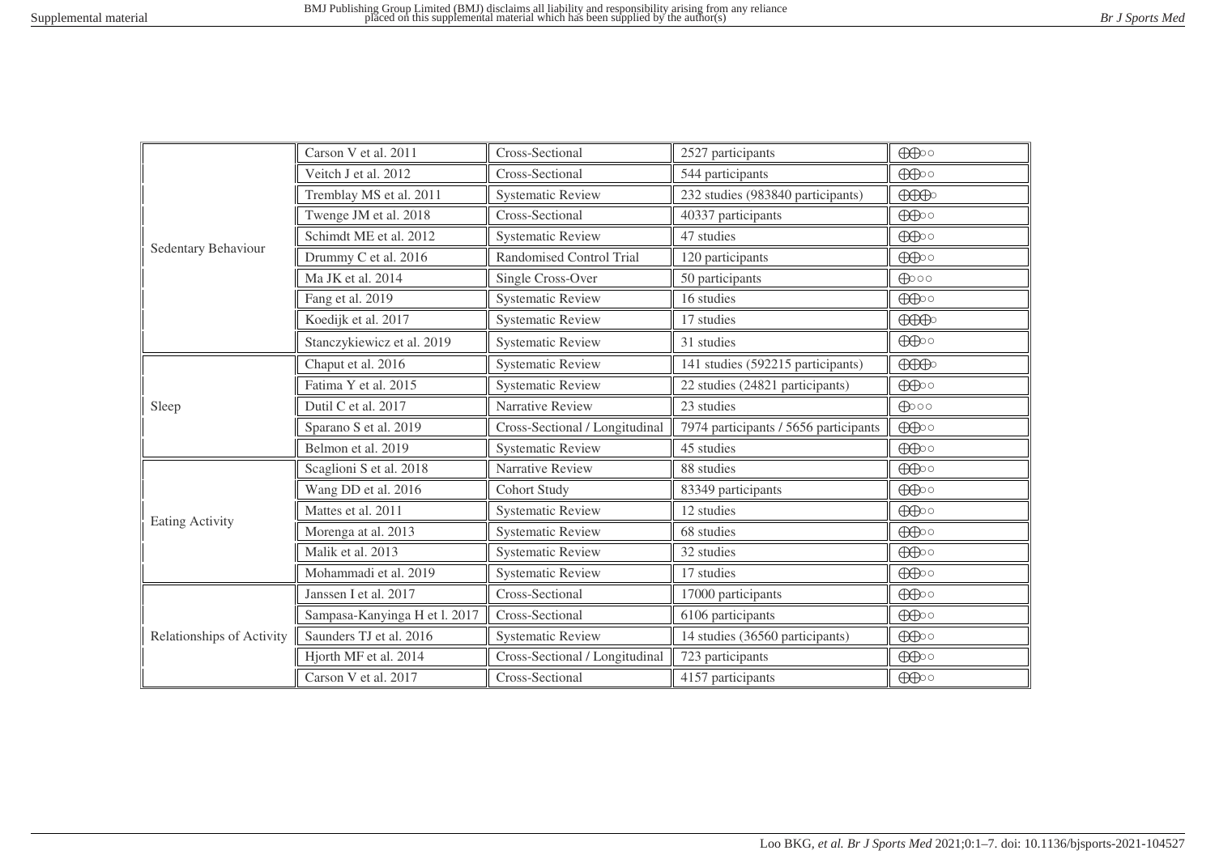| | | | | |
|---|---|---|---|---|
| Sedentary Behaviour | Carson V et al. 2011 | Cross-Sectional | 2527 participants | ⊕⊕○○ |
| | Veitch J et al. 2012 | Cross-Sectional | 544 participants | ⊕⊕○○ |
| | Tremblay MS et al. 2011 | Systematic Review | 232 studies (983840 participants) | ⊕⊕⊕○ |
| | Twenge JM et al. 2018 | Cross-Sectional | 40337 participants | ⊕⊕○○ |
| | Schimdt ME et al. 2012 | Systematic Review | 47 studies | ⊕⊕○○ |
| | Drummy C et al. 2016 | Randomised Control Trial | 120 participants | ⊕⊕○○ |
| | Ma JK et al. 2014 | Single Cross-Over | 50 participants | ⊕○○○ |
| | Fang et al. 2019 | Systematic Review | 16 studies | ⊕⊕○○ |
| | Koedijk et al. 2017 | Systematic Review | 17 studies | ⊕⊕⊕○ |
| | Stanczykiewicz et al. 2019 | Systematic Review | 31 studies | ⊕⊕○○ |
| Sleep | Chaput et al. 2016 | Systematic Review | 141 studies (592215 participants) | ⊕⊕⊕○ |
| | Fatima Y et al. 2015 | Systematic Review | 22 studies (24821 participants) | ⊕⊕○○ |
| | Dutil C et al. 2017 | Narrative Review | 23 studies | ⊕○○○ |
| | Sparano S et al. 2019 | Cross-Sectional / Longitudinal | 7974 participants / 5656 participants | ⊕⊕○○ |
| | Belmon et al. 2019 | Systematic Review | 45 studies | ⊕⊕○○ |
| Eating Activity | Scaglioni S et al. 2018 | Narrative Review | 88 studies | ⊕⊕○○ |
| | Wang DD et al. 2016 | Cohort Study | 83349 participants | ⊕⊕○○ |
| | Mattes et al. 2011 | Systematic Review | 12 studies | ⊕⊕○○ |
| | Morenga at al. 2013 | Systematic Review | 68 studies | ⊕⊕○○ |
| | Malik et al. 2013 | Systematic Review | 32 studies | ⊕⊕○○ |
| | Mohammadi et al. 2019 | Systematic Review | 17 studies | ⊕⊕○○ |
| Relationships of Activity | Janssen I et al. 2017 | Cross-Sectional | 17000 participants | ⊕⊕○○ |
| | Sampasa-Kanyinga H et l. 2017 | Cross-Sectional | 6106 participants | ⊕⊕○○ |
| | Saunders TJ et al. 2016 | Systematic Review | 14 studies (36560 participants) | ⊕⊕○○ |
| | Hjorth MF et al. 2014 | Cross-Sectional / Longitudinal | 723 participants | ⊕⊕○○ |
| | Carson V et al. 2017 | Cross-Sectional | 4157 participants | ⊕⊕○○ |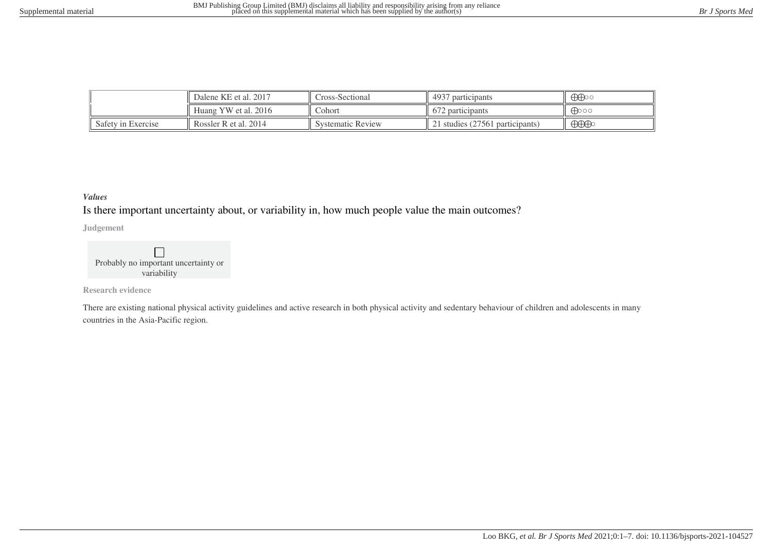|  |  |  |  |  |
|---|---|---|---|---|
|  | Dalene KE et al. 2017 | Cross-Sectional | 4937 participants | ⊕⊕○○ |
|  | Huang YW et al. 2016 | Cohort | 672 participants | ⊕○○○ |
| Safety in Exercise | Rossler R et al. 2014 | Systematic Review | 21 studies (27561 participants) | ⊕⊕⊕○ |

***Values***

Is there important uncertainty about, or variability in, how much people value the main outcomes?

**Judgement**

☐ Probably no important uncertainty or variability

**Research evidence**

There are existing national physical activity guidelines and active research in both physical activity and sedentary behaviour of children and adolescents in many countries in the Asia-Pacific region.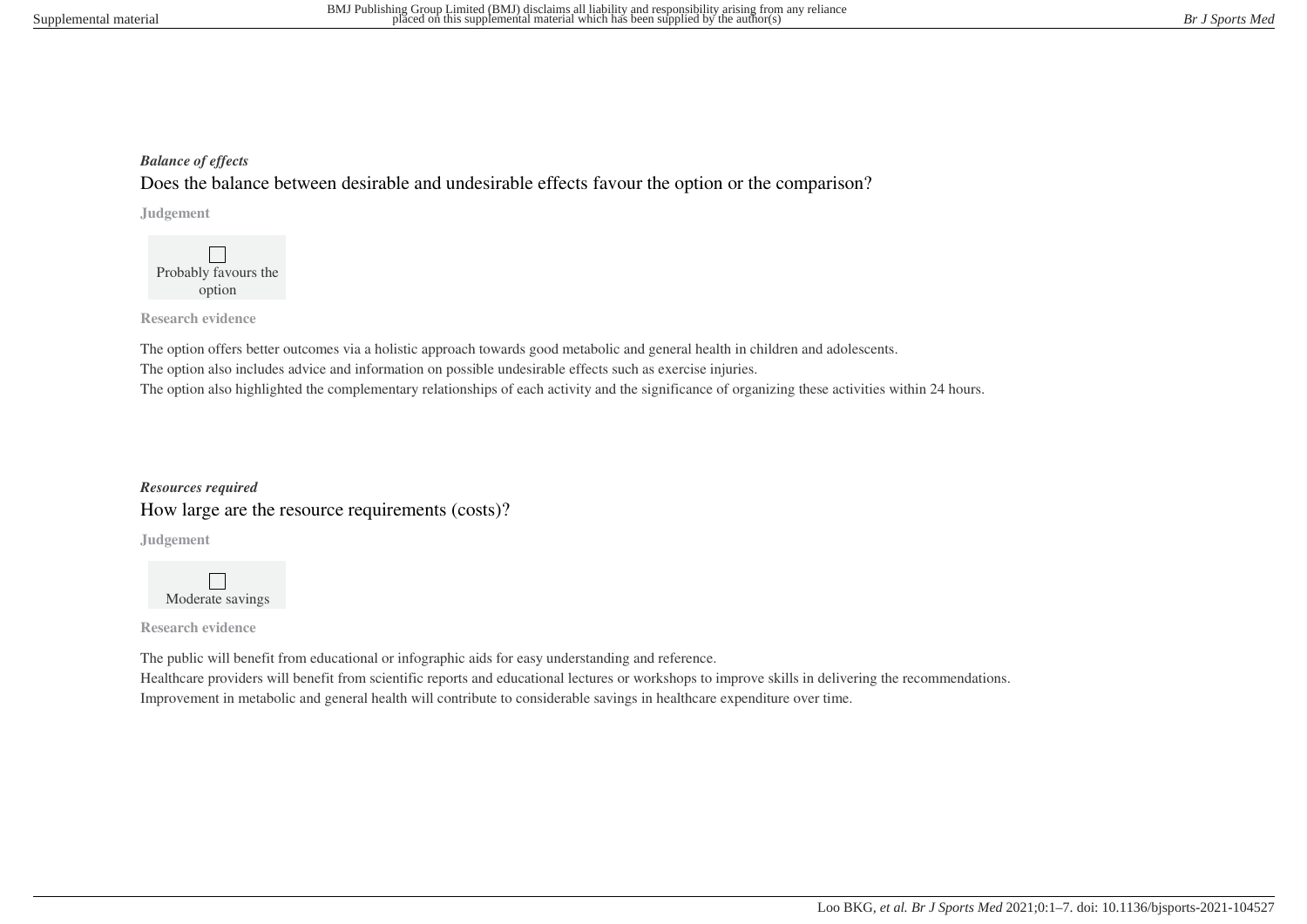***Balance of effects***

## Does the balance between desirable and undesirable effects favour the option or the comparison?

**Judgement**

☐ Probably favours the option

**Research evidence**

The option offers better outcomes via a holistic approach towards good metabolic and general health in children and adolescents.
The option also includes advice and information on possible undesirable effects such as exercise injuries.
The option also highlighted the complementary relationships of each activity and the significance of organizing these activities within 24 hours.

***Resources required***

## How large are the resource requirements (costs)?

**Judgement**

☐ Moderate savings

**Research evidence**

The public will benefit from educational or infographic aids for easy understanding and reference.
Healthcare providers will benefit from scientific reports and educational lectures or workshops to improve skills in delivering the recommendations.
Improvement in metabolic and general health will contribute to considerable savings in healthcare expenditure over time.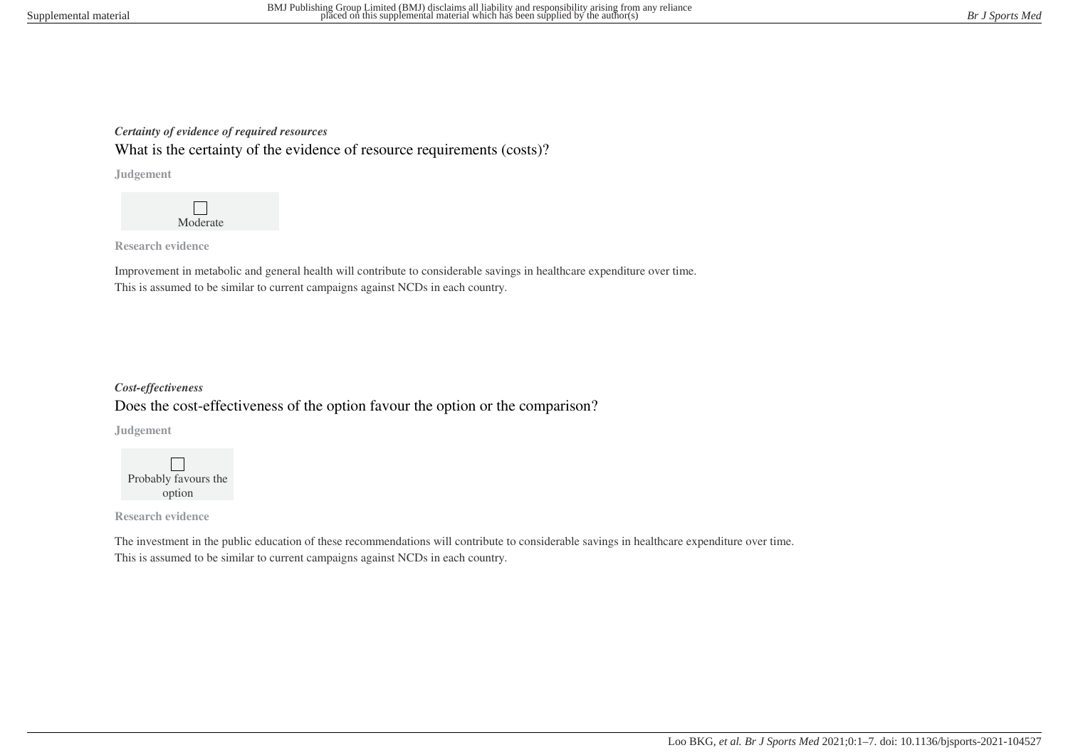*Certainty of evidence of required resources*

## What is the certainty of the evidence of resource requirements (costs)?

**Judgement**

☐ Moderate

**Research evidence**

Improvement in metabolic and general health will contribute to considerable savings in healthcare expenditure over time.
This is assumed to be similar to current campaigns against NCDs in each country.

*Cost-effectiveness*

## Does the cost-effectiveness of the option favour the option or the comparison?

**Judgement**

☐ Probably favours the option

**Research evidence**

The investment in the public education of these recommendations will contribute to considerable savings in healthcare expenditure over time.
This is assumed to be similar to current campaigns against NCDs in each country.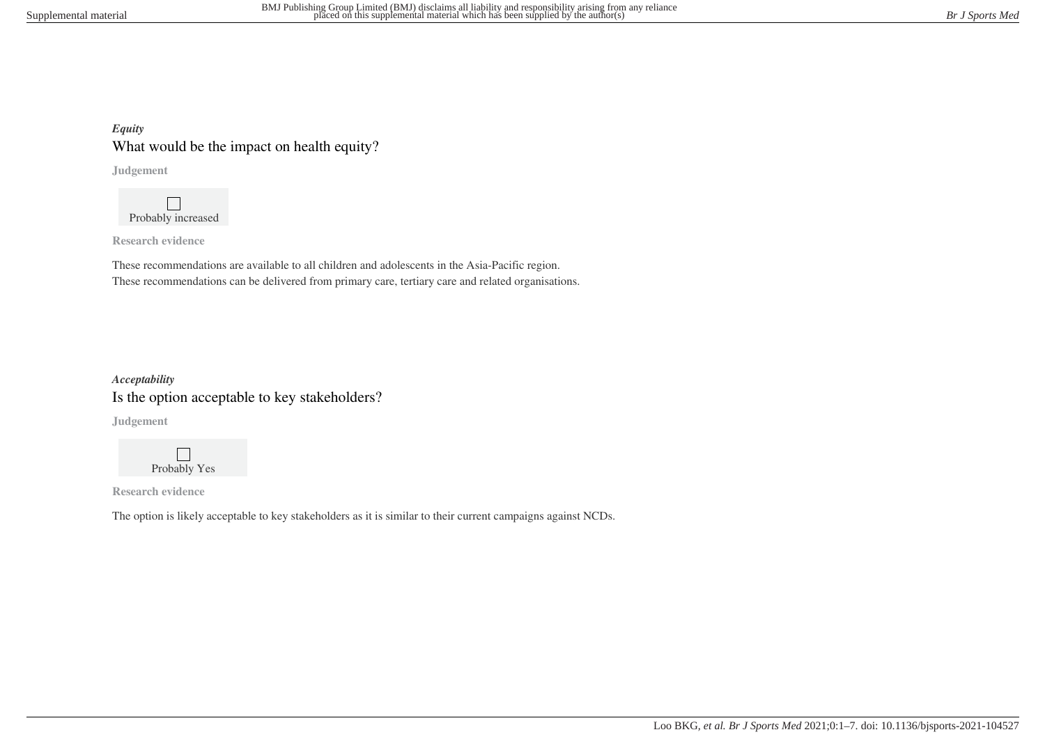*Equity*

## What would be the impact on health equity?

**Judgement**

☐ Probably increased

**Research evidence**

These recommendations are available to all children and adolescents in the Asia-Pacific region.
These recommendations can be delivered from primary care, tertiary care and related organisations.

*Acceptability*

## Is the option acceptable to key stakeholders?

**Judgement**

☐ Probably Yes

**Research evidence**

The option is likely acceptable to key stakeholders as it is similar to their current campaigns against NCDs.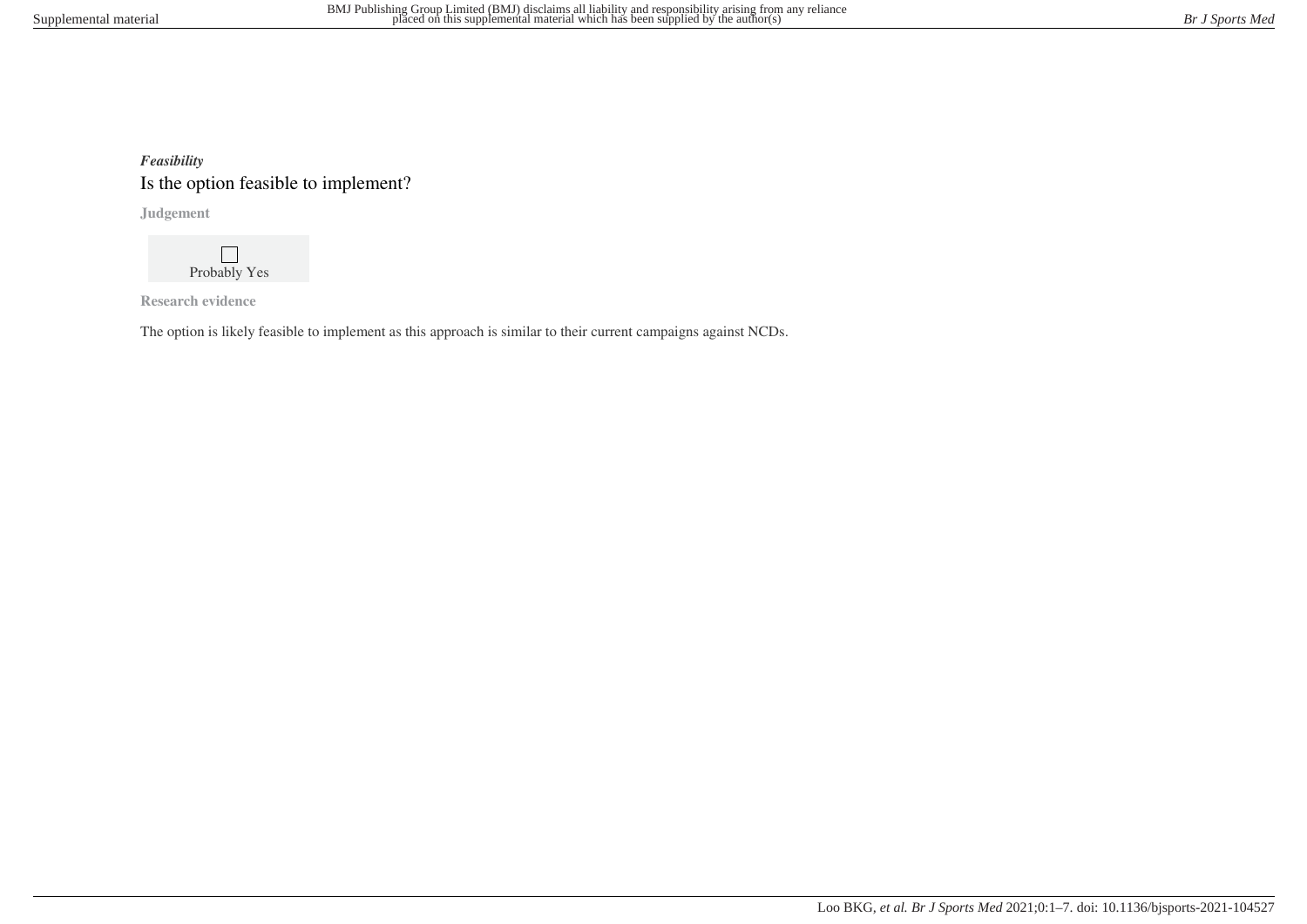***Feasibility***

## Is the option feasible to implement?

**Judgement**

| ☐ Probably Yes |
| --- |

**Research evidence**

The option is likely feasible to implement as this approach is similar to their current campaigns against NCDs.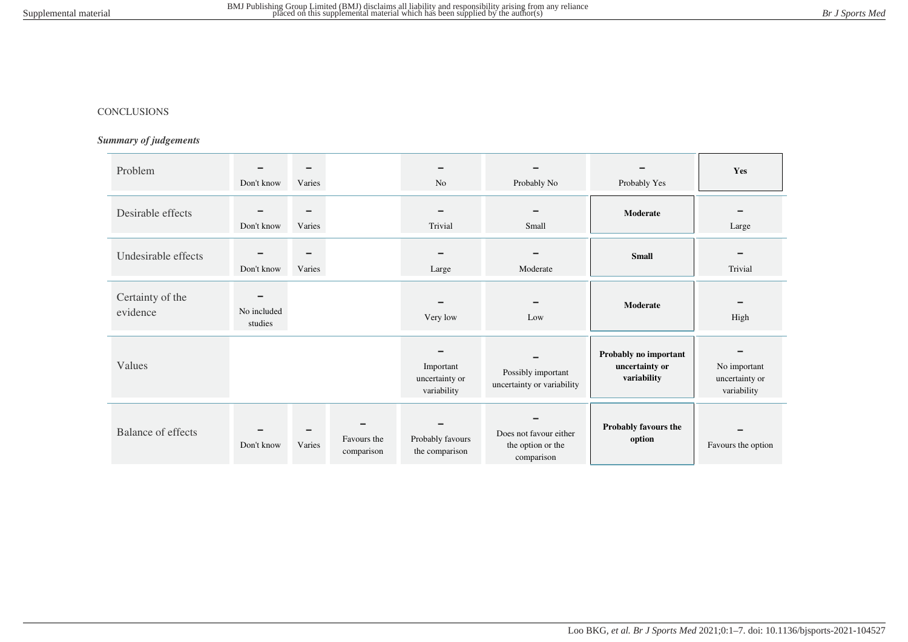CONCLUSIONS

***Summary of judgements***

| | | | | | | | |
|---|---|---|---|---|---|---|---|
| Problem | Don't know | Varies | | No | Probably No | Probably Yes | **Yes** |
| Desirable effects | Don't know | Varies | | Trivial | Small | **Moderate** | Large |
| Undesirable effects | Don't know | Varies | | Large | Moderate | **Small** | Trivial |
| Certainty of the evidence | No included studies | | | Very low | Low | **Moderate** | High |
| Values | | | | Important uncertainty or variability | Possibly important uncertainty or variability | **Probably no important uncertainty or variability** | No important uncertainty or variability |
| Balance of effects | Don't know | Varies | Favours the comparison | Probably favours the comparison | Does not favour either the option or the comparison | **Probably favours the option** | Favours the option |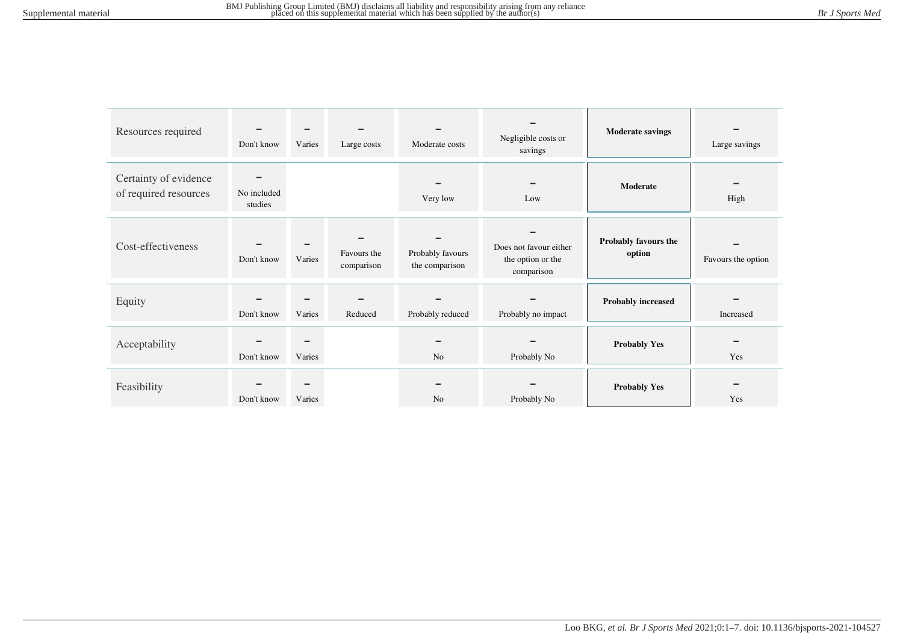| | | | | | | | |
|---|---|---|---|---|---|---|---|
| Resources required | Don't know | Varies | Large costs | Moderate costs | Negligible costs or savings | **Moderate savings** | Large savings |
| Certainty of evidence of required resources | No included studies | | | Very low | Low | **Moderate** | High |
| Cost-effectiveness | Don't know | Varies | Favours the comparison | Probably favours the comparison | Does not favour either the option or the comparison | **Probably favours the option** | Favours the option |
| Equity | Don't know | Varies | Reduced | Probably reduced | Probably no impact | **Probably increased** | Increased |
| Acceptability | Don't know | Varies | | No | Probably No | **Probably Yes** | Yes |
| Feasibility | Don't know | Varies | | No | Probably No | **Probably Yes** | Yes |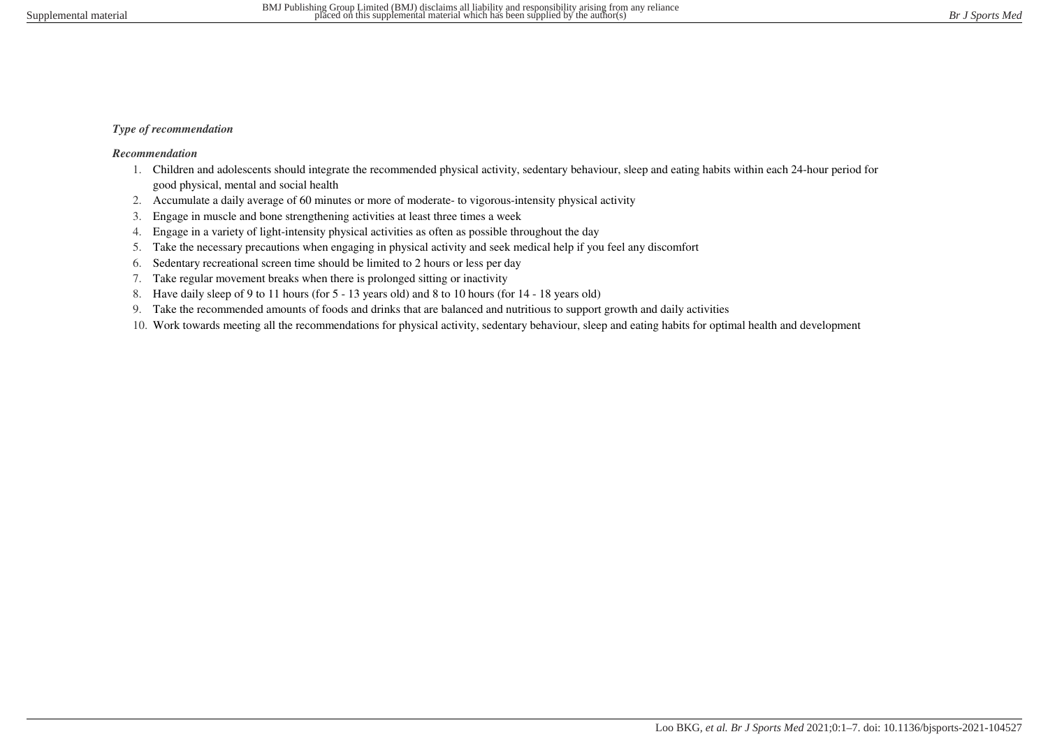***Type of recommendation***

***Recommendation***

1. Children and adolescents should integrate the recommended physical activity, sedentary behaviour, sleep and eating habits within each 24-hour period for good physical, mental and social health
2. Accumulate a daily average of 60 minutes or more of moderate- to vigorous-intensity physical activity
3. Engage in muscle and bone strengthening activities at least three times a week
4. Engage in a variety of light-intensity physical activities as often as possible throughout the day
5. Take the necessary precautions when engaging in physical activity and seek medical help if you feel any discomfort
6. Sedentary recreational screen time should be limited to 2 hours or less per day
7. Take regular movement breaks when there is prolonged sitting or inactivity
8. Have daily sleep of 9 to 11 hours (for 5 - 13 years old) and 8 to 10 hours (for 14 - 18 years old)
9. Take the recommended amounts of foods and drinks that are balanced and nutritious to support growth and daily activities
10. Work towards meeting all the recommendations for physical activity, sedentary behaviour, sleep and eating habits for optimal health and development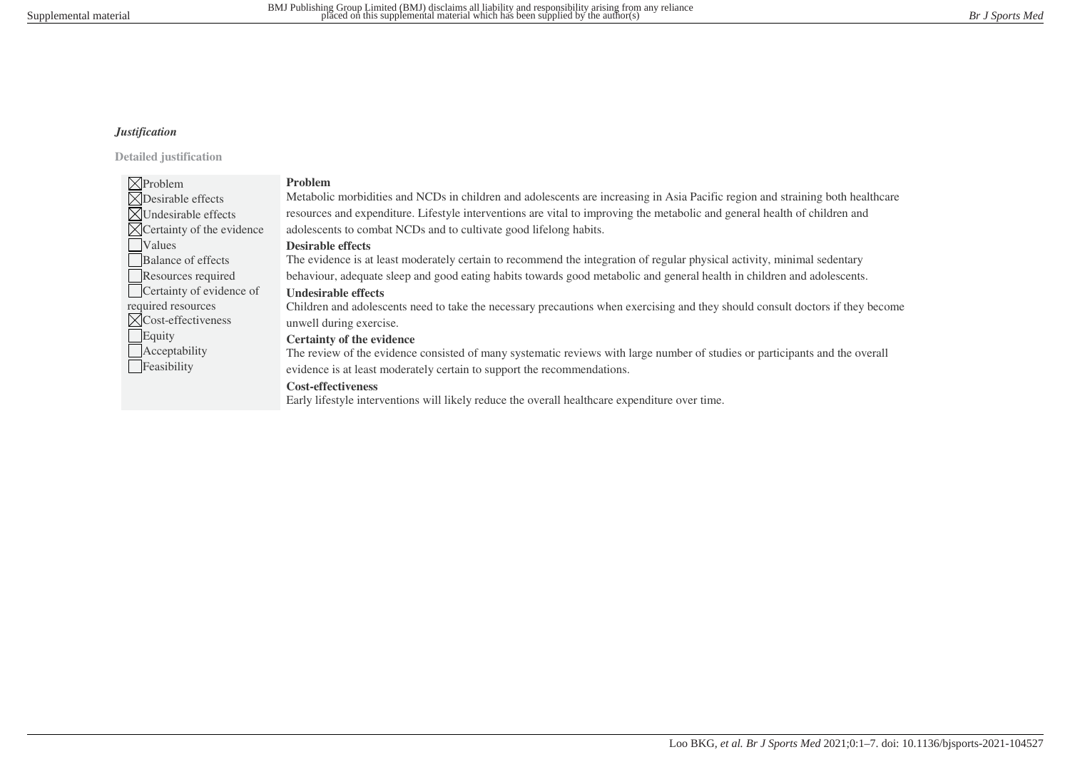***Justification***

**Detailed justification**

| | |
|---|---|
| ☒ Problem<br>☒ Desirable effects<br>☒ Undesirable effects<br>☒ Certainty of the evidence<br>☐ Values<br>☐ Balance of effects<br>☐ Resources required<br>☐ Certainty of evidence of required resources<br>☒ Cost-effectiveness<br>☐ Equity<br>☐ Acceptability<br>☐ Feasibility | **Problem**<br>Metabolic morbidities and NCDs in children and adolescents are increasing in Asia Pacific region and straining both healthcare resources and expenditure. Lifestyle interventions are vital to improving the metabolic and general health of children and adolescents to combat NCDs and to cultivate good lifelong habits.<br>**Desirable effects**<br>The evidence is at least moderately certain to recommend the integration of regular physical activity, minimal sedentary behaviour, adequate sleep and good eating habits towards good metabolic and general health in children and adolescents.<br>**Undesirable effects**<br>Children and adolescents need to take the necessary precautions when exercising and they should consult doctors if they become unwell during exercise.<br>**Certainty of the evidence**<br>The review of the evidence consisted of many systematic reviews with large number of studies or participants and the overall evidence is at least moderately certain to support the recommendations.<br>**Cost-effectiveness**<br>Early lifestyle interventions will likely reduce the overall healthcare expenditure over time. |